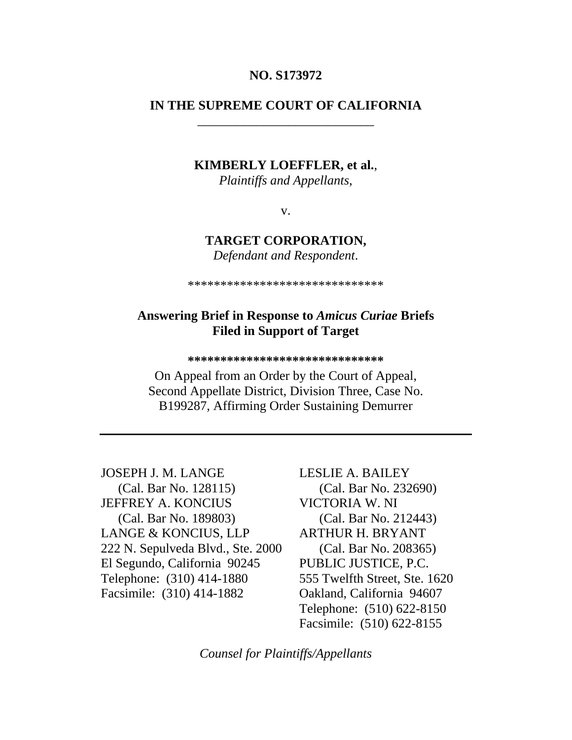**NO. S173972**

**IN THE SUPREME COURT OF CALIFORNIA**

---

**KIMBERLY LOEFFLER, et al.**,
*Plaintiffs and Appellants,*

v.

**TARGET CORPORATION,**
*Defendant and Respondent*.

******************************

**Answering Brief in Response to *Amicus Curiae* Briefs Filed in Support of Target**

**\*****************************

On Appeal from an Order by the Court of Appeal, Second Appellate District, Division Three, Case No. B199287, Affirming Order Sustaining Demurrer

---

JOSEPH J. M. LANGE
(Cal. Bar No. 128115)
JEFFREY A. KONCIUS
(Cal. Bar No. 189803)
LANGE & KONCIUS, LLP
222 N. Sepulveda Blvd., Ste. 2000
El Segundo, California 90245
Telephone: (310) 414-1880
Facsimile: (310) 414-1882

LESLIE A. BAILEY
(Cal. Bar No. 232690)
VICTORIA W. NI
(Cal. Bar No. 212443)
ARTHUR H. BRYANT
(Cal. Bar No. 208365)
PUBLIC JUSTICE, P.C.
555 Twelfth Street, Ste. 1620
Oakland, California 94607
Telephone: (510) 622-8150
Facsimile: (510) 622-8155

*Counsel for Plaintiffs/Appellants*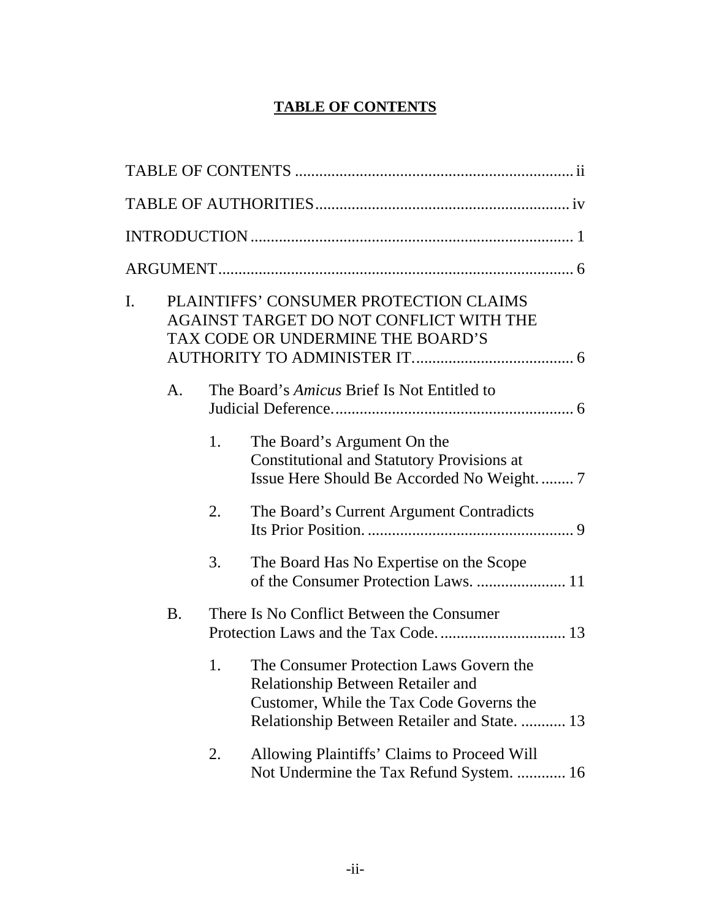## TABLE OF CONTENTS

TABLE OF CONTENTS .................................................................... ii

TABLE OF AUTHORITIES .............................................................. iv

INTRODUCTION ............................................................................... 1

ARGUMENT ........................................................................................ 6

I. PLAINTIFFS' CONSUMER PROTECTION CLAIMS AGAINST TARGET DO NOT CONFLICT WITH THE TAX CODE OR UNDERMINE THE BOARD'S AUTHORITY TO ADMINISTER IT. ...................................... 6

   A. The Board's *Amicus* Brief Is Not Entitled to Judicial Deference. .......................................................... 6

      1. The Board's Argument On the Constitutional and Statutory Provisions at Issue Here Should Be Accorded No Weight. ........ 7

      2. The Board's Current Argument Contradicts Its Prior Position. .................................................. 9

      3. The Board Has No Expertise on the Scope of the Consumer Protection Laws. ...................... 11

   B. There Is No Conflict Between the Consumer Protection Laws and the Tax Code. .............................. 13

      1. The Consumer Protection Laws Govern the Relationship Between Retailer and Customer, While the Tax Code Governs the Relationship Between Retailer and State. ........... 13

      2. Allowing Plaintiffs' Claims to Proceed Will Not Undermine the Tax Refund System. ............ 16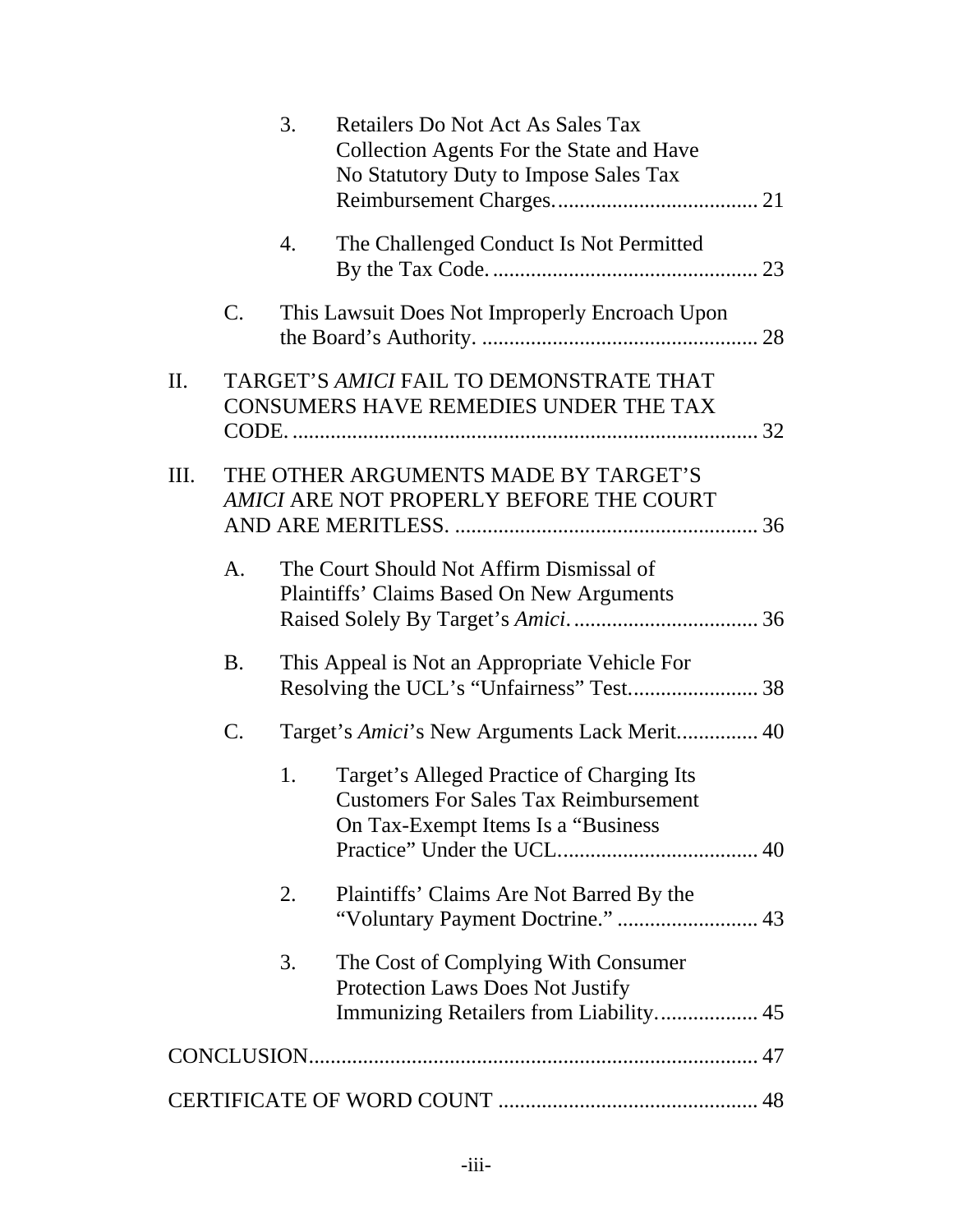3. Retailers Do Not Act As Sales Tax Collection Agents For the State and Have No Statutory Duty to Impose Sales Tax Reimbursement Charges..................................... 21

4. The Challenged Conduct Is Not Permitted By the Tax Code. ................................................ 23

C. This Lawsuit Does Not Improperly Encroach Upon the Board's Authority. .................................................. 28

II. TARGET'S *AMICI* FAIL TO DEMONSTRATE THAT CONSUMERS HAVE REMEDIES UNDER THE TAX CODE. ..................................................................................... 32

III. THE OTHER ARGUMENTS MADE BY TARGET'S *AMICI* ARE NOT PROPERLY BEFORE THE COURT AND ARE MERITLESS. ....................................................... 36

A. The Court Should Not Affirm Dismissal of Plaintiffs' Claims Based On New Arguments Raised Solely By Target's *Amici*. ................................. 36

B. This Appeal is Not an Appropriate Vehicle For Resolving the UCL's "Unfairness" Test....................... 38

C. Target's *Amici*'s New Arguments Lack Merit.............. 40

1. Target's Alleged Practice of Charging Its Customers For Sales Tax Reimbursement On Tax-Exempt Items Is a "Business Practice" Under the UCL.................................... 40

2. Plaintiffs' Claims Are Not Barred By the "Voluntary Payment Doctrine." ......................... 43

3. The Cost of Complying With Consumer Protection Laws Does Not Justify Immunizing Retailers from Liability.................. 45

CONCLUSION................................................................................. 47

CERTIFICATE OF WORD COUNT ............................................... 48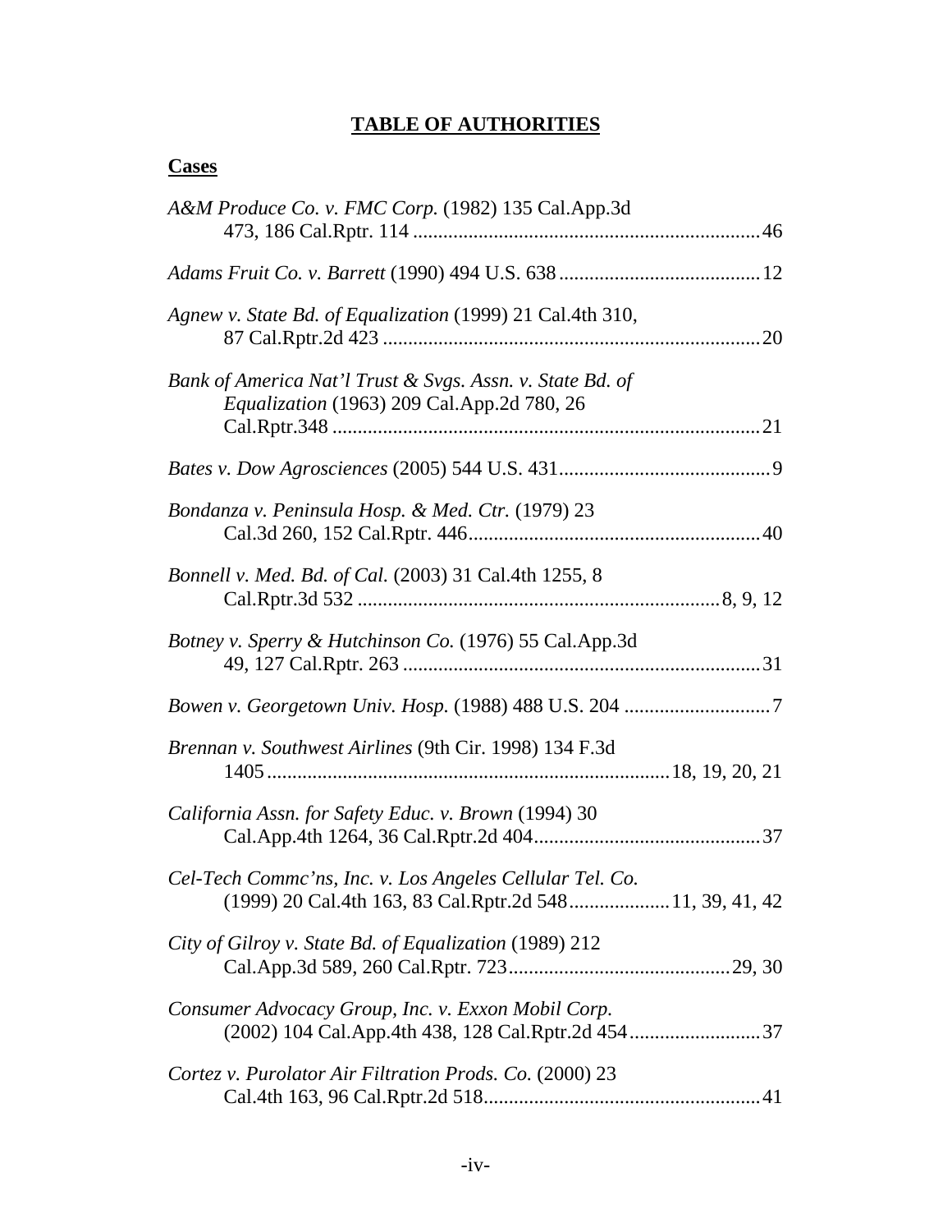## TABLE OF AUTHORITIES

### Cases

*A&M Produce Co. v. FMC Corp.* (1982) 135 Cal.App.3d 473, 186 Cal.Rptr. 114 .......... 46

*Adams Fruit Co. v. Barrett* (1990) 494 U.S. 638 .......... 12

*Agnew v. State Bd. of Equalization* (1999) 21 Cal.4th 310, 87 Cal.Rptr.2d 423 .......... 20

*Bank of America Nat'l Trust & Svgs. Assn. v. State Bd. of Equalization* (1963) 209 Cal.App.2d 780, 26 Cal.Rptr.348 .......... 21

*Bates v. Dow Agrosciences* (2005) 544 U.S. 431 .......... 9

*Bondanza v. Peninsula Hosp. & Med. Ctr.* (1979) 23 Cal.3d 260, 152 Cal.Rptr. 446 .......... 40

*Bonnell v. Med. Bd. of Cal.* (2003) 31 Cal.4th 1255, 8 Cal.Rptr.3d 532 .......... 8, 9, 12

*Botney v. Sperry & Hutchinson Co.* (1976) 55 Cal.App.3d 49, 127 Cal.Rptr. 263 .......... 31

*Bowen v. Georgetown Univ. Hosp.* (1988) 488 U.S. 204 .......... 7

*Brennan v. Southwest Airlines* (9th Cir. 1998) 134 F.3d 1405 .......... 18, 19, 20, 21

*California Assn. for Safety Educ. v. Brown* (1994) 30 Cal.App.4th 1264, 36 Cal.Rptr.2d 404 .......... 37

*Cel-Tech Commc'ns, Inc. v. Los Angeles Cellular Tel. Co.* (1999) 20 Cal.4th 163, 83 Cal.Rptr.2d 548 .......... 11, 39, 41, 42

*City of Gilroy v. State Bd. of Equalization* (1989) 212 Cal.App.3d 589, 260 Cal.Rptr. 723 .......... 29, 30

*Consumer Advocacy Group, Inc. v. Exxon Mobil Corp.* (2002) 104 Cal.App.4th 438, 128 Cal.Rptr.2d 454 .......... 37

*Cortez v. Purolator Air Filtration Prods. Co.* (2000) 23 Cal.4th 163, 96 Cal.Rptr.2d 518 .......... 41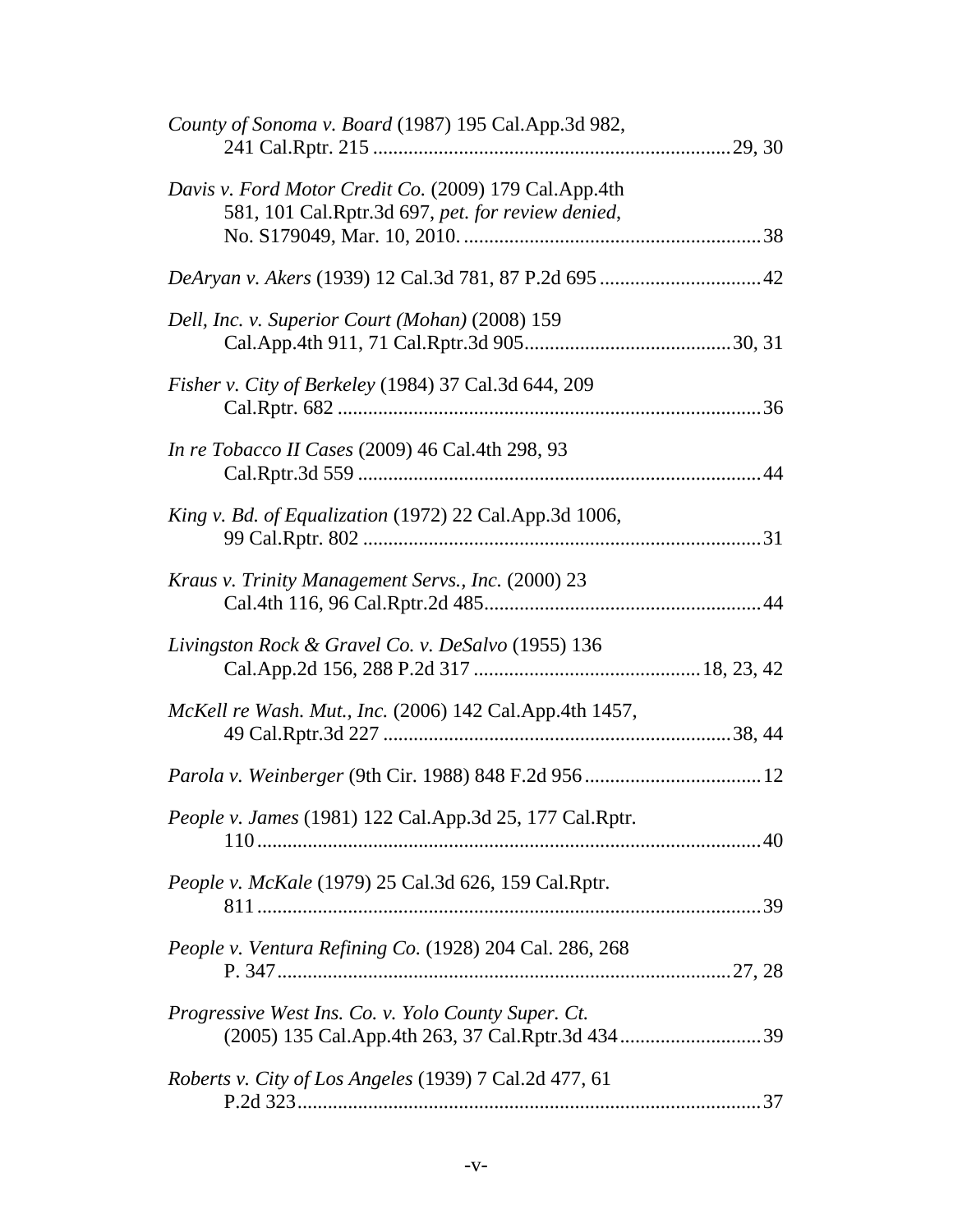*County of Sonoma v. Board* (1987) 195 Cal.App.3d 982, 241 Cal.Rptr. 215 ....................................................................... 29, 30

*Davis v. Ford Motor Credit Co.* (2009) 179 Cal.App.4th 581, 101 Cal.Rptr.3d 697, *pet. for review denied*, No. S179049, Mar. 10, 2010. ............................................................ 38

*DeAryan v. Akers* (1939) 12 Cal.3d 781, 87 P.2d 695 ................................ 42

*Dell, Inc. v. Superior Court (Mohan)* (2008) 159 Cal.App.4th 911, 71 Cal.Rptr.3d 905......................................... 30, 31

*Fisher v. City of Berkeley* (1984) 37 Cal.3d 644, 209 Cal.Rptr. 682 .................................................................................... 36

*In re Tobacco II Cases* (2009) 46 Cal.4th 298, 93 Cal.Rptr.3d 559 ................................................................................ 44

*King v. Bd. of Equalization* (1972) 22 Cal.App.3d 1006, 99 Cal.Rptr. 802 ............................................................................... 31

*Kraus v. Trinity Management Servs., Inc.* (2000) 23 Cal.4th 116, 96 Cal.Rptr.2d 485....................................................... 44

*Livingston Rock & Gravel Co. v. DeSalvo* (1955) 136 Cal.App.2d 156, 288 P.2d 317 ............................................ 18, 23, 42

*McKell re Wash. Mut., Inc.* (2006) 142 Cal.App.4th 1457, 49 Cal.Rptr.3d 227 ..................................................................... 38, 44

*Parola v. Weinberger* (9th Cir. 1988) 848 F.2d 956 ................................... 12

*People v. James* (1981) 122 Cal.App.3d 25, 177 Cal.Rptr. 110 .................................................................................................... 40

*People v. McKale* (1979) 25 Cal.3d 626, 159 Cal.Rptr. 811 .................................................................................................... 39

*People v. Ventura Refining Co.* (1928) 204 Cal. 286, 268 P. 347........................................................................................... 27, 28

*Progressive West Ins. Co. v. Yolo County Super. Ct.* (2005) 135 Cal.App.4th 263, 37 Cal.Rptr.3d 434............................ 39

*Roberts v. City of Los Angeles* (1939) 7 Cal.2d 477, 61 P.2d 323........................................................................................... 37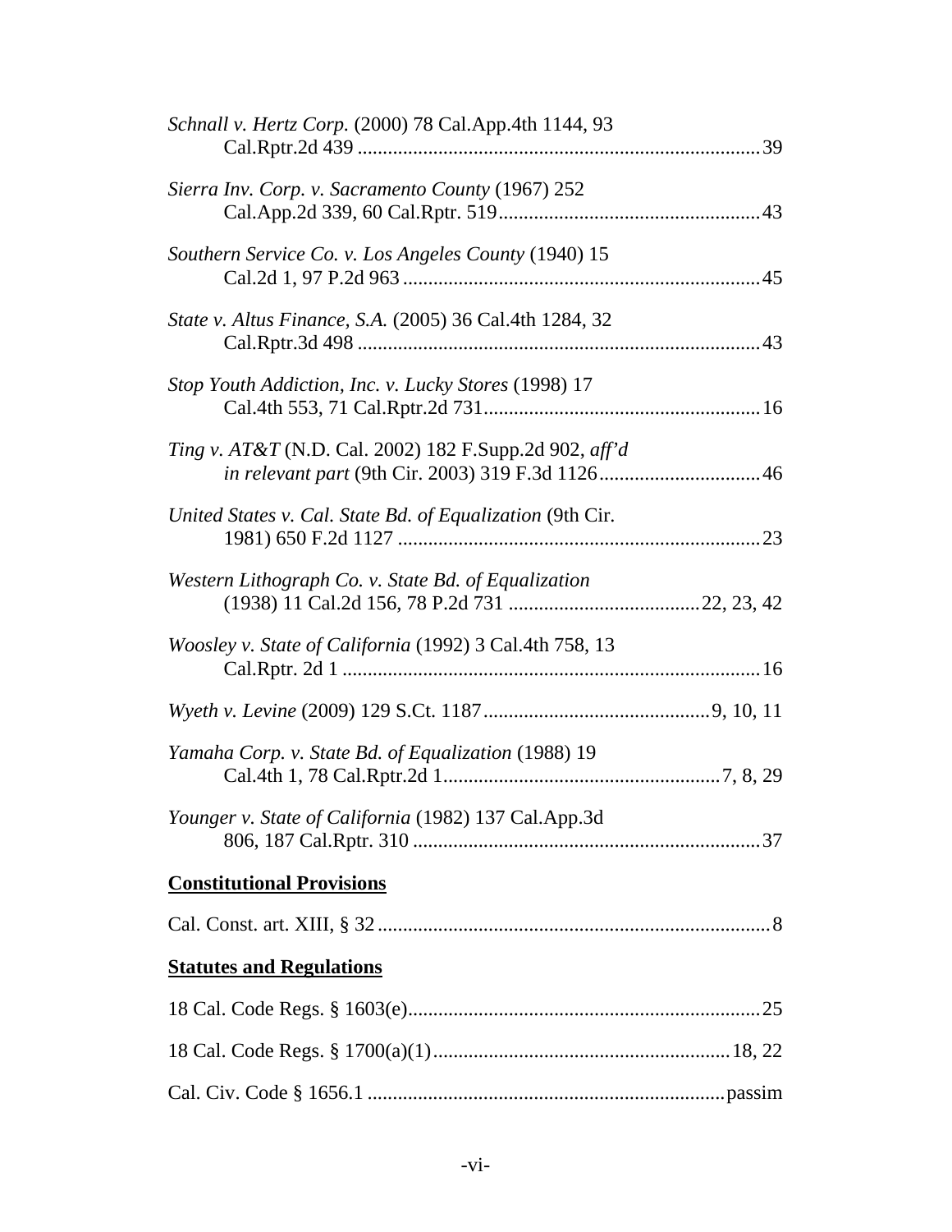*Schnall v. Hertz Corp.* (2000) 78 Cal.App.4th 1144, 93 Cal.Rptr.2d 439 ............................................................................. 39

*Sierra Inv. Corp. v. Sacramento County* (1967) 252 Cal.App.2d 339, 60 Cal.Rptr. 519.................................................. 43

*Southern Service Co. v. Los Angeles County* (1940) 15 Cal.2d 1, 97 P.2d 963..................................................................... 45

*State v. Altus Finance, S.A.* (2005) 36 Cal.4th 1284, 32 Cal.Rptr.3d 498 ............................................................................... 43

*Stop Youth Addiction, Inc. v. Lucky Stores* (1998) 17 Cal.4th 553, 71 Cal.Rptr.2d 731..................................................... 16

*Ting v. AT&T* (N.D. Cal. 2002) 182 F.Supp.2d 902, *aff'd in relevant part* (9th Cir. 2003) 319 F.3d 1126............................... 46

*United States v. Cal. State Bd. of Equalization* (9th Cir. 1981) 650 F.2d 1127 ...................................................................... 23

*Western Lithograph Co. v. State Bd. of Equalization* (1938) 11 Cal.2d 156, 78 P.2d 731 .....................................22, 23, 42

*Woosley v. State of California* (1992) 3 Cal.4th 758, 13 Cal.Rptr. 2d 1 .................................................................................. 16

*Wyeth v. Levine* (2009) 129 S.Ct. 1187............................................9, 10, 11

*Yamaha Corp. v. State Bd. of Equalization* (1988) 19 Cal.4th 1, 78 Cal.Rptr.2d 1......................................................7, 8, 29

*Younger v. State of California* (1982) 137 Cal.App.3d 806, 187 Cal.Rptr. 310 .................................................................... 37

**Constitutional Provisions**

Cal. Const. art. XIII, § 32 ............................................................................. 8

**Statutes and Regulations**

18 Cal. Code Regs. § 1603(e)..................................................................... 25

18 Cal. Code Regs. § 1700(a)(1).......................................................... 18, 22

Cal. Civ. Code § 1656.1 ......................................................................passim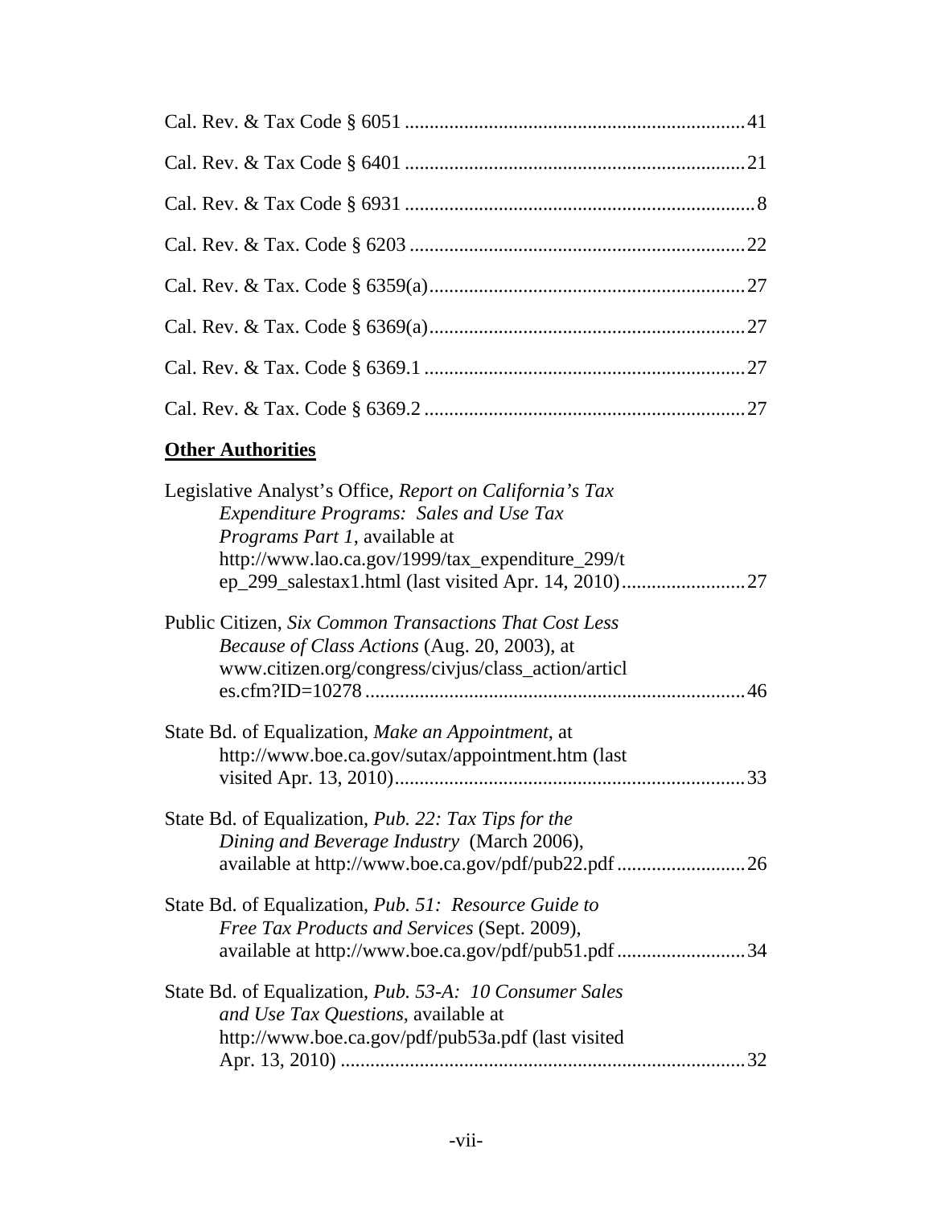Cal. Rev. & Tax Code § 6051 .......................................................................41

Cal. Rev. & Tax Code § 6401 .......................................................................21

Cal. Rev. & Tax Code § 6931 .........................................................................8

Cal. Rev. & Tax. Code § 6203 ......................................................................22

Cal. Rev. & Tax. Code § 6359(a)..................................................................27

Cal. Rev. & Tax. Code § 6369(a)..................................................................27

Cal. Rev. & Tax. Code § 6369.1 ...................................................................27

Cal. Rev. & Tax. Code § 6369.2 ...................................................................27

**Other Authorities**

Legislative Analyst's Office, *Report on California's Tax Expenditure Programs: Sales and Use Tax Programs Part 1*, available at http://www.lao.ca.gov/1999/tax_expenditure_299/tep_299_salestax1.html (last visited Apr. 14, 2010).........................27

Public Citizen, *Six Common Transactions That Cost Less Because of Class Actions* (Aug. 20, 2003), at www.citizen.org/congress/civjus/class_action/articles.cfm?ID=10278 ............................................................................46

State Bd. of Equalization, *Make an Appointment*, at http://www.boe.ca.gov/sutax/appointment.htm (last visited Apr. 13, 2010)......................................................................33

State Bd. of Equalization, *Pub. 22: Tax Tips for the Dining and Beverage Industry* (March 2006), available at http://www.boe.ca.gov/pdf/pub22.pdf .........................26

State Bd. of Equalization, *Pub. 51: Resource Guide to Free Tax Products and Services* (Sept. 2009), available at http://www.boe.ca.gov/pdf/pub51.pdf ..........................34

State Bd. of Equalization, *Pub. 53-A: 10 Consumer Sales and Use Tax Questions*, available at http://www.boe.ca.gov/pdf/pub53a.pdf (last visited Apr. 13, 2010) .................................................................................32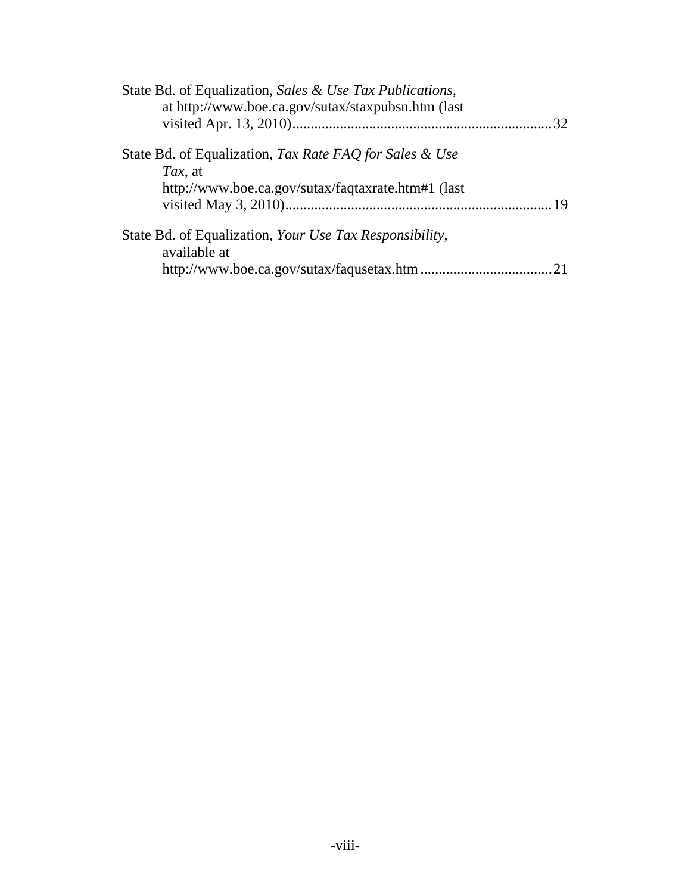State Bd. of Equalization, *Sales & Use Tax Publications*, at http://www.boe.ca.gov/sutax/staxpubsn.htm (last visited Apr. 13, 2010)........................................................................32

State Bd. of Equalization, *Tax Rate FAQ for Sales & Use Tax*, at http://www.boe.ca.gov/sutax/faqtaxrate.htm#1 (last visited May 3, 2010)..........................................................................19

State Bd. of Equalization, *Your Use Tax Responsibility*, available at http://www.boe.ca.gov/sutax/faqusetax.htm ....................................21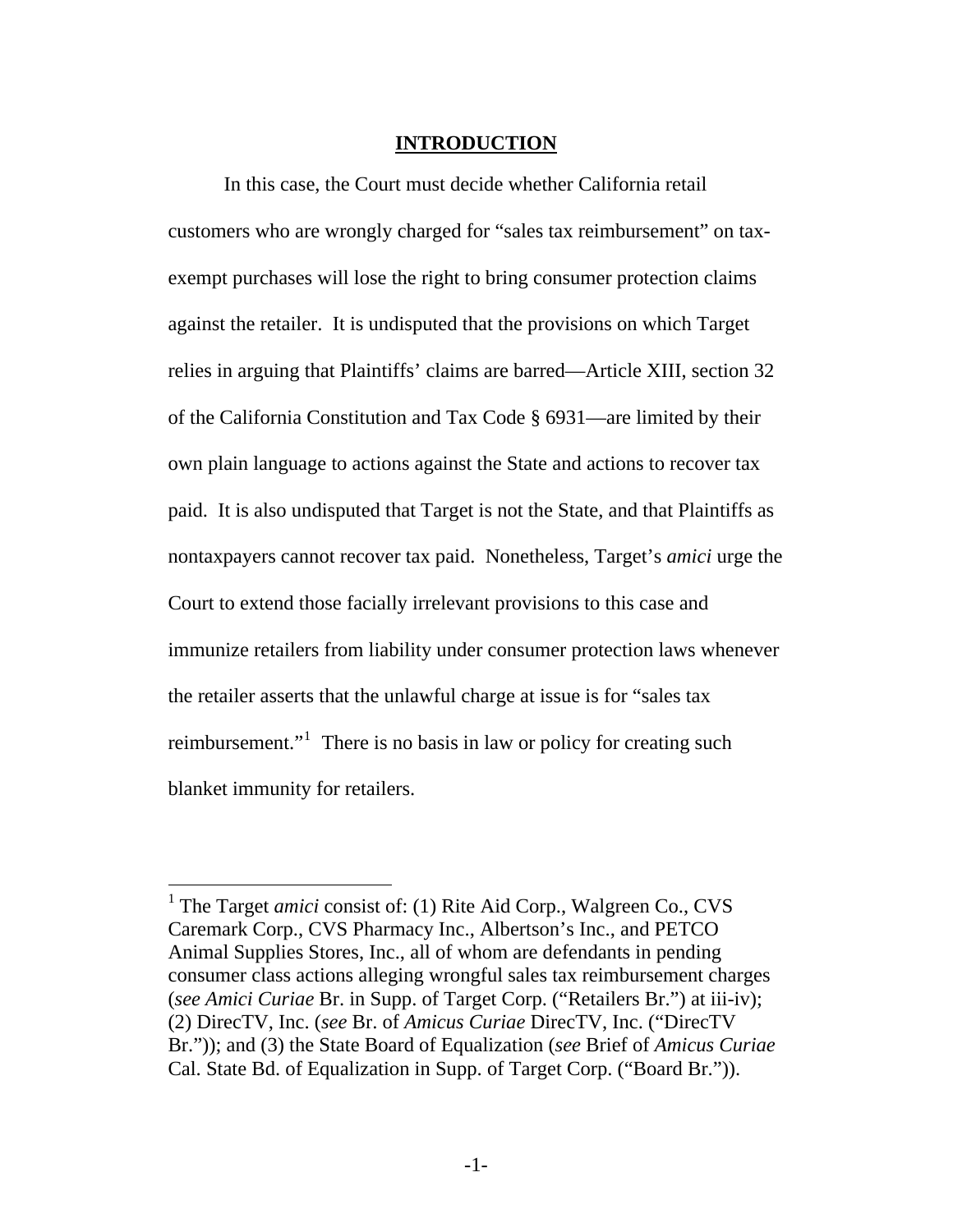## INTRODUCTION

In this case, the Court must decide whether California retail customers who are wrongly charged for "sales tax reimbursement" on tax-exempt purchases will lose the right to bring consumer protection claims against the retailer. It is undisputed that the provisions on which Target relies in arguing that Plaintiffs' claims are barred—Article XIII, section 32 of the California Constitution and Tax Code § 6931—are limited by their own plain language to actions against the State and actions to recover tax paid. It is also undisputed that Target is not the State, and that Plaintiffs as nontaxpayers cannot recover tax paid. Nonetheless, Target's *amici* urge the Court to extend those facially irrelevant provisions to this case and immunize retailers from liability under consumer protection laws whenever the retailer asserts that the unlawful charge at issue is for "sales tax reimbursement."[1] There is no basis in law or policy for creating such blanket immunity for retailers.

---

[1] The Target *amici* consist of: (1) Rite Aid Corp., Walgreen Co., CVS Caremark Corp., CVS Pharmacy Inc., Albertson's Inc., and PETCO Animal Supplies Stores, Inc., all of whom are defendants in pending consumer class actions alleging wrongful sales tax reimbursement charges (*see Amici Curiae* Br. in Supp. of Target Corp. ("Retailers Br.") at iii-iv); (2) DirecTV, Inc. (*see* Br. of *Amicus Curiae* DirecTV, Inc. ("DirecTV Br.")); and (3) the State Board of Equalization (*see* Brief of *Amicus Curiae* Cal. State Bd. of Equalization in Supp. of Target Corp. ("Board Br.")).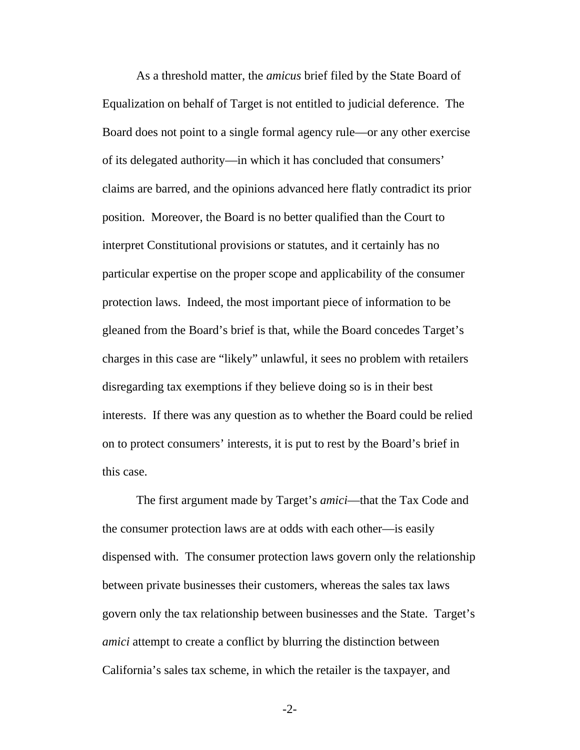As a threshold matter, the *amicus* brief filed by the State Board of Equalization on behalf of Target is not entitled to judicial deference. The Board does not point to a single formal agency rule—or any other exercise of its delegated authority—in which it has concluded that consumers' claims are barred, and the opinions advanced here flatly contradict its prior position. Moreover, the Board is no better qualified than the Court to interpret Constitutional provisions or statutes, and it certainly has no particular expertise on the proper scope and applicability of the consumer protection laws. Indeed, the most important piece of information to be gleaned from the Board's brief is that, while the Board concedes Target's charges in this case are "likely" unlawful, it sees no problem with retailers disregarding tax exemptions if they believe doing so is in their best interests. If there was any question as to whether the Board could be relied on to protect consumers' interests, it is put to rest by the Board's brief in this case.

The first argument made by Target's *amici*—that the Tax Code and the consumer protection laws are at odds with each other—is easily dispensed with. The consumer protection laws govern only the relationship between private businesses their customers, whereas the sales tax laws govern only the tax relationship between businesses and the State. Target's *amici* attempt to create a conflict by blurring the distinction between California's sales tax scheme, in which the retailer is the taxpayer, and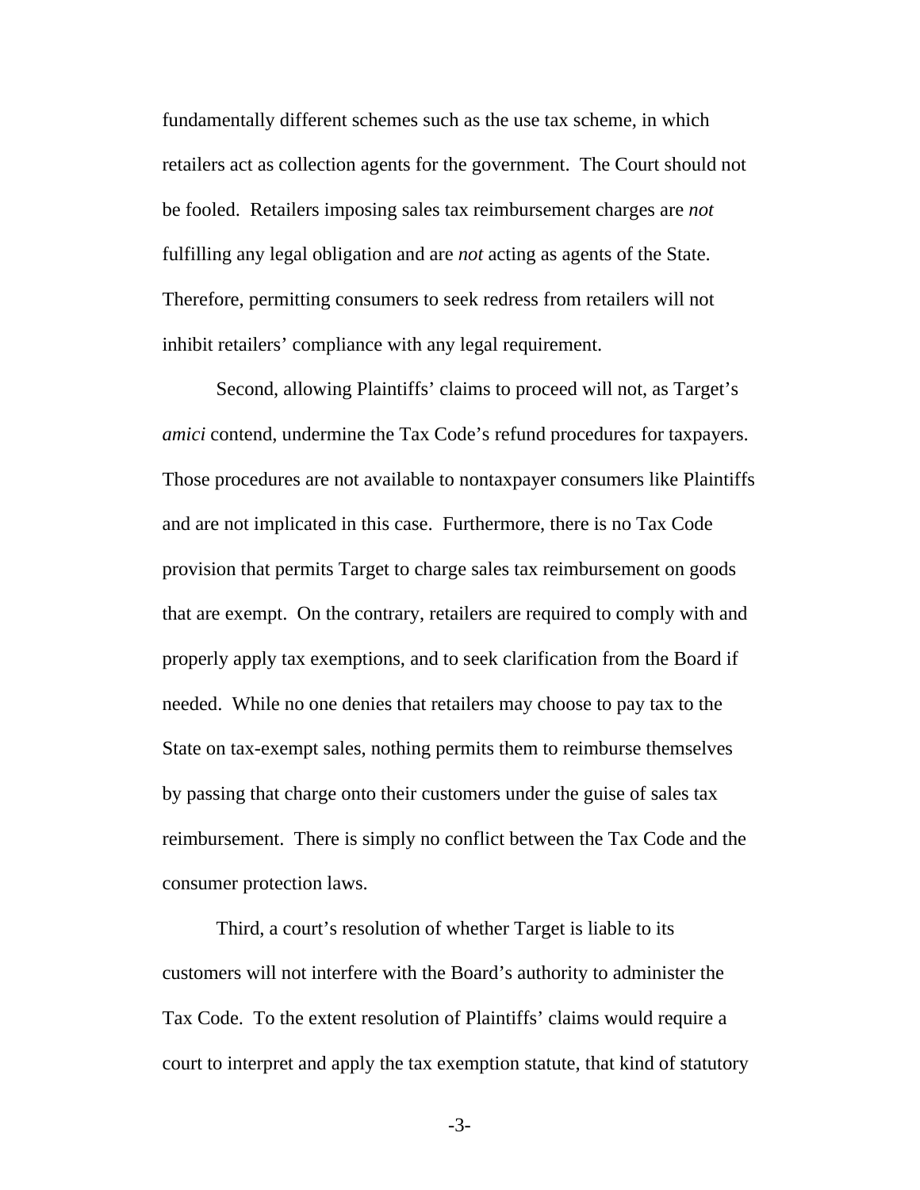fundamentally different schemes such as the use tax scheme, in which retailers act as collection agents for the government. The Court should not be fooled. Retailers imposing sales tax reimbursement charges are *not* fulfilling any legal obligation and are *not* acting as agents of the State. Therefore, permitting consumers to seek redress from retailers will not inhibit retailers' compliance with any legal requirement.

Second, allowing Plaintiffs' claims to proceed will not, as Target's *amici* contend, undermine the Tax Code's refund procedures for taxpayers. Those procedures are not available to nontaxpayer consumers like Plaintiffs and are not implicated in this case. Furthermore, there is no Tax Code provision that permits Target to charge sales tax reimbursement on goods that are exempt. On the contrary, retailers are required to comply with and properly apply tax exemptions, and to seek clarification from the Board if needed. While no one denies that retailers may choose to pay tax to the State on tax-exempt sales, nothing permits them to reimburse themselves by passing that charge onto their customers under the guise of sales tax reimbursement. There is simply no conflict between the Tax Code and the consumer protection laws.

Third, a court's resolution of whether Target is liable to its customers will not interfere with the Board's authority to administer the Tax Code. To the extent resolution of Plaintiffs' claims would require a court to interpret and apply the tax exemption statute, that kind of statutory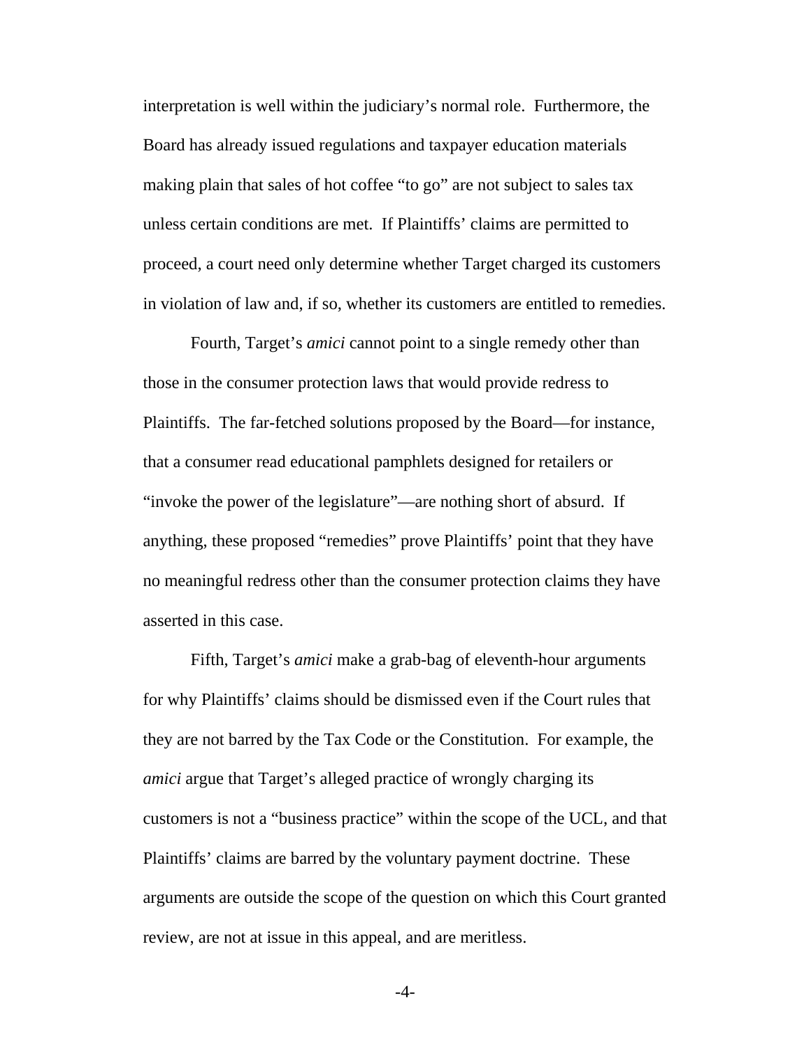interpretation is well within the judiciary's normal role. Furthermore, the Board has already issued regulations and taxpayer education materials making plain that sales of hot coffee "to go" are not subject to sales tax unless certain conditions are met. If Plaintiffs' claims are permitted to proceed, a court need only determine whether Target charged its customers in violation of law and, if so, whether its customers are entitled to remedies.

Fourth, Target's *amici* cannot point to a single remedy other than those in the consumer protection laws that would provide redress to Plaintiffs. The far-fetched solutions proposed by the Board—for instance, that a consumer read educational pamphlets designed for retailers or "invoke the power of the legislature"—are nothing short of absurd. If anything, these proposed "remedies" prove Plaintiffs' point that they have no meaningful redress other than the consumer protection claims they have asserted in this case.

Fifth, Target's *amici* make a grab-bag of eleventh-hour arguments for why Plaintiffs' claims should be dismissed even if the Court rules that they are not barred by the Tax Code or the Constitution. For example, the *amici* argue that Target's alleged practice of wrongly charging its customers is not a "business practice" within the scope of the UCL, and that Plaintiffs' claims are barred by the voluntary payment doctrine. These arguments are outside the scope of the question on which this Court granted review, are not at issue in this appeal, and are meritless.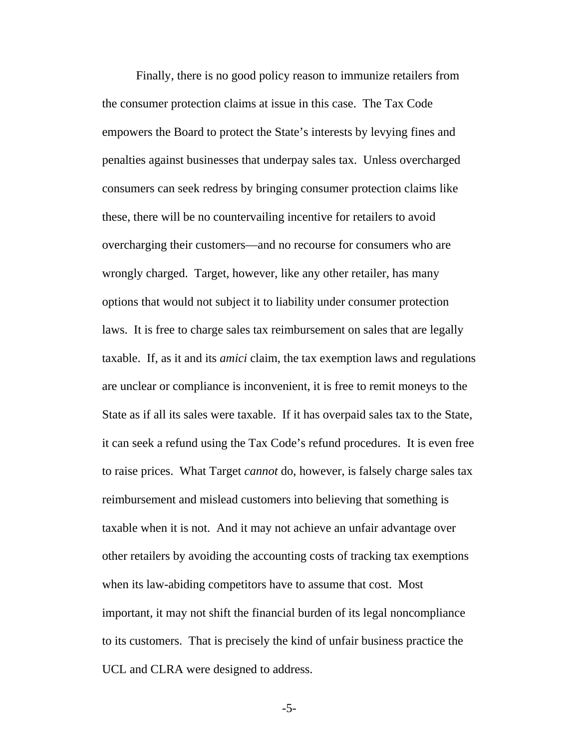Finally, there is no good policy reason to immunize retailers from the consumer protection claims at issue in this case. The Tax Code empowers the Board to protect the State's interests by levying fines and penalties against businesses that underpay sales tax. Unless overcharged consumers can seek redress by bringing consumer protection claims like these, there will be no countervailing incentive for retailers to avoid overcharging their customers—and no recourse for consumers who are wrongly charged. Target, however, like any other retailer, has many options that would not subject it to liability under consumer protection laws. It is free to charge sales tax reimbursement on sales that are legally taxable. If, as it and its *amici* claim, the tax exemption laws and regulations are unclear or compliance is inconvenient, it is free to remit moneys to the State as if all its sales were taxable. If it has overpaid sales tax to the State, it can seek a refund using the Tax Code's refund procedures. It is even free to raise prices. What Target *cannot* do, however, is falsely charge sales tax reimbursement and mislead customers into believing that something is taxable when it is not. And it may not achieve an unfair advantage over other retailers by avoiding the accounting costs of tracking tax exemptions when its law-abiding competitors have to assume that cost. Most important, it may not shift the financial burden of its legal noncompliance to its customers. That is precisely the kind of unfair business practice the UCL and CLRA were designed to address.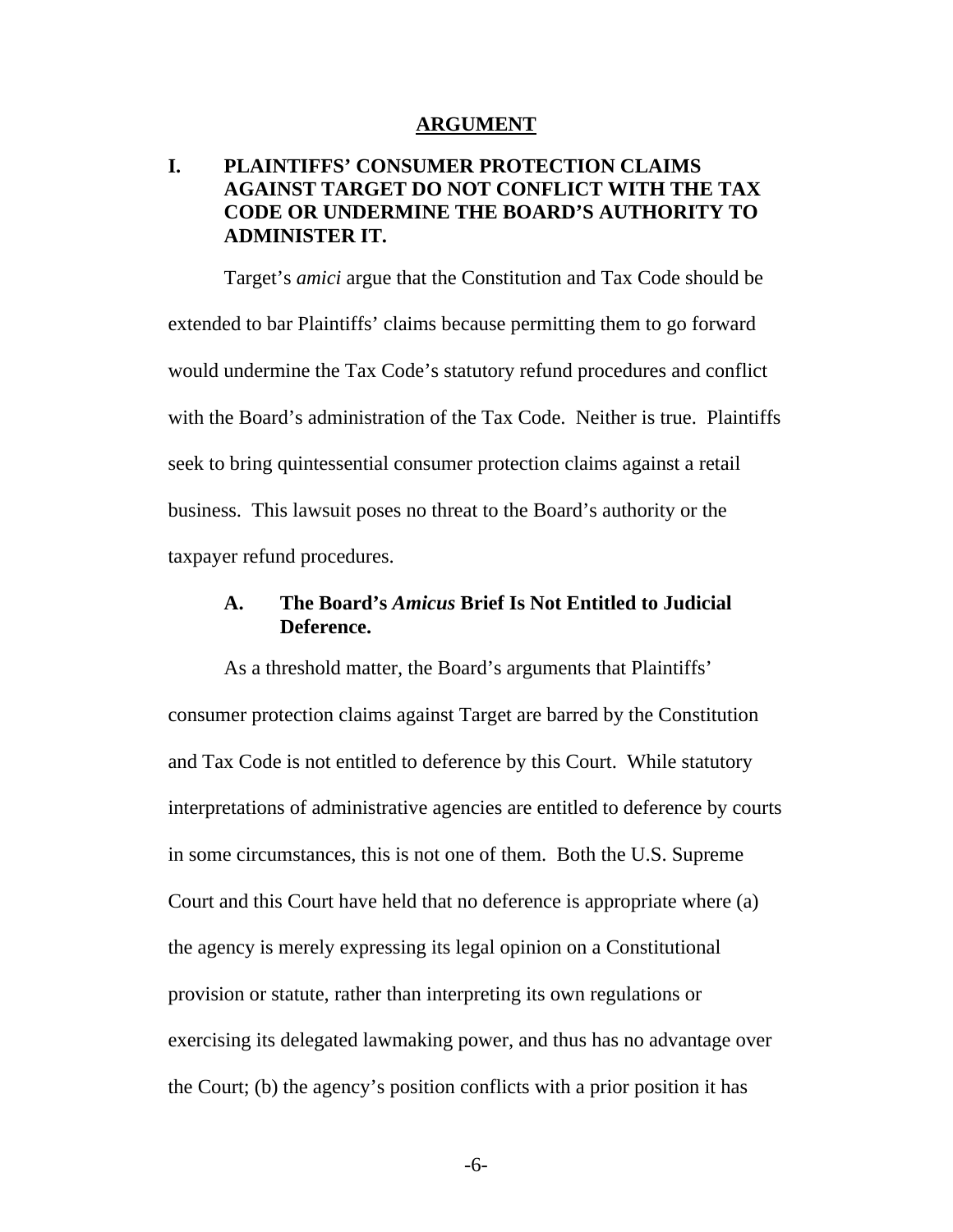## ARGUMENT

### I. PLAINTIFFS' CONSUMER PROTECTION CLAIMS AGAINST TARGET DO NOT CONFLICT WITH THE TAX CODE OR UNDERMINE THE BOARD'S AUTHORITY TO ADMINISTER IT.

Target's *amici* argue that the Constitution and Tax Code should be extended to bar Plaintiffs' claims because permitting them to go forward would undermine the Tax Code's statutory refund procedures and conflict with the Board's administration of the Tax Code. Neither is true. Plaintiffs seek to bring quintessential consumer protection claims against a retail business. This lawsuit poses no threat to the Board's authority or the taxpayer refund procedures.

#### A. The Board's *Amicus* Brief Is Not Entitled to Judicial Deference.

As a threshold matter, the Board's arguments that Plaintiffs' consumer protection claims against Target are barred by the Constitution and Tax Code is not entitled to deference by this Court. While statutory interpretations of administrative agencies are entitled to deference by courts in some circumstances, this is not one of them. Both the U.S. Supreme Court and this Court have held that no deference is appropriate where (a) the agency is merely expressing its legal opinion on a Constitutional provision or statute, rather than interpreting its own regulations or exercising its delegated lawmaking power, and thus has no advantage over the Court; (b) the agency's position conflicts with a prior position it has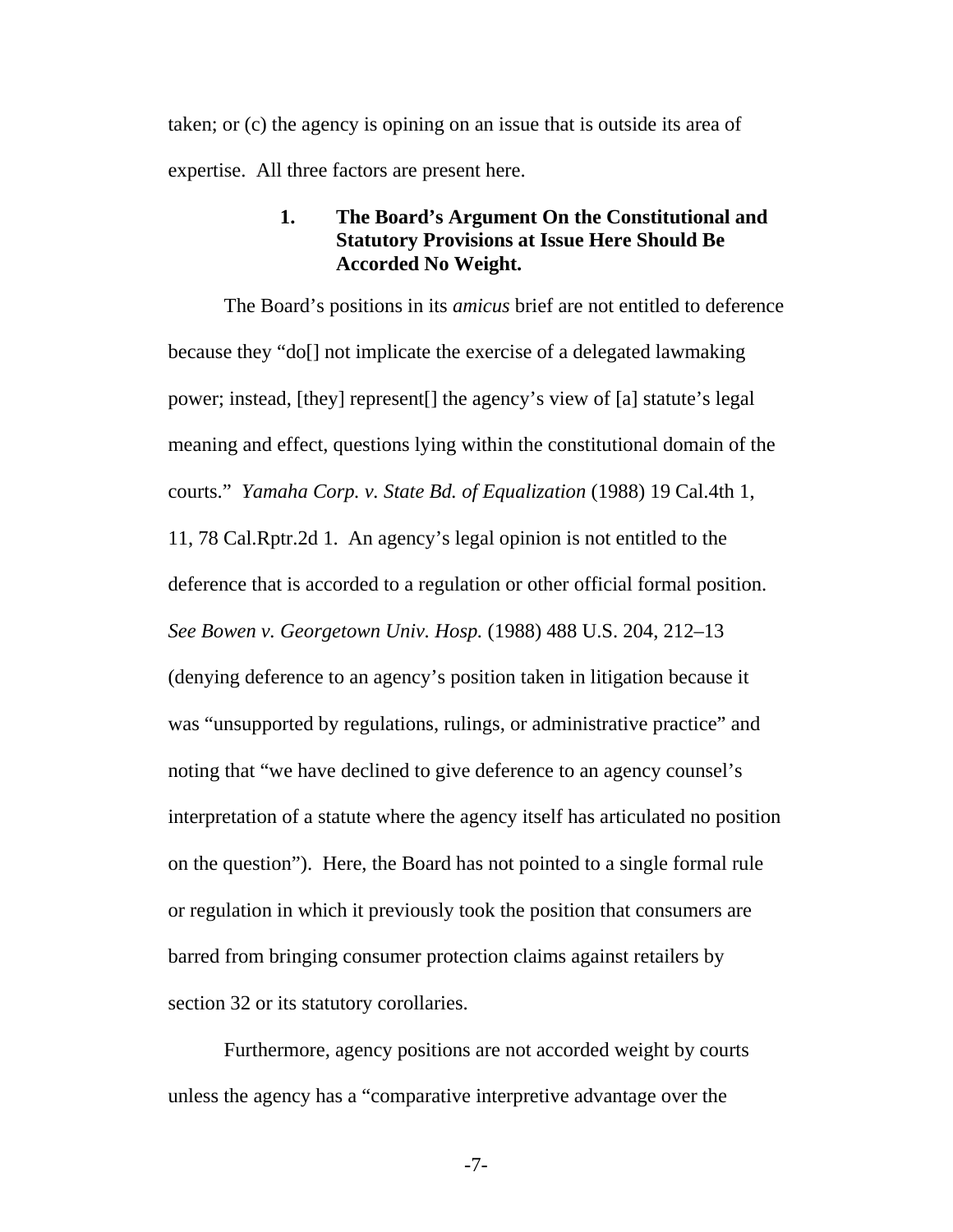taken; or (c) the agency is opining on an issue that is outside its area of expertise. All three factors are present here.

### 1. The Board's Argument On the Constitutional and Statutory Provisions at Issue Here Should Be Accorded No Weight.

The Board's positions in its *amicus* brief are not entitled to deference because they "do[] not implicate the exercise of a delegated lawmaking power; instead, [they] represent[] the agency's view of [a] statute's legal meaning and effect, questions lying within the constitutional domain of the courts." *Yamaha Corp. v. State Bd. of Equalization* (1988) 19 Cal.4th 1, 11, 78 Cal.Rptr.2d 1. An agency's legal opinion is not entitled to the deference that is accorded to a regulation or other official formal position. *See Bowen v. Georgetown Univ. Hosp.* (1988) 488 U.S. 204, 212–13 (denying deference to an agency's position taken in litigation because it was "unsupported by regulations, rulings, or administrative practice" and noting that "we have declined to give deference to an agency counsel's interpretation of a statute where the agency itself has articulated no position on the question"). Here, the Board has not pointed to a single formal rule or regulation in which it previously took the position that consumers are barred from bringing consumer protection claims against retailers by section 32 or its statutory corollaries.

Furthermore, agency positions are not accorded weight by courts unless the agency has a "comparative interpretive advantage over the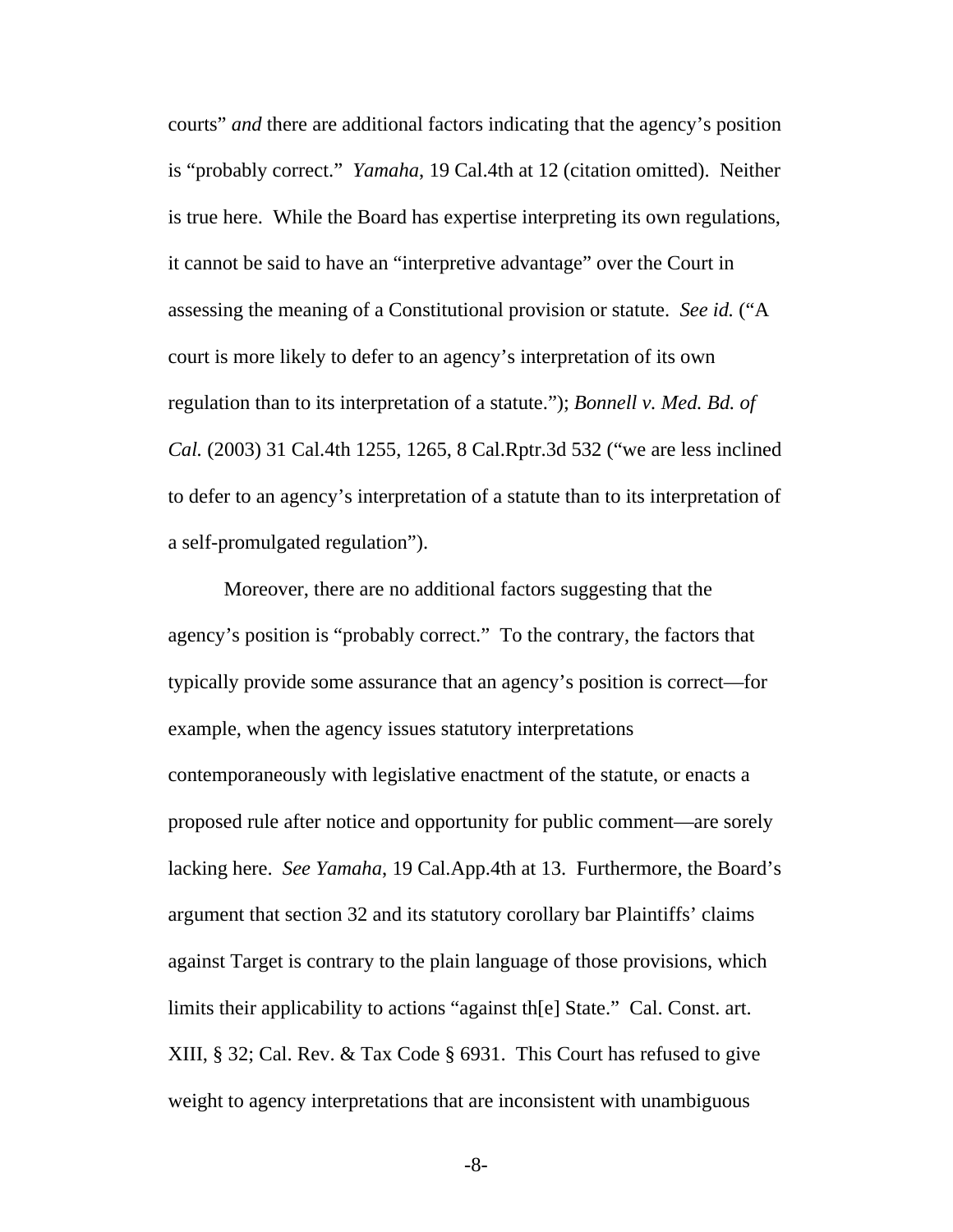courts" *and* there are additional factors indicating that the agency's position is "probably correct." *Yamaha*, 19 Cal.4th at 12 (citation omitted). Neither is true here. While the Board has expertise interpreting its own regulations, it cannot be said to have an "interpretive advantage" over the Court in assessing the meaning of a Constitutional provision or statute. *See id.* ("A court is more likely to defer to an agency's interpretation of its own regulation than to its interpretation of a statute."); *Bonnell v. Med. Bd. of Cal.* (2003) 31 Cal.4th 1255, 1265, 8 Cal.Rptr.3d 532 ("we are less inclined to defer to an agency's interpretation of a statute than to its interpretation of a self-promulgated regulation").

Moreover, there are no additional factors suggesting that the agency's position is "probably correct." To the contrary, the factors that typically provide some assurance that an agency's position is correct—for example, when the agency issues statutory interpretations contemporaneously with legislative enactment of the statute, or enacts a proposed rule after notice and opportunity for public comment—are sorely lacking here. *See Yamaha*, 19 Cal.App.4th at 13. Furthermore, the Board's argument that section 32 and its statutory corollary bar Plaintiffs' claims against Target is contrary to the plain language of those provisions, which limits their applicability to actions "against th[e] State." Cal. Const. art. XIII, § 32; Cal. Rev. & Tax Code § 6931. This Court has refused to give weight to agency interpretations that are inconsistent with unambiguous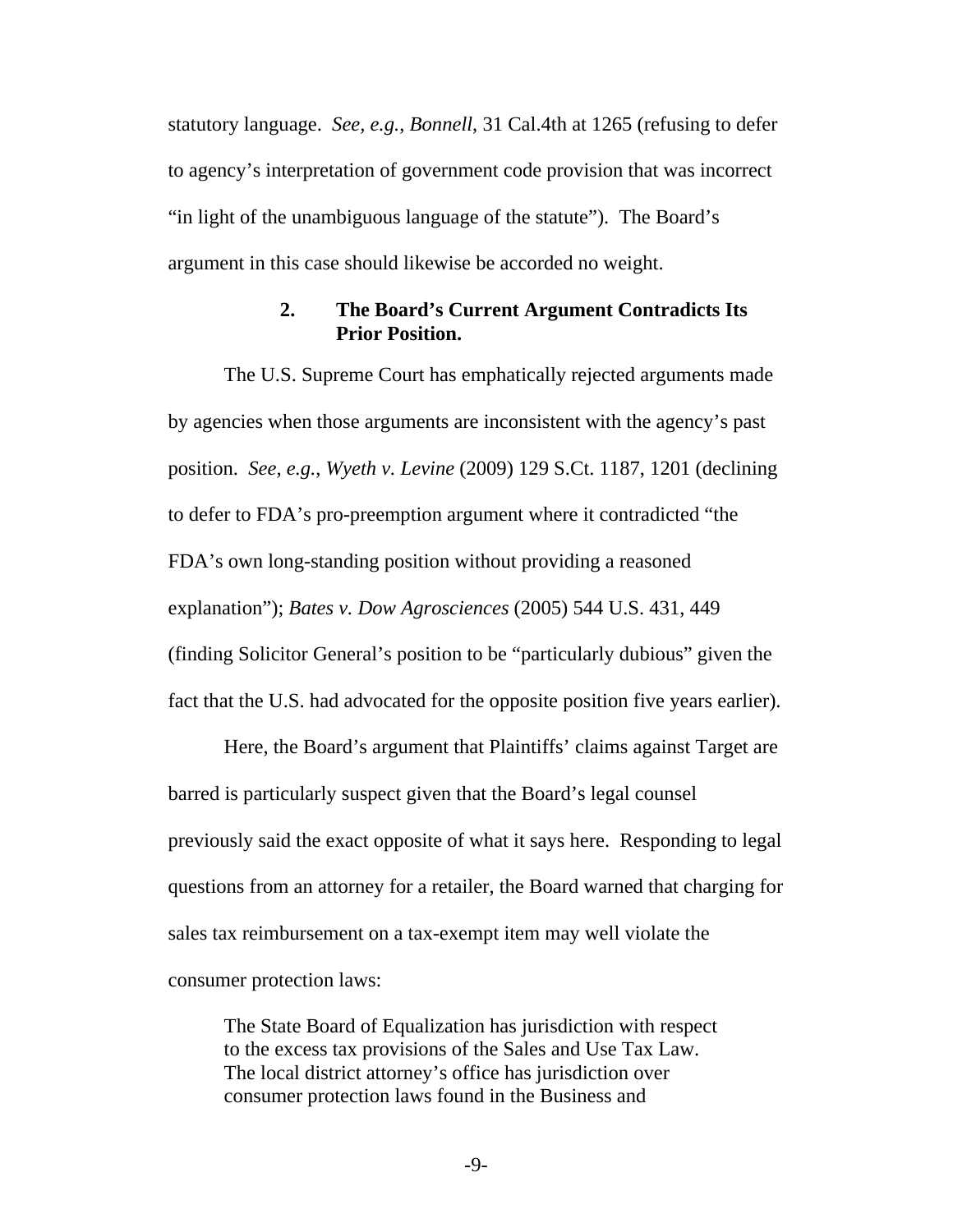statutory language. *See, e.g., Bonnell*, 31 Cal.4th at 1265 (refusing to defer to agency's interpretation of government code provision that was incorrect "in light of the unambiguous language of the statute"). The Board's argument in this case should likewise be accorded no weight.

### 2. The Board's Current Argument Contradicts Its Prior Position.

The U.S. Supreme Court has emphatically rejected arguments made by agencies when those arguments are inconsistent with the agency's past position. *See, e.g., Wyeth v. Levine* (2009) 129 S.Ct. 1187, 1201 (declining to defer to FDA's pro-preemption argument where it contradicted "the FDA's own long-standing position without providing a reasoned explanation"); *Bates v. Dow Agrosciences* (2005) 544 U.S. 431, 449 (finding Solicitor General's position to be "particularly dubious" given the fact that the U.S. had advocated for the opposite position five years earlier).

Here, the Board's argument that Plaintiffs' claims against Target are barred is particularly suspect given that the Board's legal counsel previously said the exact opposite of what it says here. Responding to legal questions from an attorney for a retailer, the Board warned that charging for sales tax reimbursement on a tax-exempt item may well violate the consumer protection laws:

> The State Board of Equalization has jurisdiction with respect to the excess tax provisions of the Sales and Use Tax Law. The local district attorney's office has jurisdiction over consumer protection laws found in the Business and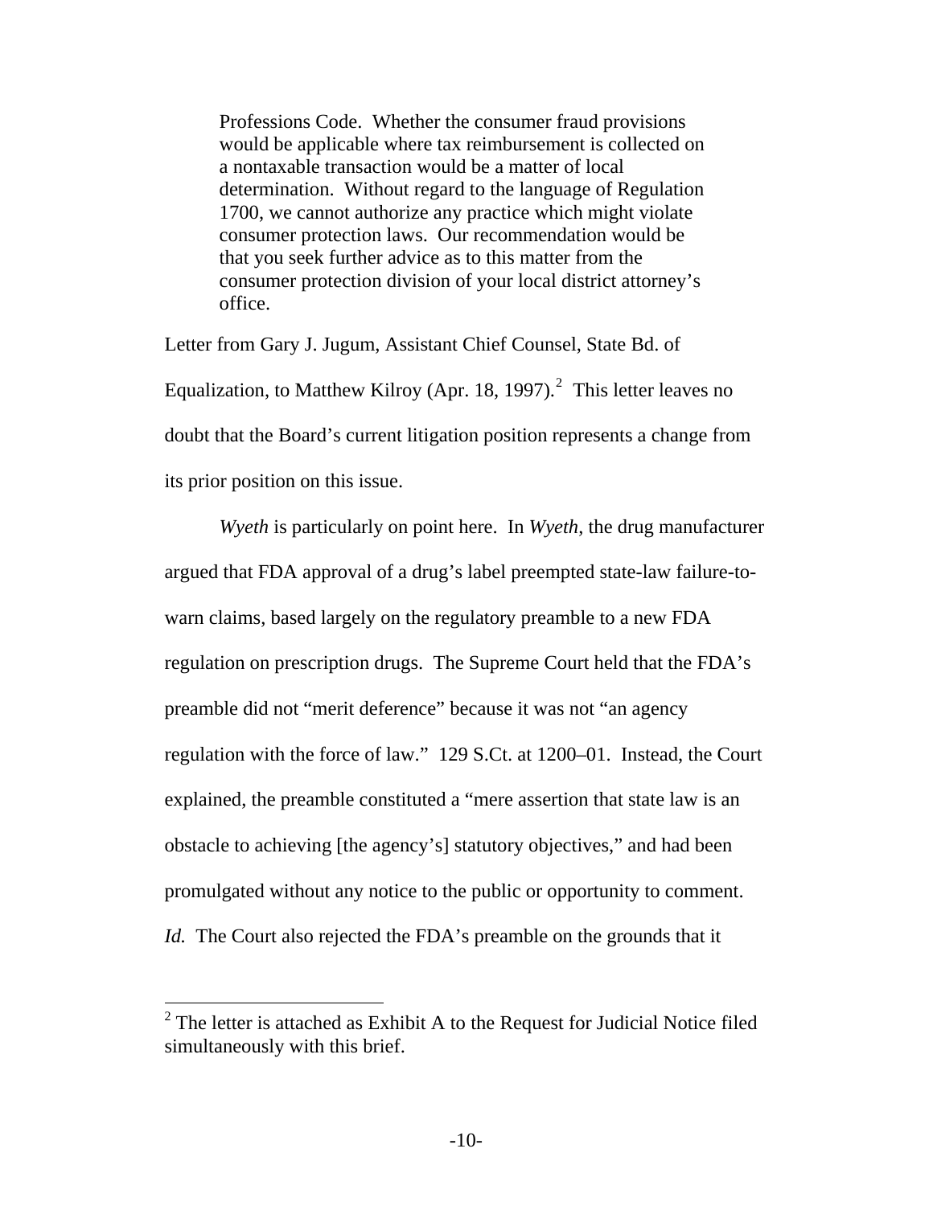> Professions Code. Whether the consumer fraud provisions would be applicable where tax reimbursement is collected on a nontaxable transaction would be a matter of local determination. Without regard to the language of Regulation 1700, we cannot authorize any practice which might violate consumer protection laws. Our recommendation would be that you seek further advice as to this matter from the consumer protection division of your local district attorney's office.

Letter from Gary J. Jugum, Assistant Chief Counsel, State Bd. of Equalization, to Matthew Kilroy (Apr. 18, 1997).[2] This letter leaves no doubt that the Board's current litigation position represents a change from its prior position on this issue.

*Wyeth* is particularly on point here. In *Wyeth*, the drug manufacturer argued that FDA approval of a drug's label preempted state-law failure-to-warn claims, based largely on the regulatory preamble to a new FDA regulation on prescription drugs. The Supreme Court held that the FDA's preamble did not "merit deference" because it was not "an agency regulation with the force of law." 129 S.Ct. at 1200–01. Instead, the Court explained, the preamble constituted a "mere assertion that state law is an obstacle to achieving [the agency's] statutory objectives," and had been promulgated without any notice to the public or opportunity to comment. *Id.* The Court also rejected the FDA's preamble on the grounds that it

[2] The letter is attached as Exhibit A to the Request for Judicial Notice filed simultaneously with this brief.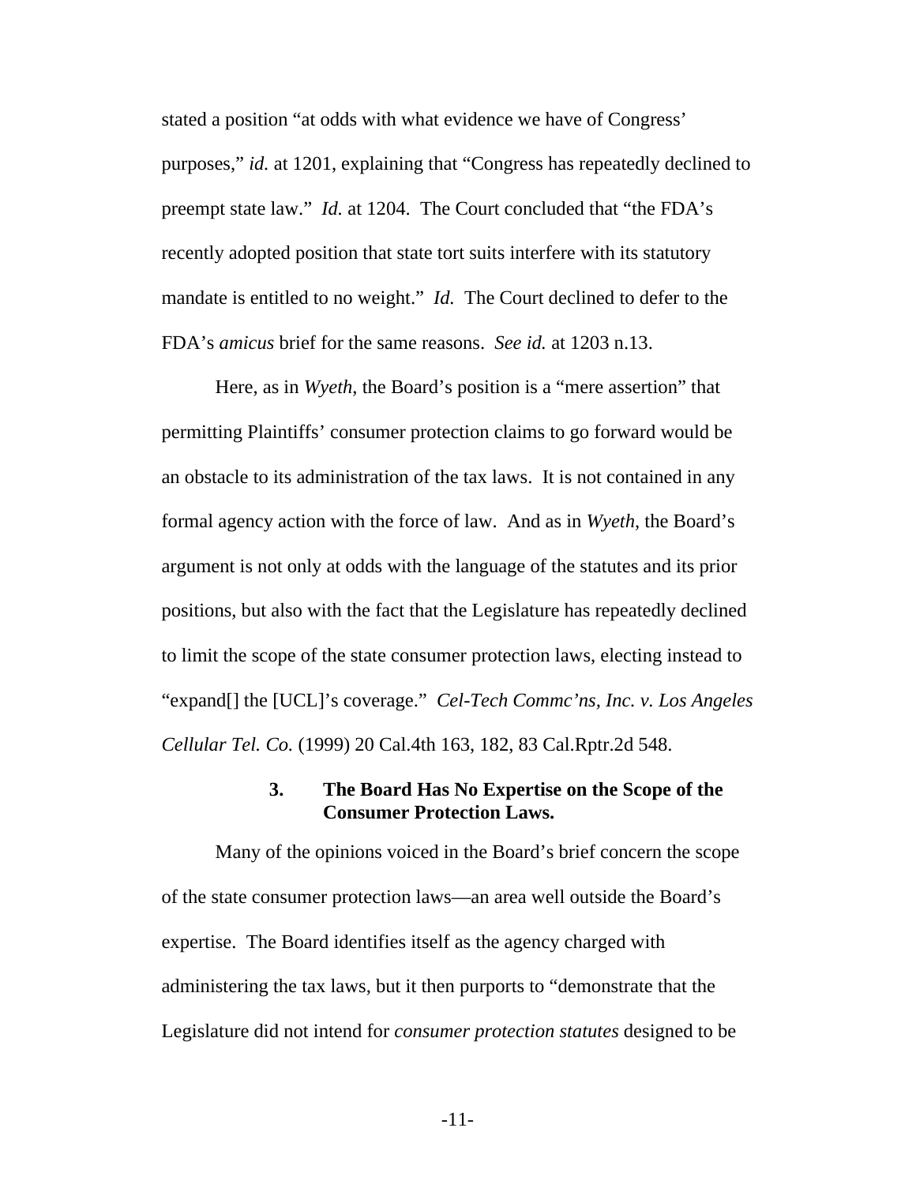stated a position "at odds with what evidence we have of Congress' purposes," *id.* at 1201, explaining that "Congress has repeatedly declined to preempt state law." *Id.* at 1204. The Court concluded that "the FDA's recently adopted position that state tort suits interfere with its statutory mandate is entitled to no weight." *Id.* The Court declined to defer to the FDA's *amicus* brief for the same reasons. *See id.* at 1203 n.13.

Here, as in *Wyeth*, the Board's position is a "mere assertion" that permitting Plaintiffs' consumer protection claims to go forward would be an obstacle to its administration of the tax laws. It is not contained in any formal agency action with the force of law. And as in *Wyeth*, the Board's argument is not only at odds with the language of the statutes and its prior positions, but also with the fact that the Legislature has repeatedly declined to limit the scope of the state consumer protection laws, electing instead to "expand[] the [UCL]'s coverage." *Cel-Tech Commc'ns, Inc. v. Los Angeles Cellular Tel. Co.* (1999) 20 Cal.4th 163, 182, 83 Cal.Rptr.2d 548.

### 3. The Board Has No Expertise on the Scope of the Consumer Protection Laws.

Many of the opinions voiced in the Board's brief concern the scope of the state consumer protection laws—an area well outside the Board's expertise. The Board identifies itself as the agency charged with administering the tax laws, but it then purports to "demonstrate that the Legislature did not intend for *consumer protection statutes* designed to be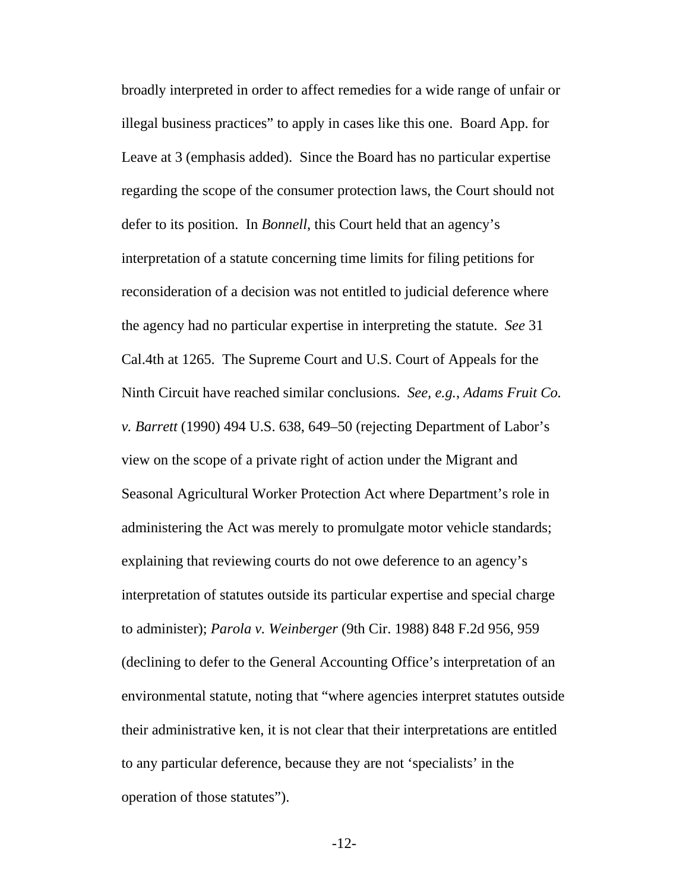broadly interpreted in order to affect remedies for a wide range of unfair or illegal business practices" to apply in cases like this one. Board App. for Leave at 3 (emphasis added). Since the Board has no particular expertise regarding the scope of the consumer protection laws, the Court should not defer to its position. In *Bonnell*, this Court held that an agency's interpretation of a statute concerning time limits for filing petitions for reconsideration of a decision was not entitled to judicial deference where the agency had no particular expertise in interpreting the statute. *See* 31 Cal.4th at 1265. The Supreme Court and U.S. Court of Appeals for the Ninth Circuit have reached similar conclusions. *See, e.g.*, *Adams Fruit Co. v. Barrett* (1990) 494 U.S. 638, 649–50 (rejecting Department of Labor's view on the scope of a private right of action under the Migrant and Seasonal Agricultural Worker Protection Act where Department's role in administering the Act was merely to promulgate motor vehicle standards; explaining that reviewing courts do not owe deference to an agency's interpretation of statutes outside its particular expertise and special charge to administer); *Parola v. Weinberger* (9th Cir. 1988) 848 F.2d 956, 959 (declining to defer to the General Accounting Office's interpretation of an environmental statute, noting that "where agencies interpret statutes outside their administrative ken, it is not clear that their interpretations are entitled to any particular deference, because they are not 'specialists' in the operation of those statutes").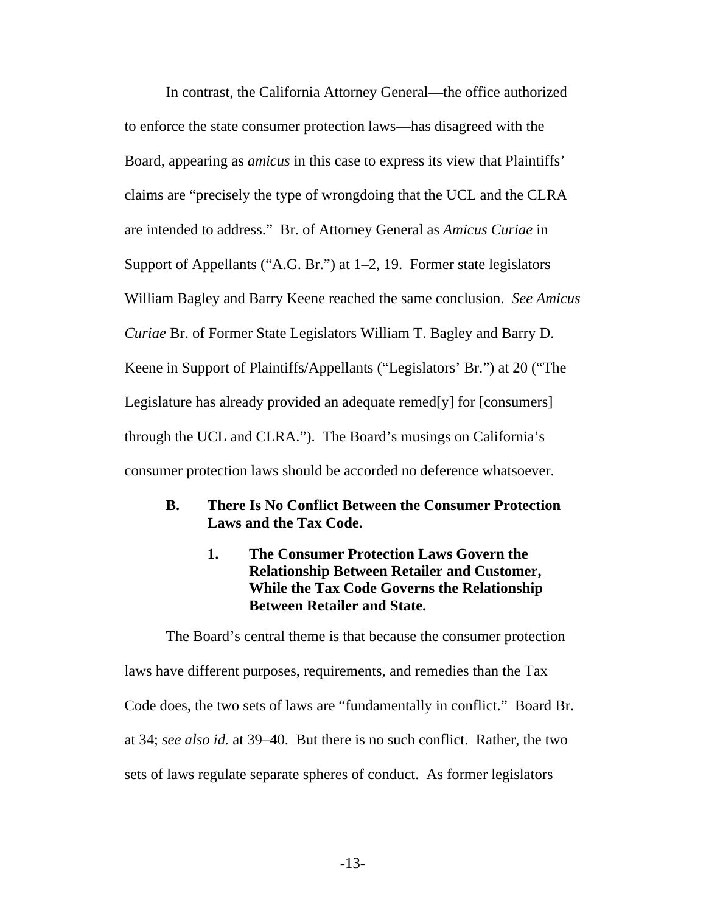In contrast, the California Attorney General—the office authorized to enforce the state consumer protection laws—has disagreed with the Board, appearing as *amicus* in this case to express its view that Plaintiffs' claims are "precisely the type of wrongdoing that the UCL and the CLRA are intended to address." Br. of Attorney General as *Amicus Curiae* in Support of Appellants ("A.G. Br.") at 1–2, 19. Former state legislators William Bagley and Barry Keene reached the same conclusion. *See Amicus Curiae* Br. of Former State Legislators William T. Bagley and Barry D. Keene in Support of Plaintiffs/Appellants ("Legislators' Br.") at 20 ("The Legislature has already provided an adequate remed[y] for [consumers] through the UCL and CLRA."). The Board's musings on California's consumer protection laws should be accorded no deference whatsoever.

### B. There Is No Conflict Between the Consumer Protection Laws and the Tax Code.

#### 1. The Consumer Protection Laws Govern the Relationship Between Retailer and Customer, While the Tax Code Governs the Relationship Between Retailer and State.

The Board's central theme is that because the consumer protection laws have different purposes, requirements, and remedies than the Tax Code does, the two sets of laws are "fundamentally in conflict." Board Br. at 34; *see also id.* at 39–40. But there is no such conflict. Rather, the two sets of laws regulate separate spheres of conduct. As former legislators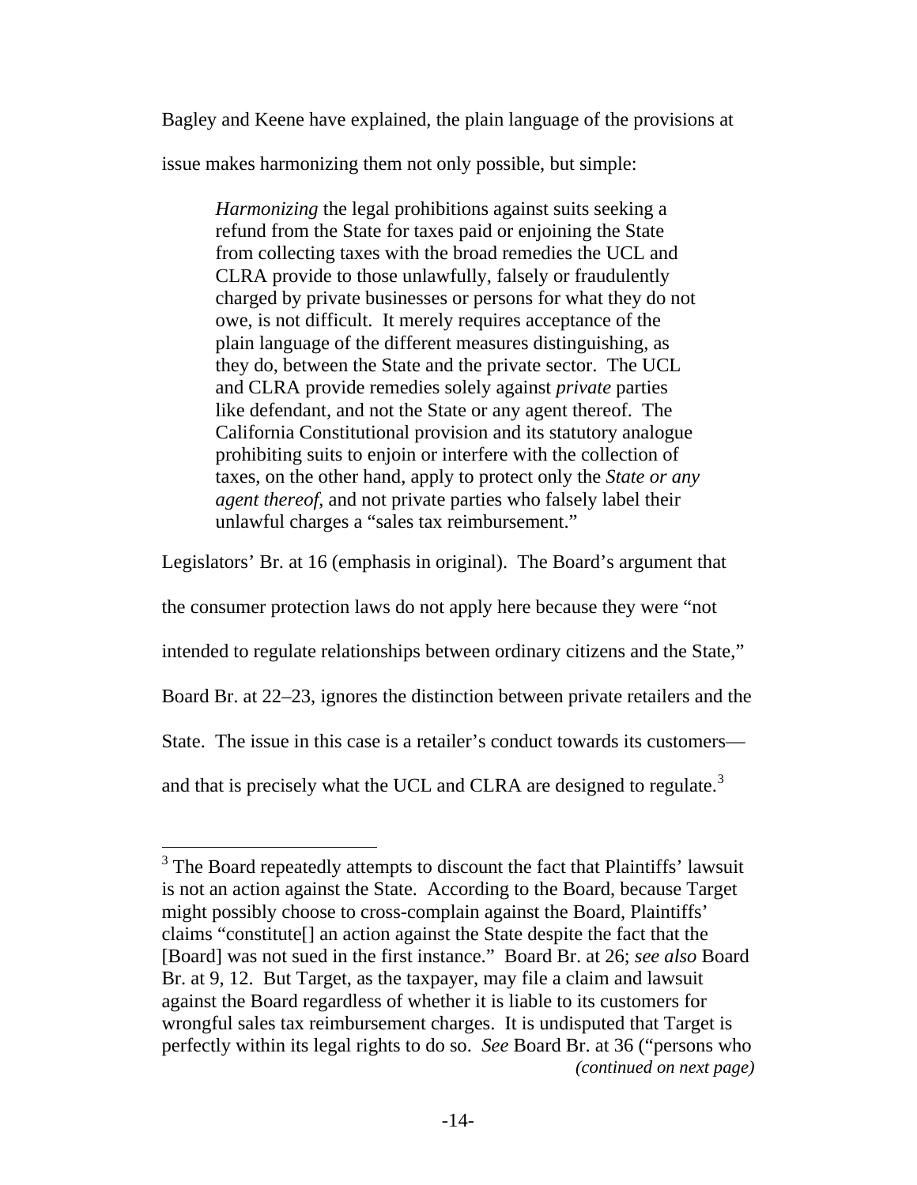Bagley and Keene have explained, the plain language of the provisions at issue makes harmonizing them not only possible, but simple:

> *Harmonizing* the legal prohibitions against suits seeking a refund from the State for taxes paid or enjoining the State from collecting taxes with the broad remedies the UCL and CLRA provide to those unlawfully, falsely or fraudulently charged by private businesses or persons for what they do not owe, is not difficult. It merely requires acceptance of the plain language of the different measures distinguishing, as they do, between the State and the private sector. The UCL and CLRA provide remedies solely against *private* parties like defendant, and not the State or any agent thereof. The California Constitutional provision and its statutory analogue prohibiting suits to enjoin or interfere with the collection of taxes, on the other hand, apply to protect only the *State or any agent thereof*, and not private parties who falsely label their unlawful charges a "sales tax reimbursement."

Legislators' Br. at 16 (emphasis in original). The Board's argument that the consumer protection laws do not apply here because they were "not intended to regulate relationships between ordinary citizens and the State," Board Br. at 22–23, ignores the distinction between private retailers and the State. The issue in this case is a retailer's conduct towards its customers—and that is precisely what the UCL and CLRA are designed to regulate.[3]

---

[3] The Board repeatedly attempts to discount the fact that Plaintiffs' lawsuit is not an action against the State. According to the Board, because Target might possibly choose to cross-complain against the Board, Plaintiffs' claims "constitute[] an action against the State despite the fact that the [Board] was not sued in the first instance." Board Br. at 26; *see also* Board Br. at 9, 12. But Target, as the taxpayer, may file a claim and lawsuit against the Board regardless of whether it is liable to its customers for wrongful sales tax reimbursement charges. It is undisputed that Target is perfectly within its legal rights to do so. *See* Board Br. at 36 ("persons who *(continued on next page)*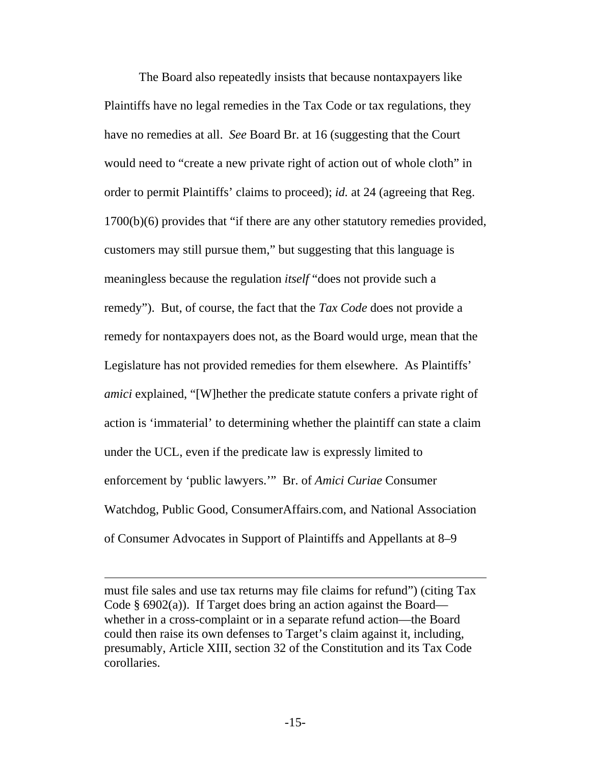The Board also repeatedly insists that because nontaxpayers like Plaintiffs have no legal remedies in the Tax Code or tax regulations, they have no remedies at all. *See* Board Br. at 16 (suggesting that the Court would need to "create a new private right of action out of whole cloth" in order to permit Plaintiffs' claims to proceed); *id.* at 24 (agreeing that Reg. 1700(b)(6) provides that "if there are any other statutory remedies provided, customers may still pursue them," but suggesting that this language is meaningless because the regulation *itself* "does not provide such a remedy"). But, of course, the fact that the *Tax Code* does not provide a remedy for nontaxpayers does not, as the Board would urge, mean that the Legislature has not provided remedies for them elsewhere. As Plaintiffs' *amici* explained, "[W]hether the predicate statute confers a private right of action is 'immaterial' to determining whether the plaintiff can state a claim under the UCL, even if the predicate law is expressly limited to enforcement by 'public lawyers.'" Br. of *Amici Curiae* Consumer Watchdog, Public Good, ConsumerAffairs.com, and National Association of Consumer Advocates in Support of Plaintiffs and Appellants at 8–9

---

must file sales and use tax returns may file claims for refund") (citing Tax Code § 6902(a)). If Target does bring an action against the Board—whether in a cross-complaint or in a separate refund action—the Board could then raise its own defenses to Target's claim against it, including, presumably, Article XIII, section 32 of the Constitution and its Tax Code corollaries.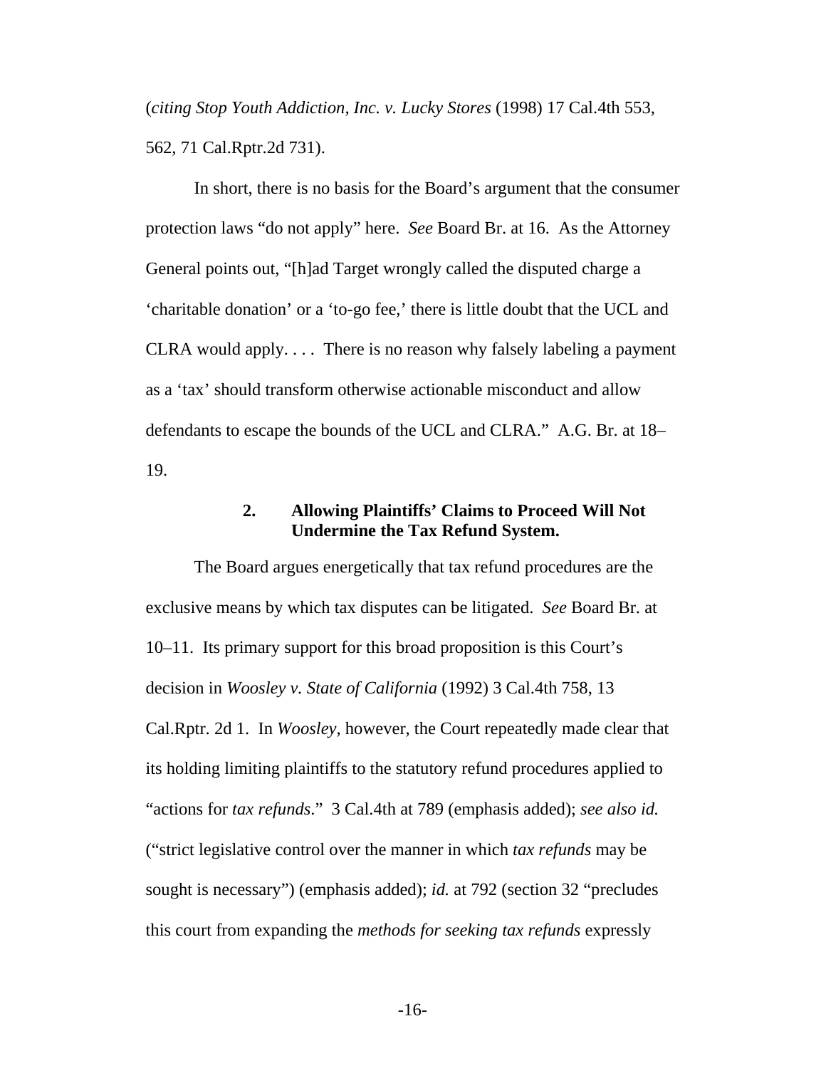(*citing Stop Youth Addiction, Inc. v. Lucky Stores* (1998) 17 Cal.4th 553, 562, 71 Cal.Rptr.2d 731).

In short, there is no basis for the Board's argument that the consumer protection laws "do not apply" here. *See* Board Br. at 16. As the Attorney General points out, "[h]ad Target wrongly called the disputed charge a 'charitable donation' or a 'to-go fee,' there is little doubt that the UCL and CLRA would apply. . . . There is no reason why falsely labeling a payment as a 'tax' should transform otherwise actionable misconduct and allow defendants to escape the bounds of the UCL and CLRA." A.G. Br. at 18–19.

### 2. Allowing Plaintiffs' Claims to Proceed Will Not Undermine the Tax Refund System.

The Board argues energetically that tax refund procedures are the exclusive means by which tax disputes can be litigated. *See* Board Br. at 10–11. Its primary support for this broad proposition is this Court's decision in *Woosley v. State of California* (1992) 3 Cal.4th 758, 13 Cal.Rptr. 2d 1. In *Woosley*, however, the Court repeatedly made clear that its holding limiting plaintiffs to the statutory refund procedures applied to "actions for *tax refunds*." 3 Cal.4th at 789 (emphasis added); *see also id.* ("strict legislative control over the manner in which *tax refunds* may be sought is necessary") (emphasis added); *id.* at 792 (section 32 "precludes this court from expanding the *methods for seeking tax refunds* expressly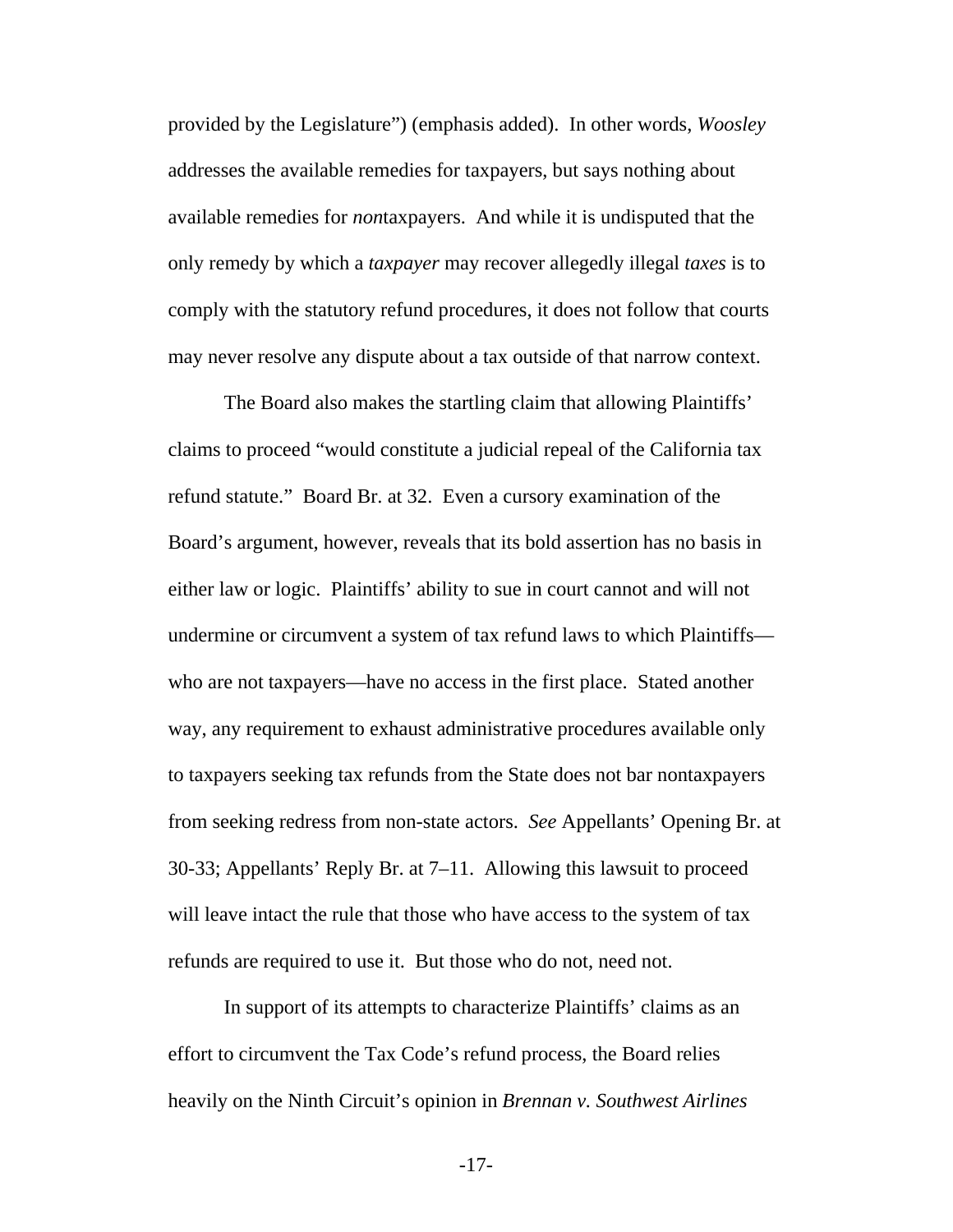provided by the Legislature") (emphasis added). In other words, *Woosley* addresses the available remedies for taxpayers, but says nothing about available remedies for *non*taxpayers. And while it is undisputed that the only remedy by which a *taxpayer* may recover allegedly illegal *taxes* is to comply with the statutory refund procedures, it does not follow that courts may never resolve any dispute about a tax outside of that narrow context.

The Board also makes the startling claim that allowing Plaintiffs' claims to proceed "would constitute a judicial repeal of the California tax refund statute." Board Br. at 32. Even a cursory examination of the Board's argument, however, reveals that its bold assertion has no basis in either law or logic. Plaintiffs' ability to sue in court cannot and will not undermine or circumvent a system of tax refund laws to which Plaintiffs—who are not taxpayers—have no access in the first place. Stated another way, any requirement to exhaust administrative procedures available only to taxpayers seeking tax refunds from the State does not bar nontaxpayers from seeking redress from non-state actors. *See* Appellants' Opening Br. at 30-33; Appellants' Reply Br. at 7–11. Allowing this lawsuit to proceed will leave intact the rule that those who have access to the system of tax refunds are required to use it. But those who do not, need not.

In support of its attempts to characterize Plaintiffs' claims as an effort to circumvent the Tax Code's refund process, the Board relies heavily on the Ninth Circuit's opinion in *Brennan v. Southwest Airlines*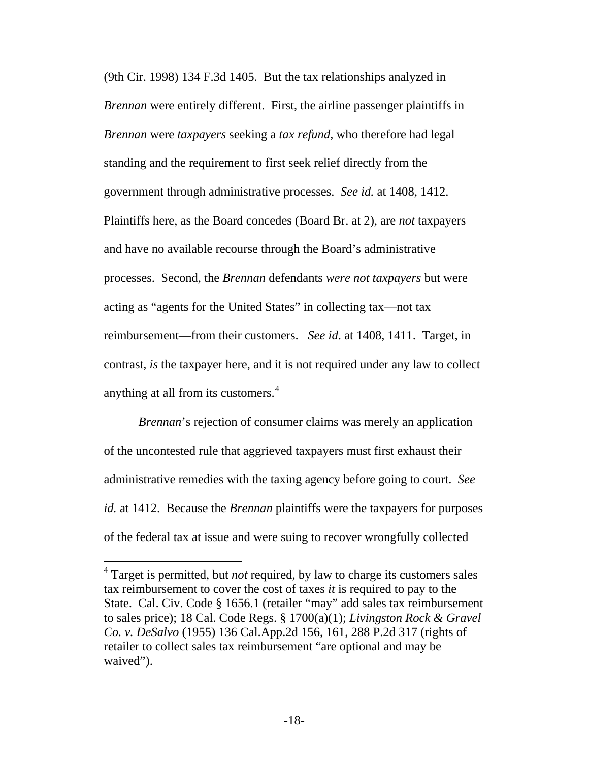(9th Cir. 1998) 134 F.3d 1405. But the tax relationships analyzed in *Brennan* were entirely different. First, the airline passenger plaintiffs in *Brennan* were *taxpayers* seeking a *tax refund*, who therefore had legal standing and the requirement to first seek relief directly from the government through administrative processes. *See id.* at 1408, 1412. Plaintiffs here, as the Board concedes (Board Br. at 2), are *not* taxpayers and have no available recourse through the Board's administrative processes. Second, the *Brennan* defendants *were not taxpayers* but were acting as "agents for the United States" in collecting tax—not tax reimbursement—from their customers. *See id*. at 1408, 1411. Target, in contrast, *is* the taxpayer here, and it is not required under any law to collect anything at all from its customers.[4]

*Brennan*'s rejection of consumer claims was merely an application of the uncontested rule that aggrieved taxpayers must first exhaust their administrative remedies with the taxing agency before going to court. *See id.* at 1412. Because the *Brennan* plaintiffs were the taxpayers for purposes of the federal tax at issue and were suing to recover wrongfully collected

---

[4] Target is permitted, but *not* required, by law to charge its customers sales tax reimbursement to cover the cost of taxes *it* is required to pay to the State. Cal. Civ. Code § 1656.1 (retailer "may" add sales tax reimbursement to sales price); 18 Cal. Code Regs. § 1700(a)(1); *Livingston Rock & Gravel Co. v. DeSalvo* (1955) 136 Cal.App.2d 156, 161, 288 P.2d 317 (rights of retailer to collect sales tax reimbursement "are optional and may be waived").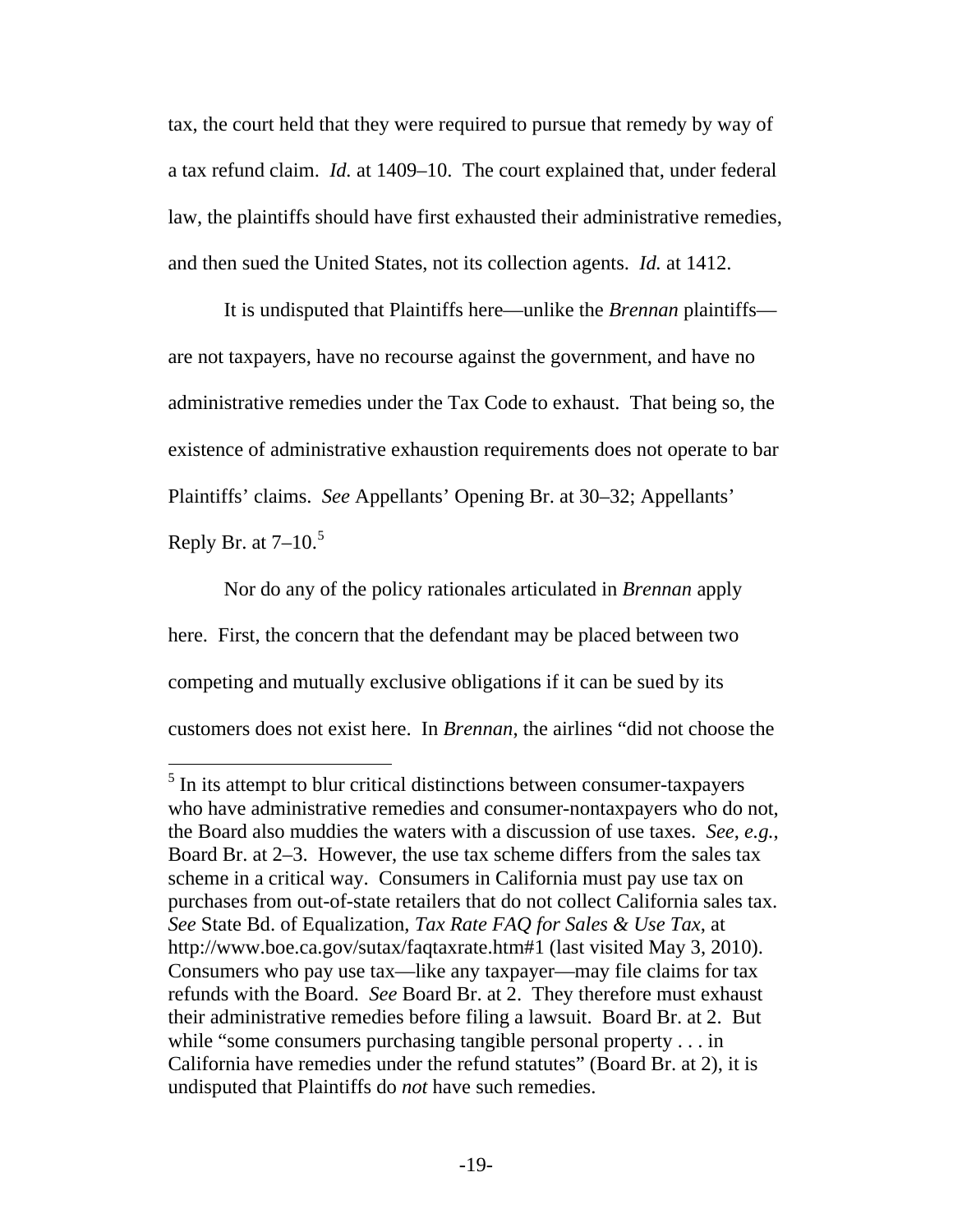tax, the court held that they were required to pursue that remedy by way of a tax refund claim. *Id.* at 1409–10. The court explained that, under federal law, the plaintiffs should have first exhausted their administrative remedies, and then sued the United States, not its collection agents. *Id.* at 1412.

It is undisputed that Plaintiffs here—unlike the *Brennan* plaintiffs—are not taxpayers, have no recourse against the government, and have no administrative remedies under the Tax Code to exhaust. That being so, the existence of administrative exhaustion requirements does not operate to bar Plaintiffs' claims. *See* Appellants' Opening Br. at 30–32; Appellants' Reply Br. at 7–10.[5]

Nor do any of the policy rationales articulated in *Brennan* apply here. First, the concern that the defendant may be placed between two competing and mutually exclusive obligations if it can be sued by its customers does not exist here. In *Brennan*, the airlines "did not choose the

---

[5] In its attempt to blur critical distinctions between consumer-taxpayers who have administrative remedies and consumer-nontaxpayers who do not, the Board also muddies the waters with a discussion of use taxes. *See, e.g.*, Board Br. at 2–3. However, the use tax scheme differs from the sales tax scheme in a critical way. Consumers in California must pay use tax on purchases from out-of-state retailers that do not collect California sales tax. *See* State Bd. of Equalization, *Tax Rate FAQ for Sales & Use Tax*, at http://www.boe.ca.gov/sutax/faqtaxrate.htm#1 (last visited May 3, 2010). Consumers who pay use tax—like any taxpayer—may file claims for tax refunds with the Board. *See* Board Br. at 2. They therefore must exhaust their administrative remedies before filing a lawsuit. Board Br. at 2. But while "some consumers purchasing tangible personal property . . . in California have remedies under the refund statutes" (Board Br. at 2), it is undisputed that Plaintiffs do *not* have such remedies.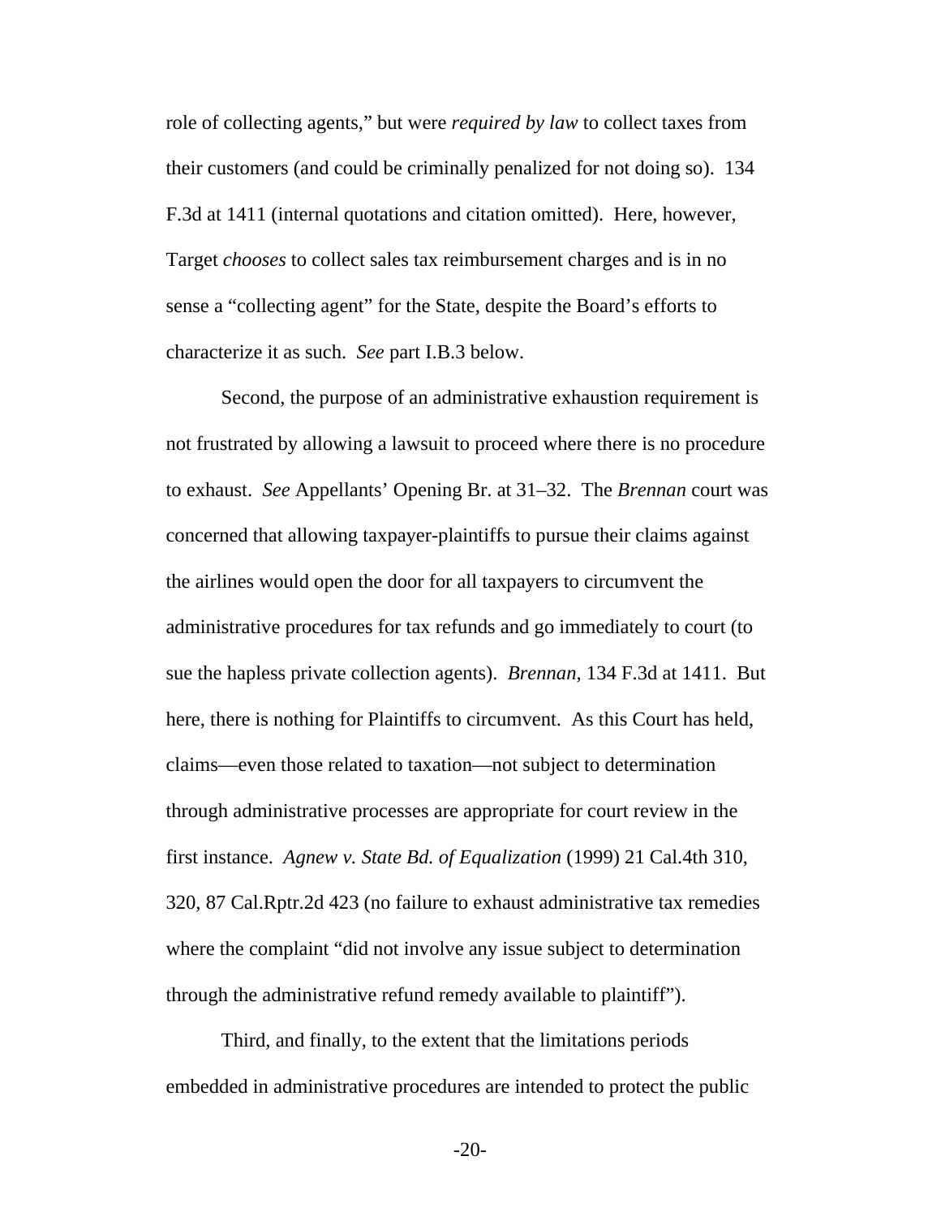role of collecting agents," but were *required by law* to collect taxes from their customers (and could be criminally penalized for not doing so). 134 F.3d at 1411 (internal quotations and citation omitted). Here, however, Target *chooses* to collect sales tax reimbursement charges and is in no sense a "collecting agent" for the State, despite the Board's efforts to characterize it as such. *See* part I.B.3 below.

Second, the purpose of an administrative exhaustion requirement is not frustrated by allowing a lawsuit to proceed where there is no procedure to exhaust. *See* Appellants' Opening Br. at 31–32. The *Brennan* court was concerned that allowing taxpayer-plaintiffs to pursue their claims against the airlines would open the door for all taxpayers to circumvent the administrative procedures for tax refunds and go immediately to court (to sue the hapless private collection agents). *Brennan*, 134 F.3d at 1411. But here, there is nothing for Plaintiffs to circumvent. As this Court has held, claims—even those related to taxation—not subject to determination through administrative processes are appropriate for court review in the first instance. *Agnew v. State Bd. of Equalization* (1999) 21 Cal.4th 310, 320, 87 Cal.Rptr.2d 423 (no failure to exhaust administrative tax remedies where the complaint "did not involve any issue subject to determination through the administrative refund remedy available to plaintiff").

Third, and finally, to the extent that the limitations periods embedded in administrative procedures are intended to protect the public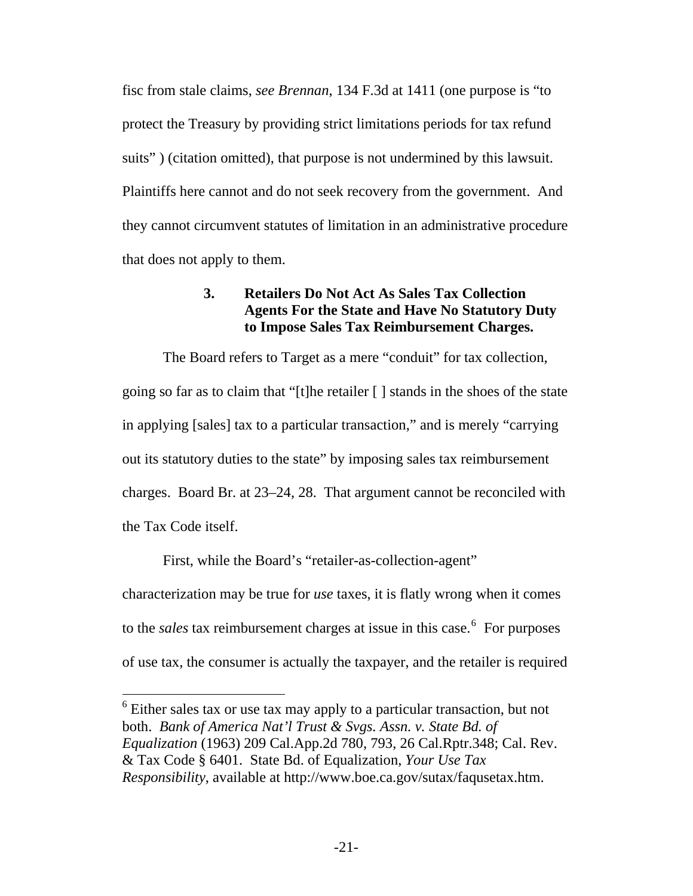fisc from stale claims, *see Brennan*, 134 F.3d at 1411 (one purpose is "to protect the Treasury by providing strict limitations periods for tax refund suits" ) (citation omitted), that purpose is not undermined by this lawsuit. Plaintiffs here cannot and do not seek recovery from the government. And they cannot circumvent statutes of limitation in an administrative procedure that does not apply to them.

### 3. Retailers Do Not Act As Sales Tax Collection Agents For the State and Have No Statutory Duty to Impose Sales Tax Reimbursement Charges.

The Board refers to Target as a mere "conduit" for tax collection, going so far as to claim that "[t]he retailer [ ] stands in the shoes of the state in applying [sales] tax to a particular transaction," and is merely "carrying out its statutory duties to the state" by imposing sales tax reimbursement charges. Board Br. at 23–24, 28. That argument cannot be reconciled with the Tax Code itself.

First, while the Board's "retailer-as-collection-agent" characterization may be true for *use* taxes, it is flatly wrong when it comes to the *sales* tax reimbursement charges at issue in this case.[6] For purposes of use tax, the consumer is actually the taxpayer, and the retailer is required

---

[6] Either sales tax or use tax may apply to a particular transaction, but not both. *Bank of America Nat'l Trust & Svgs. Assn. v. State Bd. of Equalization* (1963) 209 Cal.App.2d 780, 793, 26 Cal.Rptr.348; Cal. Rev. & Tax Code § 6401. State Bd. of Equalization, *Your Use Tax Responsibility*, available at http://www.boe.ca.gov/sutax/faqusetax.htm.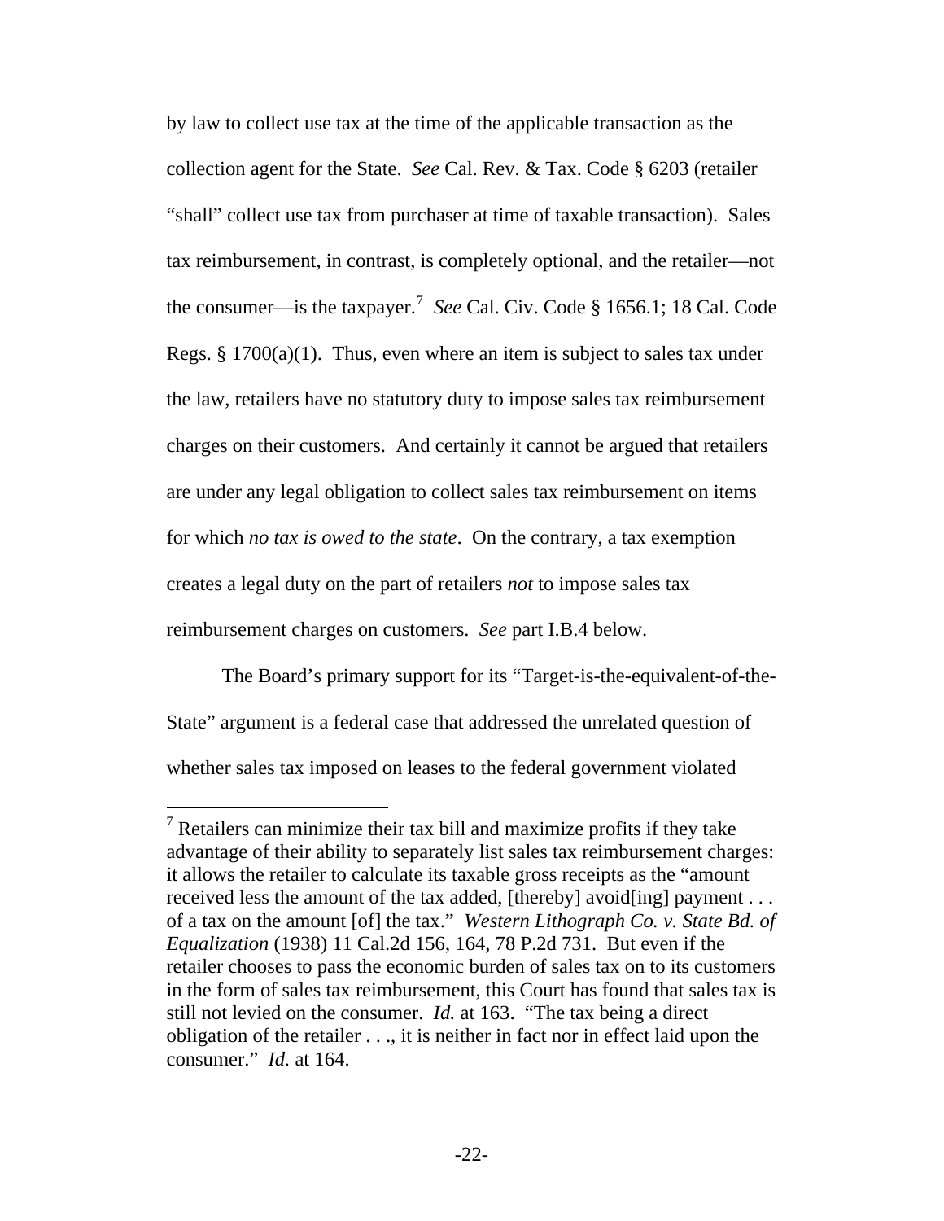by law to collect use tax at the time of the applicable transaction as the collection agent for the State. *See* Cal. Rev. & Tax. Code § 6203 (retailer "shall" collect use tax from purchaser at time of taxable transaction). Sales tax reimbursement, in contrast, is completely optional, and the retailer—not the consumer—is the taxpayer.[7] *See* Cal. Civ. Code § 1656.1; 18 Cal. Code Regs. § 1700(a)(1). Thus, even where an item is subject to sales tax under the law, retailers have no statutory duty to impose sales tax reimbursement charges on their customers. And certainly it cannot be argued that retailers are under any legal obligation to collect sales tax reimbursement on items for which *no tax is owed to the state*. On the contrary, a tax exemption creates a legal duty on the part of retailers *not* to impose sales tax reimbursement charges on customers. *See* part I.B.4 below.

The Board's primary support for its "Target-is-the-equivalent-of-the-State" argument is a federal case that addressed the unrelated question of whether sales tax imposed on leases to the federal government violated

---

[7] Retailers can minimize their tax bill and maximize profits if they take advantage of their ability to separately list sales tax reimbursement charges: it allows the retailer to calculate its taxable gross receipts as the "amount received less the amount of the tax added, [thereby] avoid[ing] payment . . . of a tax on the amount [of] the tax." *Western Lithograph Co. v. State Bd. of Equalization* (1938) 11 Cal.2d 156, 164, 78 P.2d 731. But even if the retailer chooses to pass the economic burden of sales tax on to its customers in the form of sales tax reimbursement, this Court has found that sales tax is still not levied on the consumer. *Id.* at 163. "The tax being a direct obligation of the retailer . . ., it is neither in fact nor in effect laid upon the consumer." *Id.* at 164.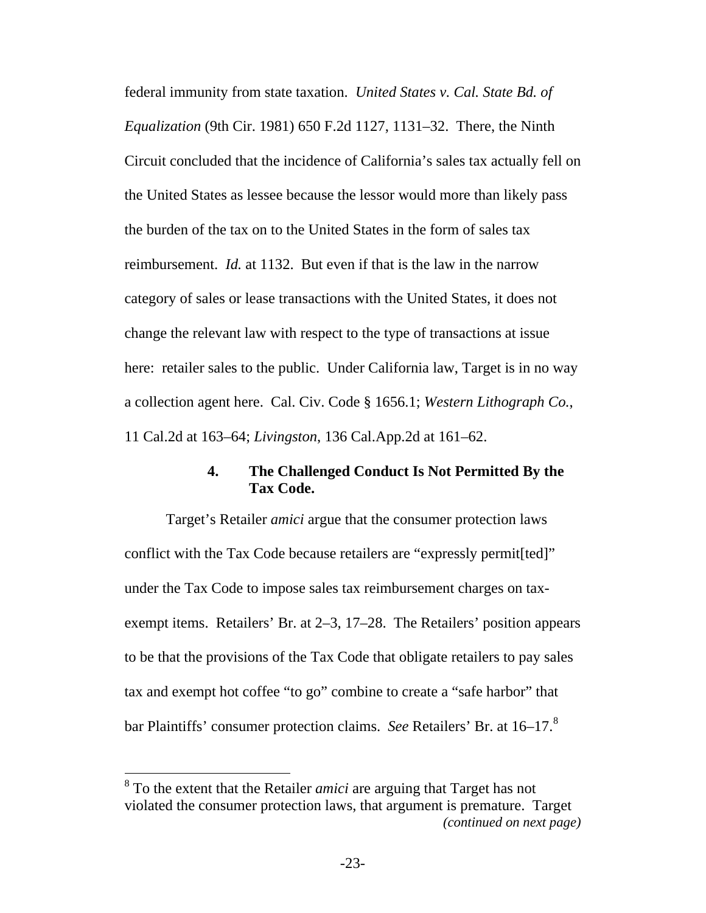federal immunity from state taxation. *United States v. Cal. State Bd. of Equalization* (9th Cir. 1981) 650 F.2d 1127, 1131–32. There, the Ninth Circuit concluded that the incidence of California's sales tax actually fell on the United States as lessee because the lessor would more than likely pass the burden of the tax on to the United States in the form of sales tax reimbursement. *Id.* at 1132. But even if that is the law in the narrow category of sales or lease transactions with the United States, it does not change the relevant law with respect to the type of transactions at issue here: retailer sales to the public. Under California law, Target is in no way a collection agent here. Cal. Civ. Code § 1656.1; *Western Lithograph Co.*, 11 Cal.2d at 163–64; *Livingston*, 136 Cal.App.2d at 161–62.

#### 4. The Challenged Conduct Is Not Permitted By the Tax Code.

Target's Retailer *amici* argue that the consumer protection laws conflict with the Tax Code because retailers are "expressly permit[ted]" under the Tax Code to impose sales tax reimbursement charges on tax-exempt items. Retailers' Br. at 2–3, 17–28. The Retailers' position appears to be that the provisions of the Tax Code that obligate retailers to pay sales tax and exempt hot coffee "to go" combine to create a "safe harbor" that bar Plaintiffs' consumer protection claims. *See* Retailers' Br. at 16–17.[8]

---

[8] To the extent that the Retailer *amici* are arguing that Target has not violated the consumer protection laws, that argument is premature. Target *(continued on next page)*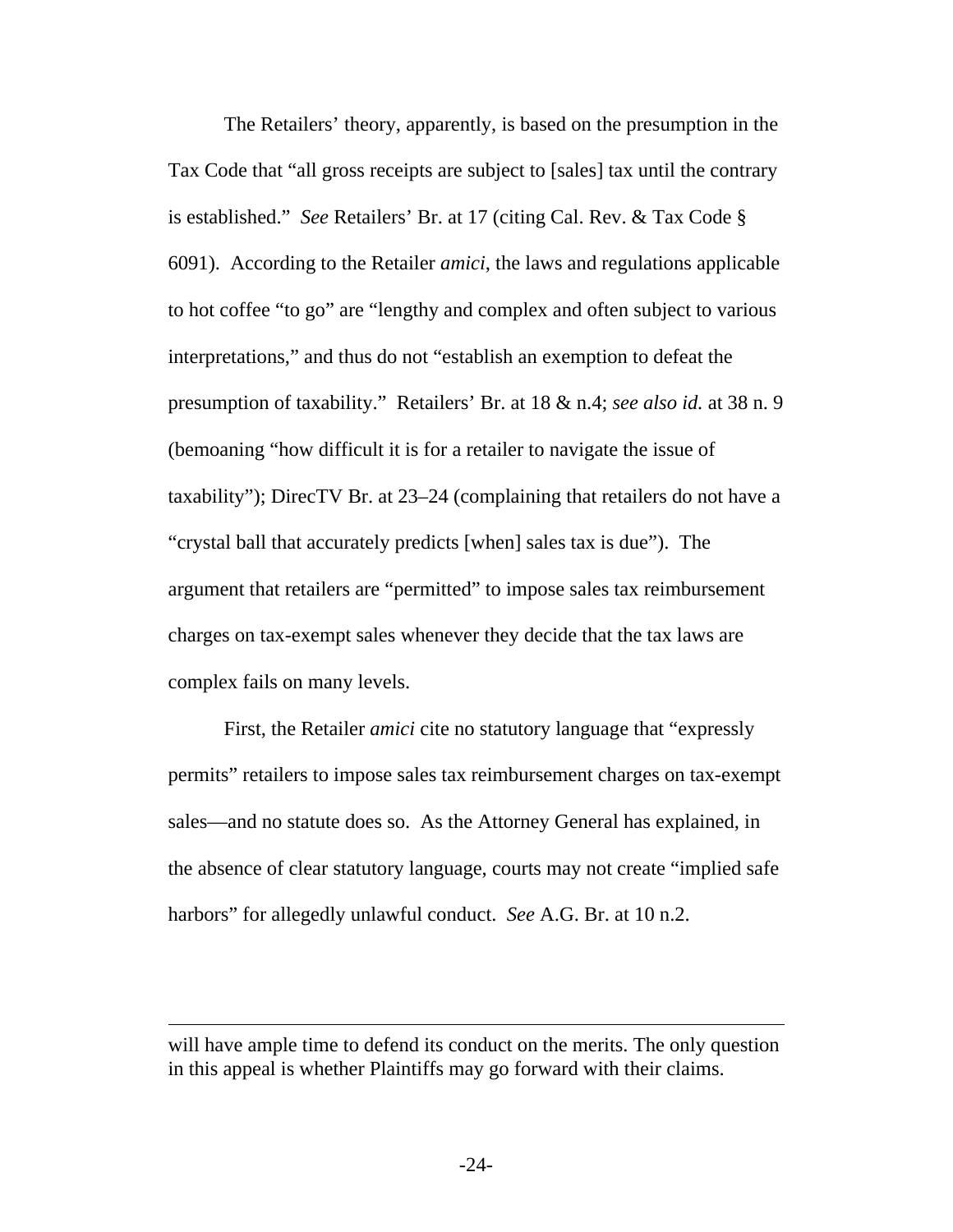The Retailers' theory, apparently, is based on the presumption in the Tax Code that "all gross receipts are subject to [sales] tax until the contrary is established." *See* Retailers' Br. at 17 (citing Cal. Rev. & Tax Code § 6091). According to the Retailer *amici*, the laws and regulations applicable to hot coffee "to go" are "lengthy and complex and often subject to various interpretations," and thus do not "establish an exemption to defeat the presumption of taxability." Retailers' Br. at 18 & n.4; *see also id.* at 38 n. 9 (bemoaning "how difficult it is for a retailer to navigate the issue of taxability"); DirecTV Br. at 23–24 (complaining that retailers do not have a "crystal ball that accurately predicts [when] sales tax is due"). The argument that retailers are "permitted" to impose sales tax reimbursement charges on tax-exempt sales whenever they decide that the tax laws are complex fails on many levels.

First, the Retailer *amici* cite no statutory language that "expressly permits" retailers to impose sales tax reimbursement charges on tax-exempt sales—and no statute does so. As the Attorney General has explained, in the absence of clear statutory language, courts may not create "implied safe harbors" for allegedly unlawful conduct. *See* A.G. Br. at 10 n.2.

---

will have ample time to defend its conduct on the merits. The only question in this appeal is whether Plaintiffs may go forward with their claims.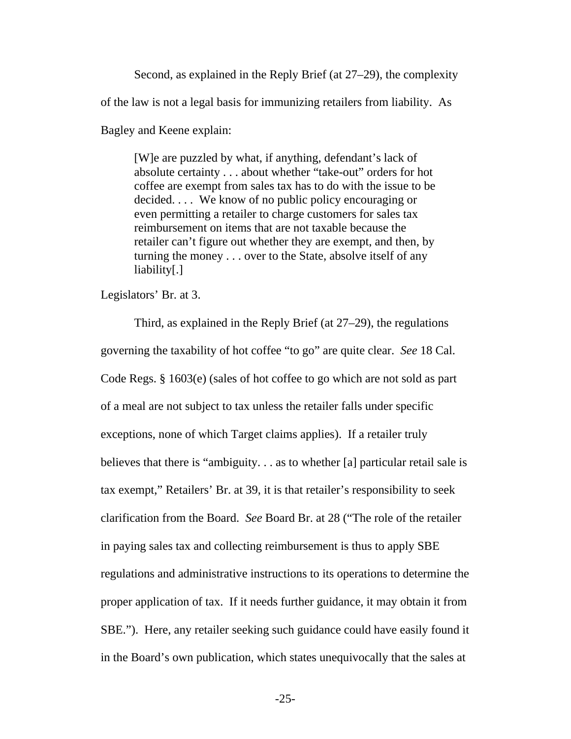Second, as explained in the Reply Brief (at 27–29), the complexity of the law is not a legal basis for immunizing retailers from liability. As Bagley and Keene explain:

> [W]e are puzzled by what, if anything, defendant's lack of absolute certainty . . . about whether "take-out" orders for hot coffee are exempt from sales tax has to do with the issue to be decided. . . . We know of no public policy encouraging or even permitting a retailer to charge customers for sales tax reimbursement on items that are not taxable because the retailer can't figure out whether they are exempt, and then, by turning the money . . . over to the State, absolve itself of any liability[.]

Legislators' Br. at 3.

Third, as explained in the Reply Brief (at 27–29), the regulations governing the taxability of hot coffee "to go" are quite clear. *See* 18 Cal. Code Regs. § 1603(e) (sales of hot coffee to go which are not sold as part of a meal are not subject to tax unless the retailer falls under specific exceptions, none of which Target claims applies). If a retailer truly believes that there is "ambiguity. . . as to whether [a] particular retail sale is tax exempt," Retailers' Br. at 39, it is that retailer's responsibility to seek clarification from the Board. *See* Board Br. at 28 ("The role of the retailer in paying sales tax and collecting reimbursement is thus to apply SBE regulations and administrative instructions to its operations to determine the proper application of tax. If it needs further guidance, it may obtain it from SBE."). Here, any retailer seeking such guidance could have easily found it in the Board's own publication, which states unequivocally that the sales at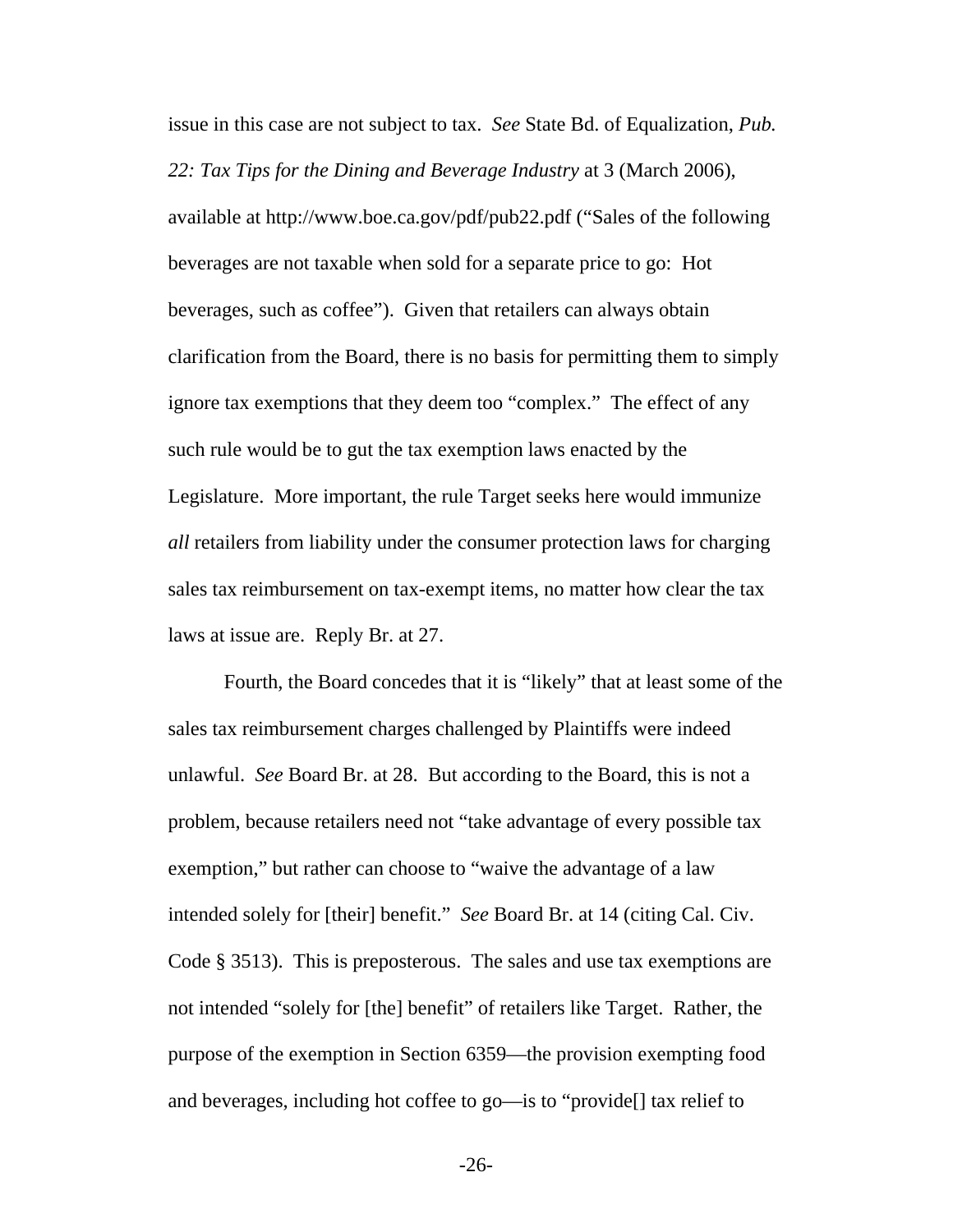issue in this case are not subject to tax. *See* State Bd. of Equalization, *Pub. 22: Tax Tips for the Dining and Beverage Industry* at 3 (March 2006), available at http://www.boe.ca.gov/pdf/pub22.pdf ("Sales of the following beverages are not taxable when sold for a separate price to go: Hot beverages, such as coffee"). Given that retailers can always obtain clarification from the Board, there is no basis for permitting them to simply ignore tax exemptions that they deem too "complex." The effect of any such rule would be to gut the tax exemption laws enacted by the Legislature. More important, the rule Target seeks here would immunize *all* retailers from liability under the consumer protection laws for charging sales tax reimbursement on tax-exempt items, no matter how clear the tax laws at issue are. Reply Br. at 27.

Fourth, the Board concedes that it is "likely" that at least some of the sales tax reimbursement charges challenged by Plaintiffs were indeed unlawful. *See* Board Br. at 28. But according to the Board, this is not a problem, because retailers need not "take advantage of every possible tax exemption," but rather can choose to "waive the advantage of a law intended solely for [their] benefit." *See* Board Br. at 14 (citing Cal. Civ. Code § 3513). This is preposterous. The sales and use tax exemptions are not intended "solely for [the] benefit" of retailers like Target. Rather, the purpose of the exemption in Section 6359—the provision exempting food and beverages, including hot coffee to go—is to "provide[] tax relief to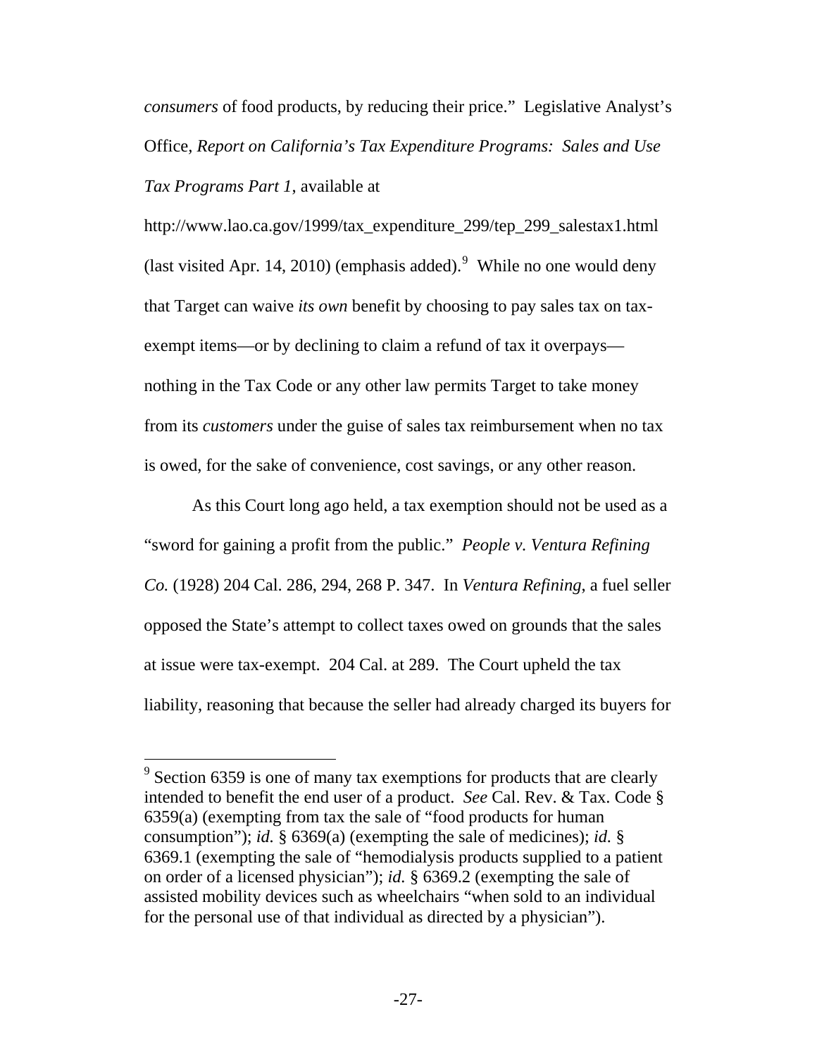*consumers* of food products, by reducing their price." Legislative Analyst's Office, *Report on California's Tax Expenditure Programs: Sales and Use Tax Programs Part 1*, available at

http://www.lao.ca.gov/1999/tax_expenditure_299/tep_299_salestax1.html (last visited Apr. 14, 2010) (emphasis added).[9] While no one would deny that Target can waive *its own* benefit by choosing to pay sales tax on tax-exempt items—or by declining to claim a refund of tax it overpays—nothing in the Tax Code or any other law permits Target to take money from its *customers* under the guise of sales tax reimbursement when no tax is owed, for the sake of convenience, cost savings, or any other reason.

As this Court long ago held, a tax exemption should not be used as a "sword for gaining a profit from the public." *People v. Ventura Refining Co.* (1928) 204 Cal. 286, 294, 268 P. 347. In *Ventura Refining*, a fuel seller opposed the State's attempt to collect taxes owed on grounds that the sales at issue were tax-exempt. 204 Cal. at 289. The Court upheld the tax liability, reasoning that because the seller had already charged its buyers for

---

[9] Section 6359 is one of many tax exemptions for products that are clearly intended to benefit the end user of a product. *See* Cal. Rev. & Tax. Code § 6359(a) (exempting from tax the sale of "food products for human consumption"); *id.* § 6369(a) (exempting the sale of medicines); *id.* § 6369.1 (exempting the sale of "hemodialysis products supplied to a patient on order of a licensed physician"); *id.* § 6369.2 (exempting the sale of assisted mobility devices such as wheelchairs "when sold to an individual for the personal use of that individual as directed by a physician").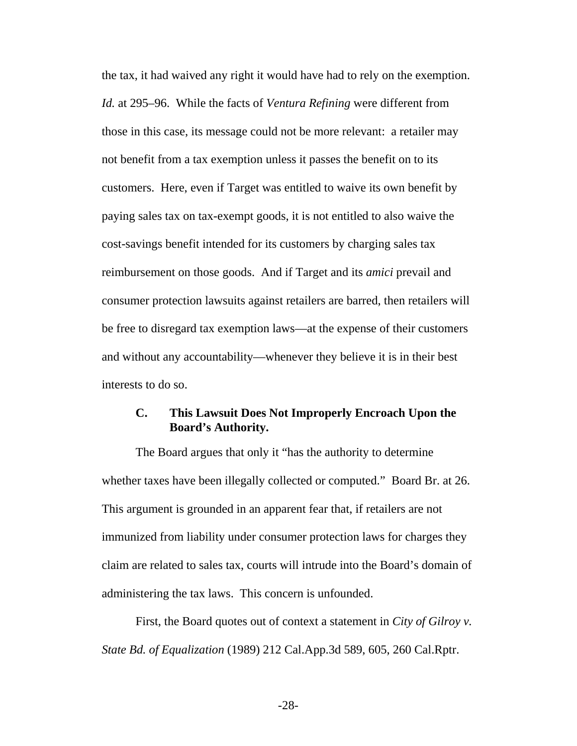the tax, it had waived any right it would have had to rely on the exemption. *Id.* at 295–96. While the facts of *Ventura Refining* were different from those in this case, its message could not be more relevant: a retailer may not benefit from a tax exemption unless it passes the benefit on to its customers. Here, even if Target was entitled to waive its own benefit by paying sales tax on tax-exempt goods, it is not entitled to also waive the cost-savings benefit intended for its customers by charging sales tax reimbursement on those goods. And if Target and its *amici* prevail and consumer protection lawsuits against retailers are barred, then retailers will be free to disregard tax exemption laws—at the expense of their customers and without any accountability—whenever they believe it is in their best interests to do so.

### C. This Lawsuit Does Not Improperly Encroach Upon the Board's Authority.

The Board argues that only it "has the authority to determine whether taxes have been illegally collected or computed." Board Br. at 26. This argument is grounded in an apparent fear that, if retailers are not immunized from liability under consumer protection laws for charges they claim are related to sales tax, courts will intrude into the Board's domain of administering the tax laws. This concern is unfounded.

First, the Board quotes out of context a statement in *City of Gilroy v. State Bd. of Equalization* (1989) 212 Cal.App.3d 589, 605, 260 Cal.Rptr.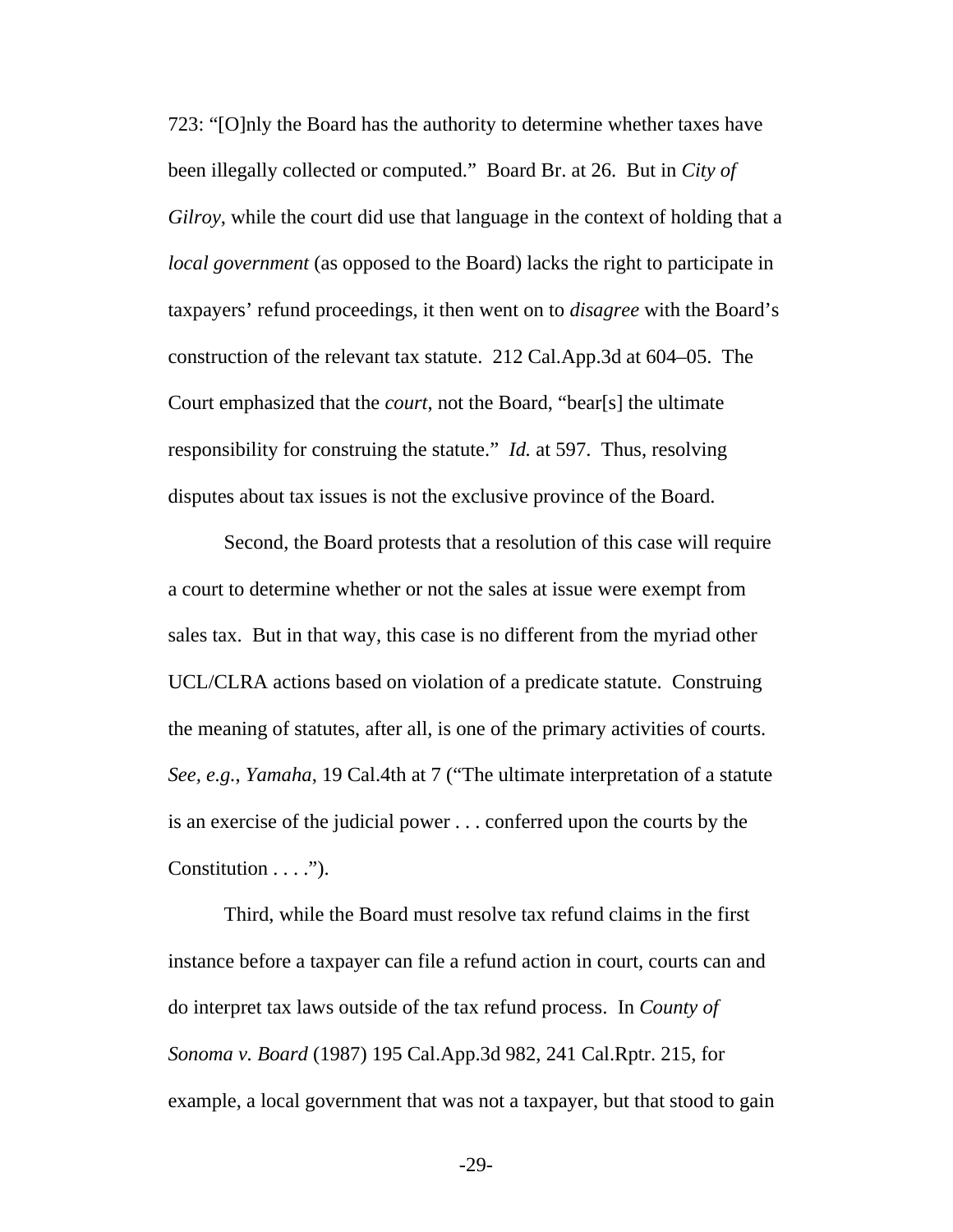723: "[O]nly the Board has the authority to determine whether taxes have been illegally collected or computed." Board Br. at 26. But in *City of Gilroy*, while the court did use that language in the context of holding that a *local government* (as opposed to the Board) lacks the right to participate in taxpayers' refund proceedings, it then went on to *disagree* with the Board's construction of the relevant tax statute. 212 Cal.App.3d at 604–05. The Court emphasized that the *court*, not the Board, "bear[s] the ultimate responsibility for construing the statute." *Id.* at 597. Thus, resolving disputes about tax issues is not the exclusive province of the Board.

Second, the Board protests that a resolution of this case will require a court to determine whether or not the sales at issue were exempt from sales tax. But in that way, this case is no different from the myriad other UCL/CLRA actions based on violation of a predicate statute. Construing the meaning of statutes, after all, is one of the primary activities of courts. *See, e.g.*, *Yamaha*, 19 Cal.4th at 7 ("The ultimate interpretation of a statute is an exercise of the judicial power . . . conferred upon the courts by the Constitution . . . .").

Third, while the Board must resolve tax refund claims in the first instance before a taxpayer can file a refund action in court, courts can and do interpret tax laws outside of the tax refund process. In *County of Sonoma v. Board* (1987) 195 Cal.App.3d 982, 241 Cal.Rptr. 215, for example, a local government that was not a taxpayer, but that stood to gain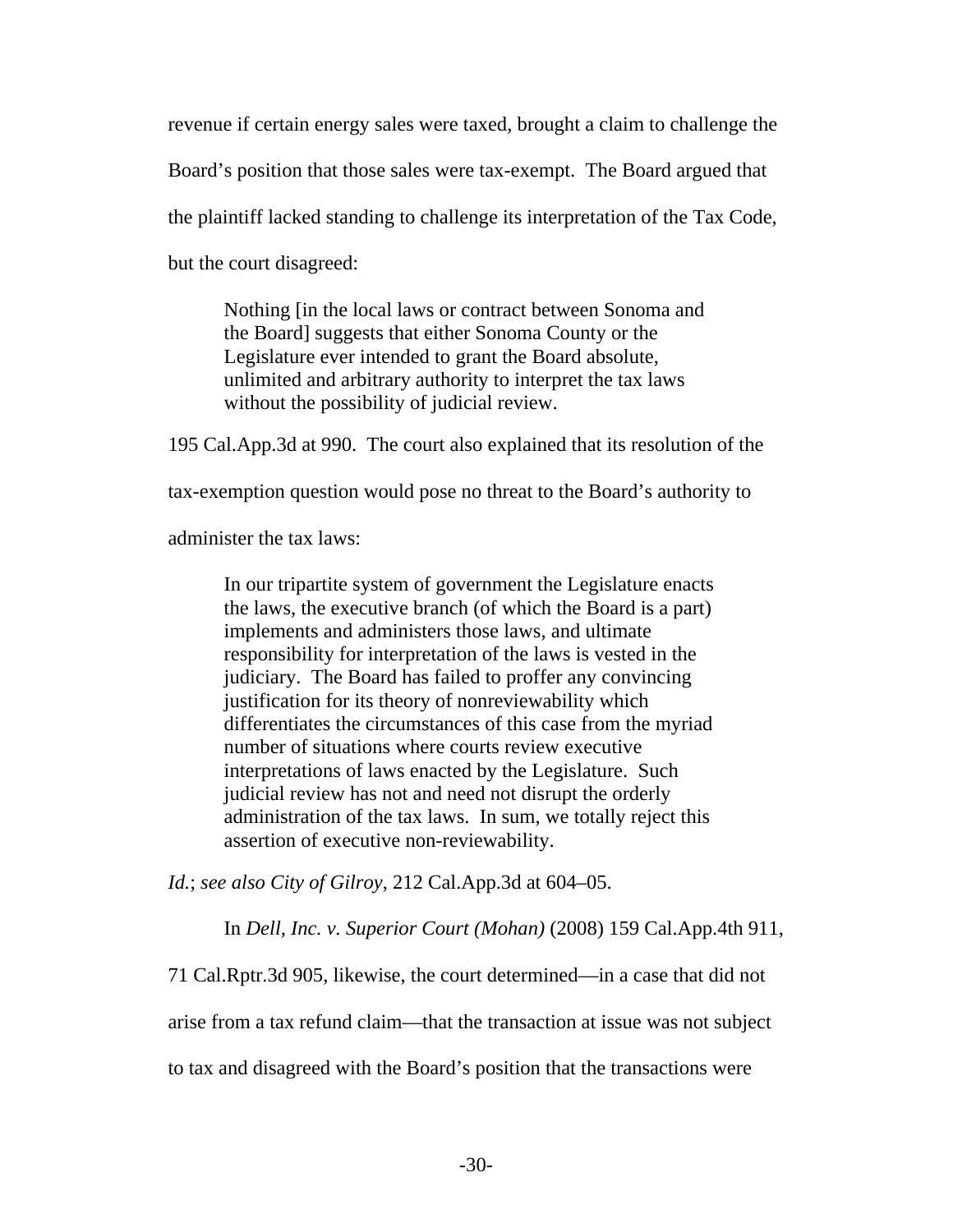revenue if certain energy sales were taxed, brought a claim to challenge the Board's position that those sales were tax-exempt. The Board argued that the plaintiff lacked standing to challenge its interpretation of the Tax Code, but the court disagreed:

> Nothing [in the local laws or contract between Sonoma and the Board] suggests that either Sonoma County or the Legislature ever intended to grant the Board absolute, unlimited and arbitrary authority to interpret the tax laws without the possibility of judicial review.

195 Cal.App.3d at 990. The court also explained that its resolution of the tax-exemption question would pose no threat to the Board's authority to administer the tax laws:

> In our tripartite system of government the Legislature enacts the laws, the executive branch (of which the Board is a part) implements and administers those laws, and ultimate responsibility for interpretation of the laws is vested in the judiciary. The Board has failed to proffer any convincing justification for its theory of nonreviewability which differentiates the circumstances of this case from the myriad number of situations where courts review executive interpretations of laws enacted by the Legislature. Such judicial review has not and need not disrupt the orderly administration of the tax laws. In sum, we totally reject this assertion of executive non-reviewability.

*Id.*; *see also City of Gilroy*, 212 Cal.App.3d at 604–05.

In *Dell, Inc. v. Superior Court (Mohan)* (2008) 159 Cal.App.4th 911, 71 Cal.Rptr.3d 905, likewise, the court determined—in a case that did not arise from a tax refund claim—that the transaction at issue was not subject to tax and disagreed with the Board's position that the transactions were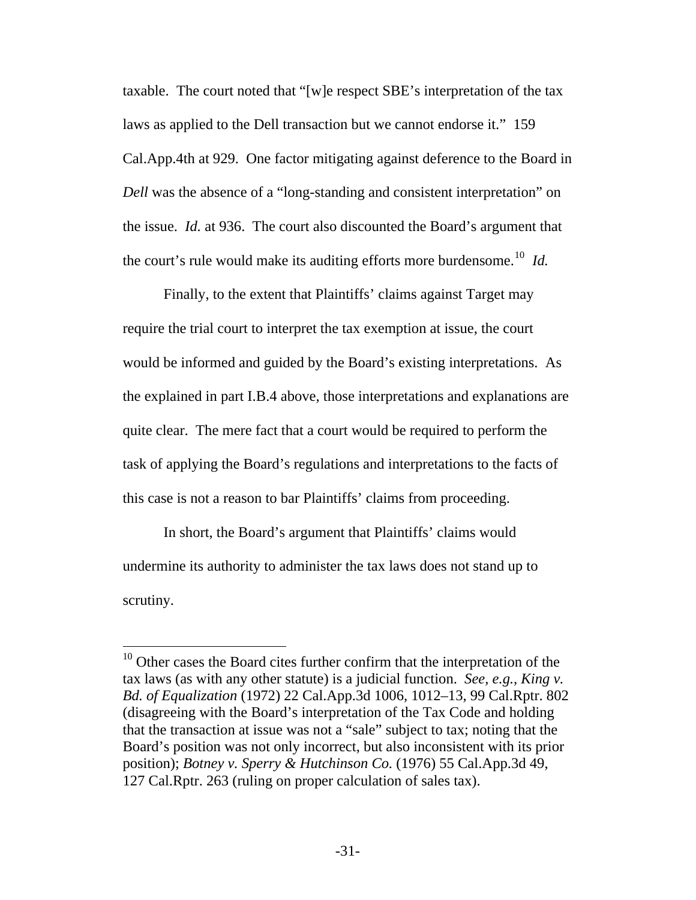taxable. The court noted that "[w]e respect SBE's interpretation of the tax laws as applied to the Dell transaction but we cannot endorse it." 159 Cal.App.4th at 929. One factor mitigating against deference to the Board in *Dell* was the absence of a "long-standing and consistent interpretation" on the issue. *Id.* at 936. The court also discounted the Board's argument that the court's rule would make its auditing efforts more burdensome.[10] *Id.*

Finally, to the extent that Plaintiffs' claims against Target may require the trial court to interpret the tax exemption at issue, the court would be informed and guided by the Board's existing interpretations. As the explained in part I.B.4 above, those interpretations and explanations are quite clear. The mere fact that a court would be required to perform the task of applying the Board's regulations and interpretations to the facts of this case is not a reason to bar Plaintiffs' claims from proceeding.

In short, the Board's argument that Plaintiffs' claims would undermine its authority to administer the tax laws does not stand up to scrutiny.

---

[10] Other cases the Board cites further confirm that the interpretation of the tax laws (as with any other statute) is a judicial function. *See, e.g.*, *King v. Bd. of Equalization* (1972) 22 Cal.App.3d 1006, 1012–13, 99 Cal.Rptr. 802 (disagreeing with the Board's interpretation of the Tax Code and holding that the transaction at issue was not a "sale" subject to tax; noting that the Board's position was not only incorrect, but also inconsistent with its prior position); *Botney v. Sperry & Hutchinson Co.* (1976) 55 Cal.App.3d 49, 127 Cal.Rptr. 263 (ruling on proper calculation of sales tax).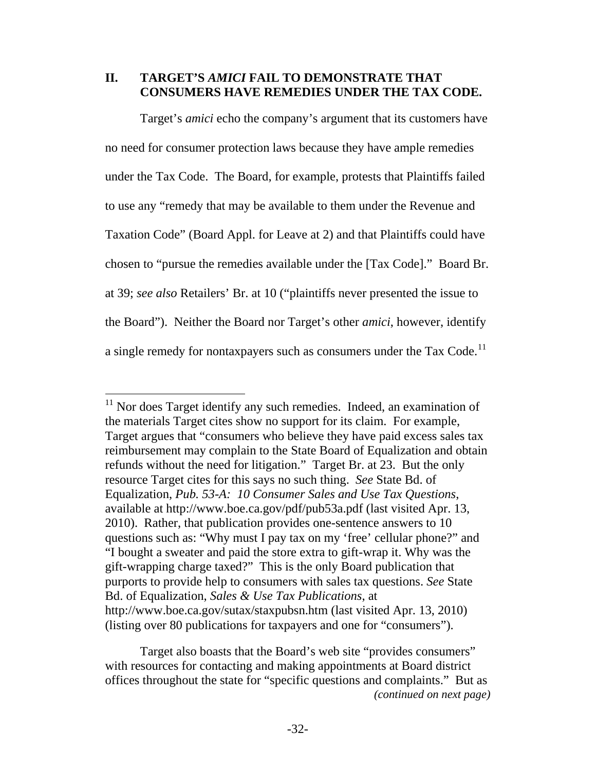## II. TARGET'S *AMICI* FAIL TO DEMONSTRATE THAT CONSUMERS HAVE REMEDIES UNDER THE TAX CODE.

Target's *amici* echo the company's argument that its customers have no need for consumer protection laws because they have ample remedies under the Tax Code. The Board, for example, protests that Plaintiffs failed to use any "remedy that may be available to them under the Revenue and Taxation Code" (Board Appl. for Leave at 2) and that Plaintiffs could have chosen to "pursue the remedies available under the [Tax Code]." Board Br. at 39; *see also* Retailers' Br. at 10 ("plaintiffs never presented the issue to the Board"). Neither the Board nor Target's other *amici*, however, identify a single remedy for nontaxpayers such as consumers under the Tax Code.[11]

---

[11] Nor does Target identify any such remedies. Indeed, an examination of the materials Target cites show no support for its claim. For example, Target argues that "consumers who believe they have paid excess sales tax reimbursement may complain to the State Board of Equalization and obtain refunds without the need for litigation." Target Br. at 23. But the only resource Target cites for this says no such thing. *See* State Bd. of Equalization, *Pub. 53-A: 10 Consumer Sales and Use Tax Questions*, available at http://www.boe.ca.gov/pdf/pub53a.pdf (last visited Apr. 13, 2010). Rather, that publication provides one-sentence answers to 10 questions such as: "Why must I pay tax on my 'free' cellular phone?" and "I bought a sweater and paid the store extra to gift-wrap it. Why was the gift-wrapping charge taxed?" This is the only Board publication that purports to provide help to consumers with sales tax questions. *See* State Bd. of Equalization, *Sales & Use Tax Publications*, at http://www.boe.ca.gov/sutax/staxpubsn.htm (last visited Apr. 13, 2010) (listing over 80 publications for taxpayers and one for "consumers").

Target also boasts that the Board's web site "provides consumers" with resources for contacting and making appointments at Board district offices throughout the state for "specific questions and complaints." But as *(continued on next page)*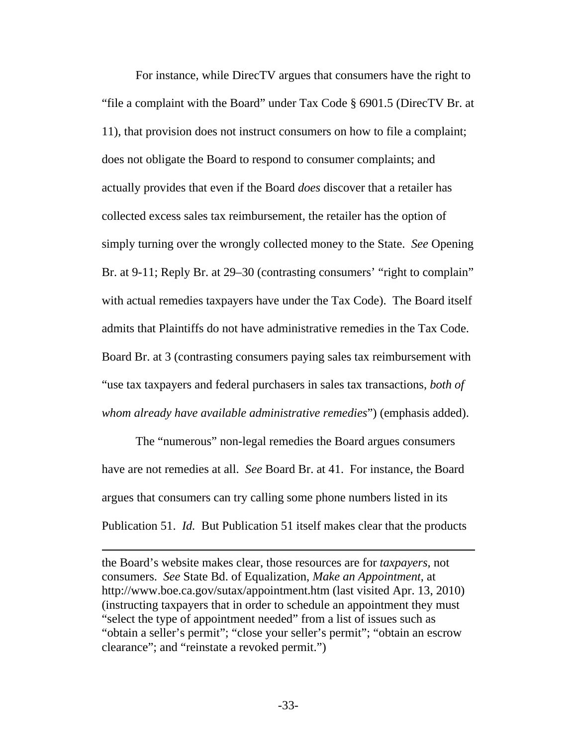For instance, while DirecTV argues that consumers have the right to "file a complaint with the Board" under Tax Code § 6901.5 (DirecTV Br. at 11), that provision does not instruct consumers on how to file a complaint; does not obligate the Board to respond to consumer complaints; and actually provides that even if the Board *does* discover that a retailer has collected excess sales tax reimbursement, the retailer has the option of simply turning over the wrongly collected money to the State. *See* Opening Br. at 9-11; Reply Br. at 29–30 (contrasting consumers' "right to complain" with actual remedies taxpayers have under the Tax Code). The Board itself admits that Plaintiffs do not have administrative remedies in the Tax Code. Board Br. at 3 (contrasting consumers paying sales tax reimbursement with "use tax taxpayers and federal purchasers in sales tax transactions, *both of whom already have available administrative remedies*") (emphasis added).

The "numerous" non-legal remedies the Board argues consumers have are not remedies at all. *See* Board Br. at 41. For instance, the Board argues that consumers can try calling some phone numbers listed in its Publication 51. *Id.* But Publication 51 itself makes clear that the products

---

the Board's website makes clear, those resources are for *taxpayers*, not consumers. *See* State Bd. of Equalization, *Make an Appointment*, at http://www.boe.ca.gov/sutax/appointment.htm (last visited Apr. 13, 2010) (instructing taxpayers that in order to schedule an appointment they must "select the type of appointment needed" from a list of issues such as "obtain a seller's permit"; "close your seller's permit"; "obtain an escrow clearance"; and "reinstate a revoked permit.")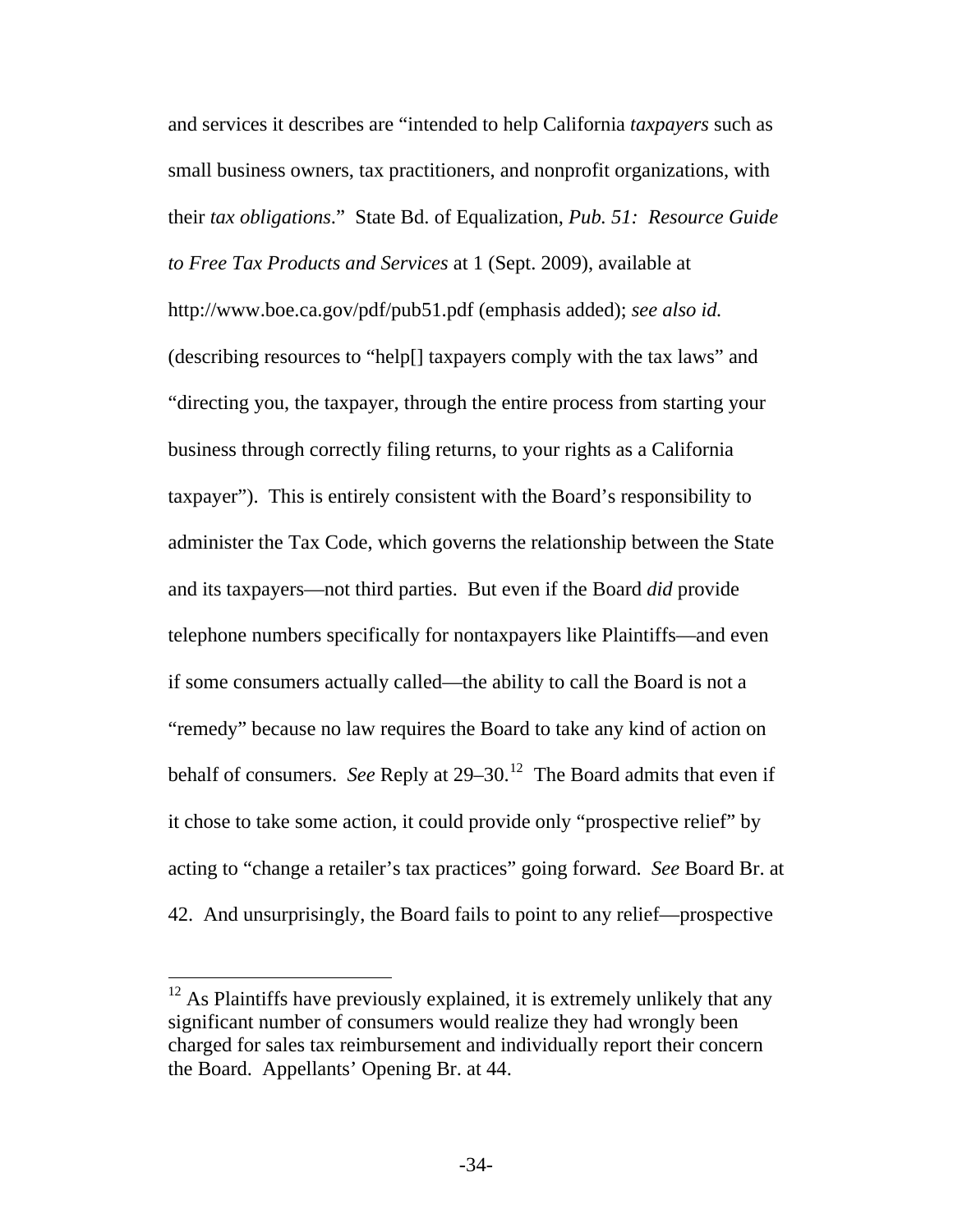and services it describes are "intended to help California *taxpayers* such as small business owners, tax practitioners, and nonprofit organizations, with their *tax obligations*." State Bd. of Equalization, *Pub. 51: Resource Guide to Free Tax Products and Services* at 1 (Sept. 2009), available at http://www.boe.ca.gov/pdf/pub51.pdf (emphasis added); *see also id.* (describing resources to "help[] taxpayers comply with the tax laws" and "directing you, the taxpayer, through the entire process from starting your business through correctly filing returns, to your rights as a California taxpayer"). This is entirely consistent with the Board's responsibility to administer the Tax Code, which governs the relationship between the State and its taxpayers—not third parties. But even if the Board *did* provide telephone numbers specifically for nontaxpayers like Plaintiffs—and even if some consumers actually called—the ability to call the Board is not a "remedy" because no law requires the Board to take any kind of action on behalf of consumers. *See* Reply at 29–30.[12] The Board admits that even if it chose to take some action, it could provide only "prospective relief" by acting to "change a retailer's tax practices" going forward. *See* Board Br. at 42. And unsurprisingly, the Board fails to point to any relief—prospective

---

[12] As Plaintiffs have previously explained, it is extremely unlikely that any significant number of consumers would realize they had wrongly been charged for sales tax reimbursement and individually report their concern the Board. Appellants' Opening Br. at 44.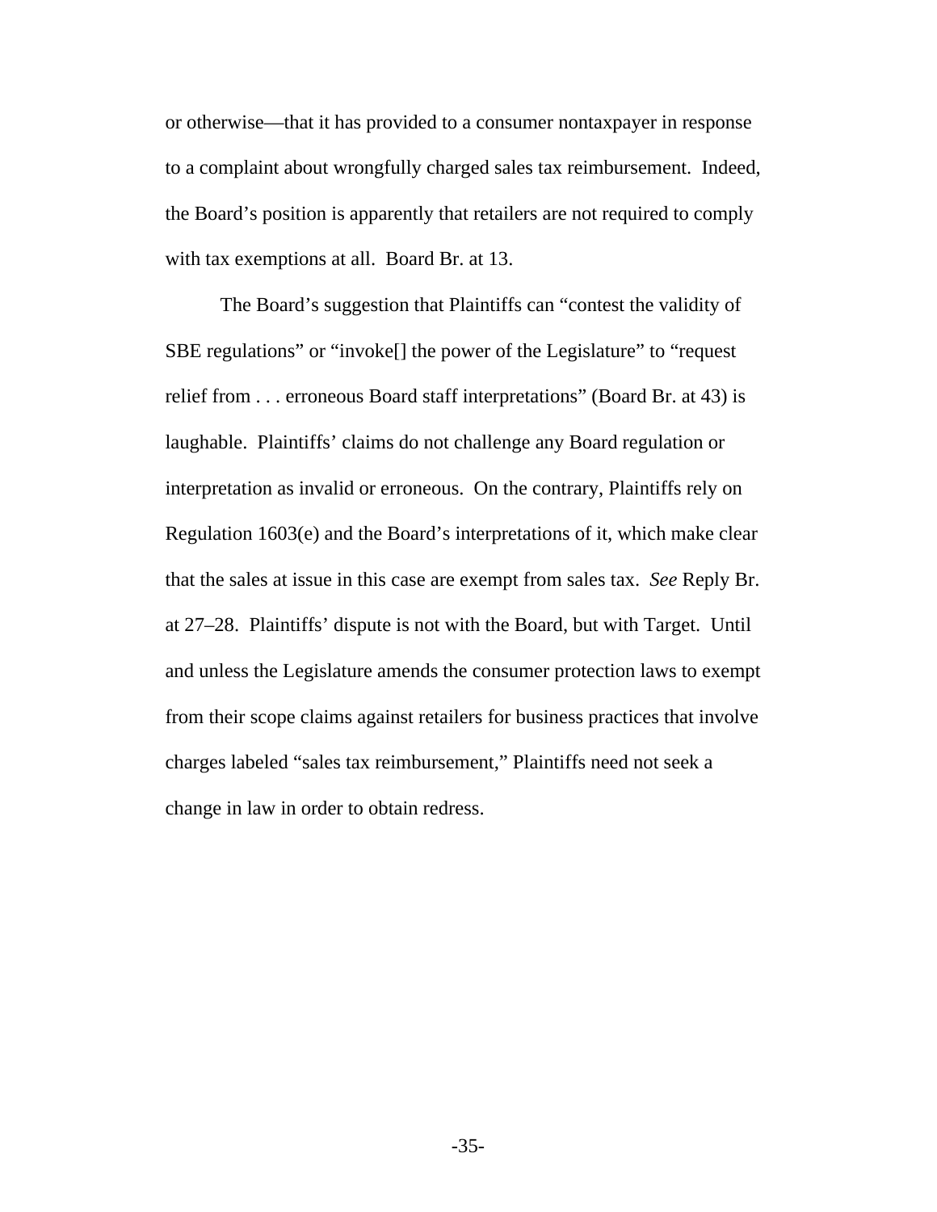or otherwise—that it has provided to a consumer nontaxpayer in response to a complaint about wrongfully charged sales tax reimbursement. Indeed, the Board's position is apparently that retailers are not required to comply with tax exemptions at all. Board Br. at 13.

The Board's suggestion that Plaintiffs can "contest the validity of SBE regulations" or "invoke[] the power of the Legislature" to "request relief from . . . erroneous Board staff interpretations" (Board Br. at 43) is laughable. Plaintiffs' claims do not challenge any Board regulation or interpretation as invalid or erroneous. On the contrary, Plaintiffs rely on Regulation 1603(e) and the Board's interpretations of it, which make clear that the sales at issue in this case are exempt from sales tax. *See* Reply Br. at 27–28. Plaintiffs' dispute is not with the Board, but with Target. Until and unless the Legislature amends the consumer protection laws to exempt from their scope claims against retailers for business practices that involve charges labeled "sales tax reimbursement," Plaintiffs need not seek a change in law in order to obtain redress.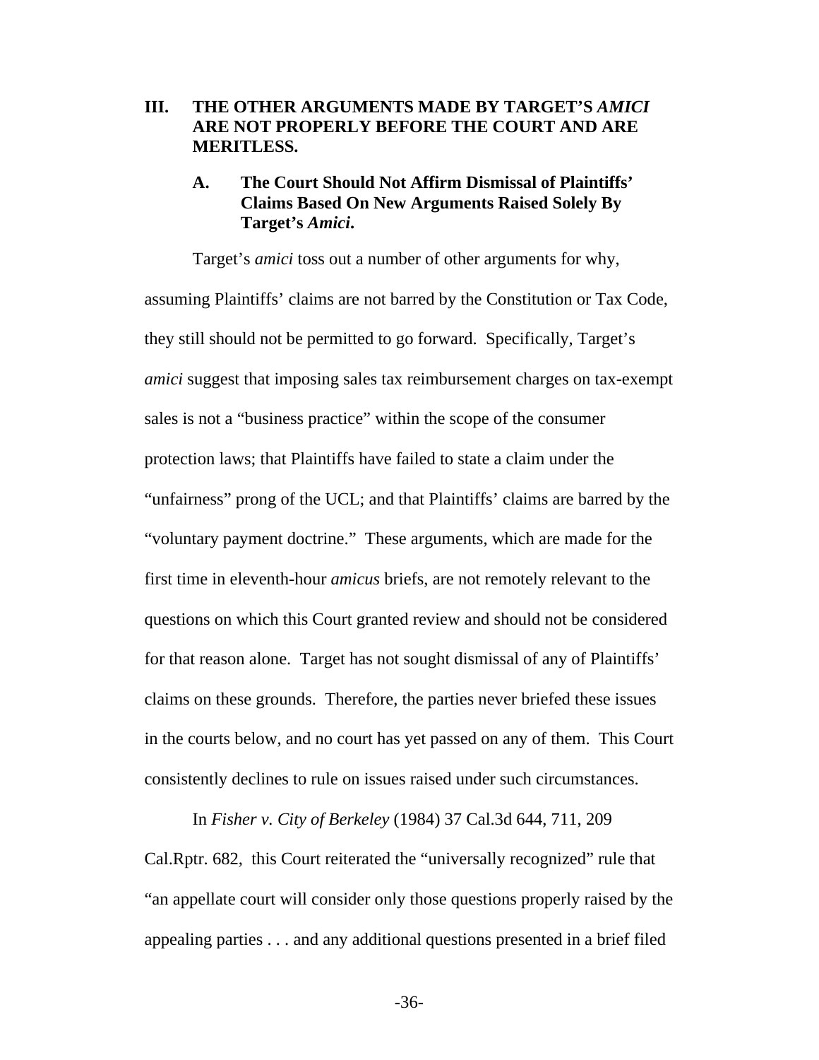## III. THE OTHER ARGUMENTS MADE BY TARGET'S *AMICI* ARE NOT PROPERLY BEFORE THE COURT AND ARE MERITLESS.

### A. The Court Should Not Affirm Dismissal of Plaintiffs' Claims Based On New Arguments Raised Solely By Target's *Amici*.

Target's *amici* toss out a number of other arguments for why, assuming Plaintiffs' claims are not barred by the Constitution or Tax Code, they still should not be permitted to go forward. Specifically, Target's *amici* suggest that imposing sales tax reimbursement charges on tax-exempt sales is not a "business practice" within the scope of the consumer protection laws; that Plaintiffs have failed to state a claim under the "unfairness" prong of the UCL; and that Plaintiffs' claims are barred by the "voluntary payment doctrine." These arguments, which are made for the first time in eleventh-hour *amicus* briefs, are not remotely relevant to the questions on which this Court granted review and should not be considered for that reason alone. Target has not sought dismissal of any of Plaintiffs' claims on these grounds. Therefore, the parties never briefed these issues in the courts below, and no court has yet passed on any of them. This Court consistently declines to rule on issues raised under such circumstances.

In *Fisher v. City of Berkeley* (1984) 37 Cal.3d 644, 711, 209 Cal.Rptr. 682, this Court reiterated the "universally recognized" rule that "an appellate court will consider only those questions properly raised by the appealing parties . . . and any additional questions presented in a brief filed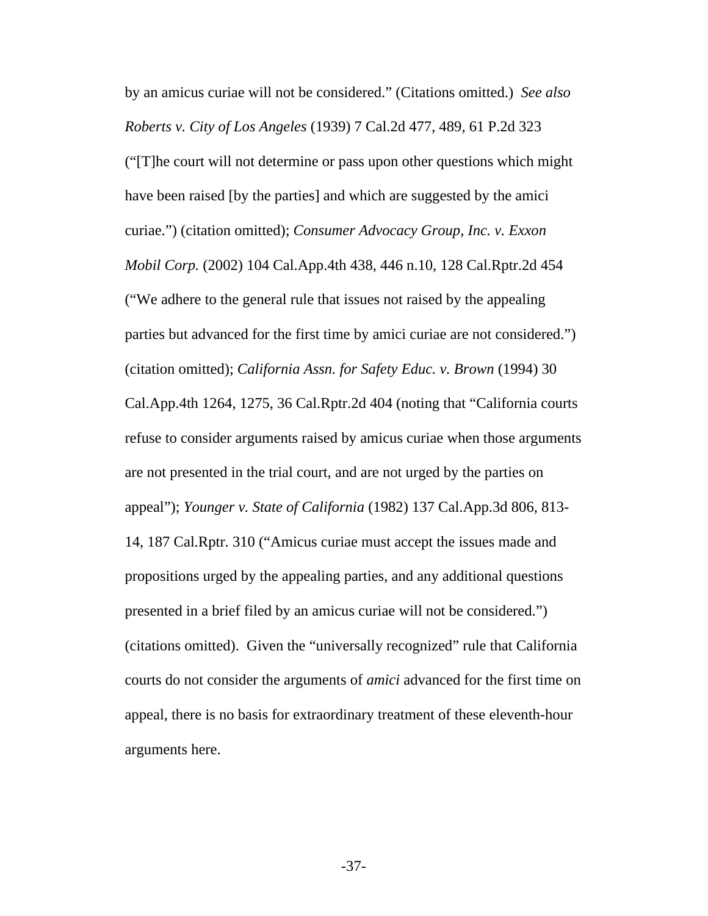by an amicus curiae will not be considered." (Citations omitted.) *See also Roberts v. City of Los Angeles* (1939) 7 Cal.2d 477, 489, 61 P.2d 323 ("[T]he court will not determine or pass upon other questions which might have been raised [by the parties] and which are suggested by the amici curiae.") (citation omitted); *Consumer Advocacy Group, Inc. v. Exxon Mobil Corp.* (2002) 104 Cal.App.4th 438, 446 n.10, 128 Cal.Rptr.2d 454 ("We adhere to the general rule that issues not raised by the appealing parties but advanced for the first time by amici curiae are not considered.") (citation omitted); *California Assn. for Safety Educ. v. Brown* (1994) 30 Cal.App.4th 1264, 1275, 36 Cal.Rptr.2d 404 (noting that "California courts refuse to consider arguments raised by amicus curiae when those arguments are not presented in the trial court, and are not urged by the parties on appeal"); *Younger v. State of California* (1982) 137 Cal.App.3d 806, 813-14, 187 Cal.Rptr. 310 ("Amicus curiae must accept the issues made and propositions urged by the appealing parties, and any additional questions presented in a brief filed by an amicus curiae will not be considered.") (citations omitted). Given the "universally recognized" rule that California courts do not consider the arguments of *amici* advanced for the first time on appeal, there is no basis for extraordinary treatment of these eleventh-hour arguments here.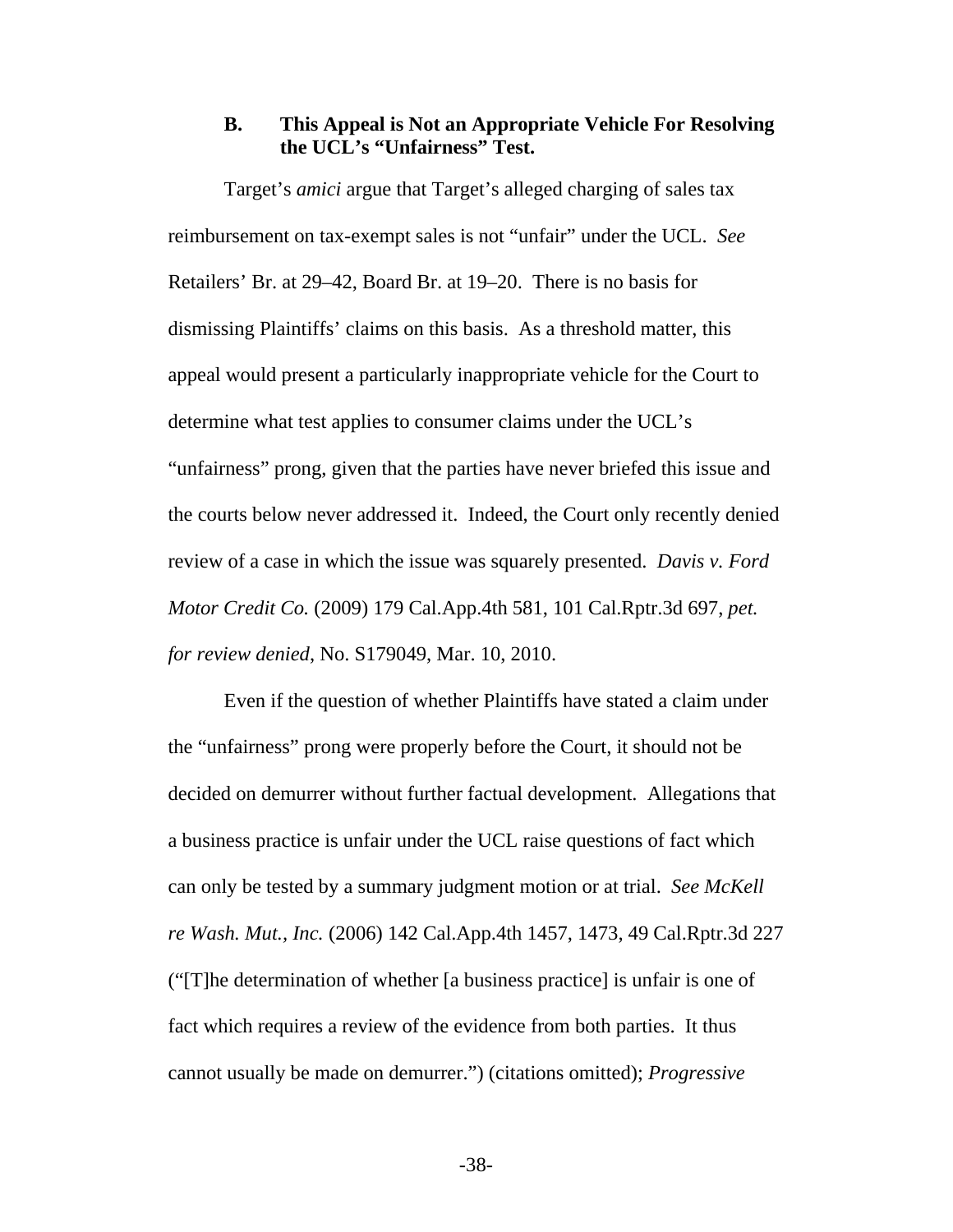### B. This Appeal is Not an Appropriate Vehicle For Resolving the UCL's "Unfairness" Test.

Target's *amici* argue that Target's alleged charging of sales tax reimbursement on tax-exempt sales is not "unfair" under the UCL. *See* Retailers' Br. at 29–42, Board Br. at 19–20. There is no basis for dismissing Plaintiffs' claims on this basis. As a threshold matter, this appeal would present a particularly inappropriate vehicle for the Court to determine what test applies to consumer claims under the UCL's "unfairness" prong, given that the parties have never briefed this issue and the courts below never addressed it. Indeed, the Court only recently denied review of a case in which the issue was squarely presented. *Davis v. Ford Motor Credit Co.* (2009) 179 Cal.App.4th 581, 101 Cal.Rptr.3d 697, *pet. for review denied*, No. S179049, Mar. 10, 2010.

Even if the question of whether Plaintiffs have stated a claim under the "unfairness" prong were properly before the Court, it should not be decided on demurrer without further factual development. Allegations that a business practice is unfair under the UCL raise questions of fact which can only be tested by a summary judgment motion or at trial. *See McKell re Wash. Mut., Inc.* (2006) 142 Cal.App.4th 1457, 1473, 49 Cal.Rptr.3d 227 ("[T]he determination of whether [a business practice] is unfair is one of fact which requires a review of the evidence from both parties. It thus cannot usually be made on demurrer.") (citations omitted); *Progressive*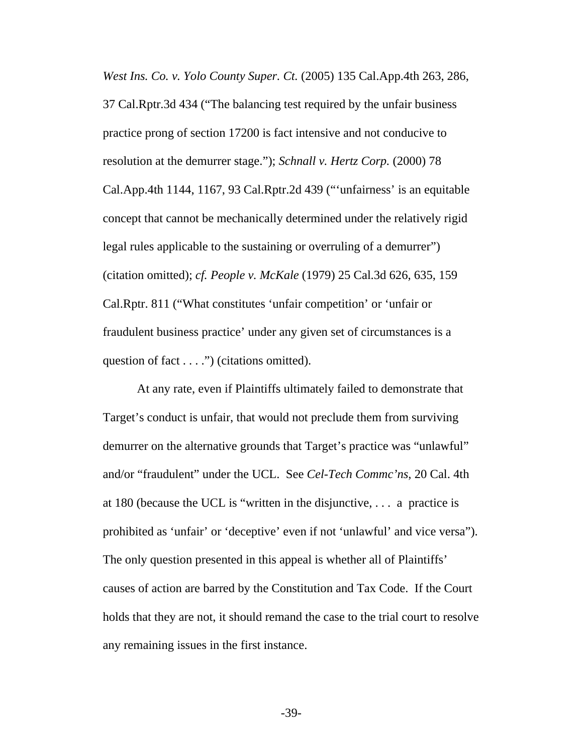*West Ins. Co. v. Yolo County Super. Ct.* (2005) 135 Cal.App.4th 263, 286, 37 Cal.Rptr.3d 434 ("The balancing test required by the unfair business practice prong of section 17200 is fact intensive and not conducive to resolution at the demurrer stage."); *Schnall v. Hertz Corp.* (2000) 78 Cal.App.4th 1144, 1167, 93 Cal.Rptr.2d 439 ("'unfairness' is an equitable concept that cannot be mechanically determined under the relatively rigid legal rules applicable to the sustaining or overruling of a demurrer") (citation omitted); *cf. People v. McKale* (1979) 25 Cal.3d 626, 635, 159 Cal.Rptr. 811 ("What constitutes 'unfair competition' or 'unfair or fraudulent business practice' under any given set of circumstances is a question of fact . . . .") (citations omitted).

At any rate, even if Plaintiffs ultimately failed to demonstrate that Target's conduct is unfair, that would not preclude them from surviving demurrer on the alternative grounds that Target's practice was "unlawful" and/or "fraudulent" under the UCL. See *Cel-Tech Commc'ns*, 20 Cal. 4th at 180 (because the UCL is "written in the disjunctive, . . . a practice is prohibited as 'unfair' or 'deceptive' even if not 'unlawful' and vice versa"). The only question presented in this appeal is whether all of Plaintiffs' causes of action are barred by the Constitution and Tax Code. If the Court holds that they are not, it should remand the case to the trial court to resolve any remaining issues in the first instance.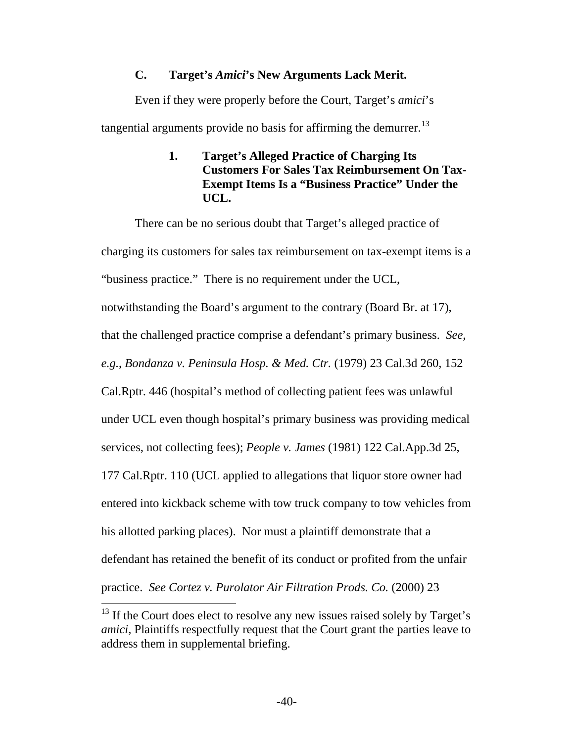### C. Target's *Amici*'s New Arguments Lack Merit.

Even if they were properly before the Court, Target's *amici*'s tangential arguments provide no basis for affirming the demurrer.[13]

#### 1. Target's Alleged Practice of Charging Its Customers For Sales Tax Reimbursement On Tax-Exempt Items Is a "Business Practice" Under the UCL.

There can be no serious doubt that Target's alleged practice of charging its customers for sales tax reimbursement on tax-exempt items is a "business practice." There is no requirement under the UCL, notwithstanding the Board's argument to the contrary (Board Br. at 17), that the challenged practice comprise a defendant's primary business. *See, e.g.*, *Bondanza v. Peninsula Hosp. & Med. Ctr.* (1979) 23 Cal.3d 260, 152 Cal.Rptr. 446 (hospital's method of collecting patient fees was unlawful under UCL even though hospital's primary business was providing medical services, not collecting fees); *People v. James* (1981) 122 Cal.App.3d 25, 177 Cal.Rptr. 110 (UCL applied to allegations that liquor store owner had entered into kickback scheme with tow truck company to tow vehicles from his allotted parking places). Nor must a plaintiff demonstrate that a defendant has retained the benefit of its conduct or profited from the unfair practice. *See Cortez v. Purolator Air Filtration Prods. Co.* (2000) 23

[13] If the Court does elect to resolve any new issues raised solely by Target's *amici*, Plaintiffs respectfully request that the Court grant the parties leave to address them in supplemental briefing.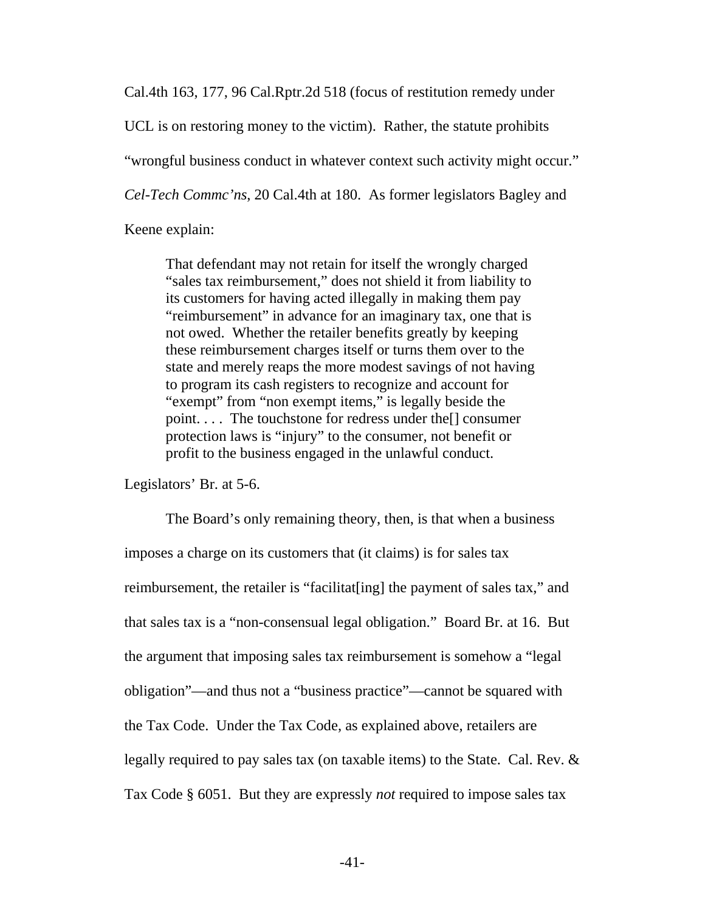Cal.4th 163, 177, 96 Cal.Rptr.2d 518 (focus of restitution remedy under UCL is on restoring money to the victim). Rather, the statute prohibits "wrongful business conduct in whatever context such activity might occur." *Cel-Tech Commc'ns*, 20 Cal.4th at 180. As former legislators Bagley and Keene explain:

> That defendant may not retain for itself the wrongly charged "sales tax reimbursement," does not shield it from liability to its customers for having acted illegally in making them pay "reimbursement" in advance for an imaginary tax, one that is not owed. Whether the retailer benefits greatly by keeping these reimbursement charges itself or turns them over to the state and merely reaps the more modest savings of not having to program its cash registers to recognize and account for "exempt" from "non exempt items," is legally beside the point. . . . The touchstone for redress under the[] consumer protection laws is "injury" to the consumer, not benefit or profit to the business engaged in the unlawful conduct.

Legislators' Br. at 5-6.

The Board's only remaining theory, then, is that when a business imposes a charge on its customers that (it claims) is for sales tax reimbursement, the retailer is "facilitat[ing] the payment of sales tax," and that sales tax is a "non-consensual legal obligation." Board Br. at 16. But the argument that imposing sales tax reimbursement is somehow a "legal obligation"—and thus not a "business practice"—cannot be squared with the Tax Code. Under the Tax Code, as explained above, retailers are legally required to pay sales tax (on taxable items) to the State. Cal. Rev. & Tax Code § 6051. But they are expressly *not* required to impose sales tax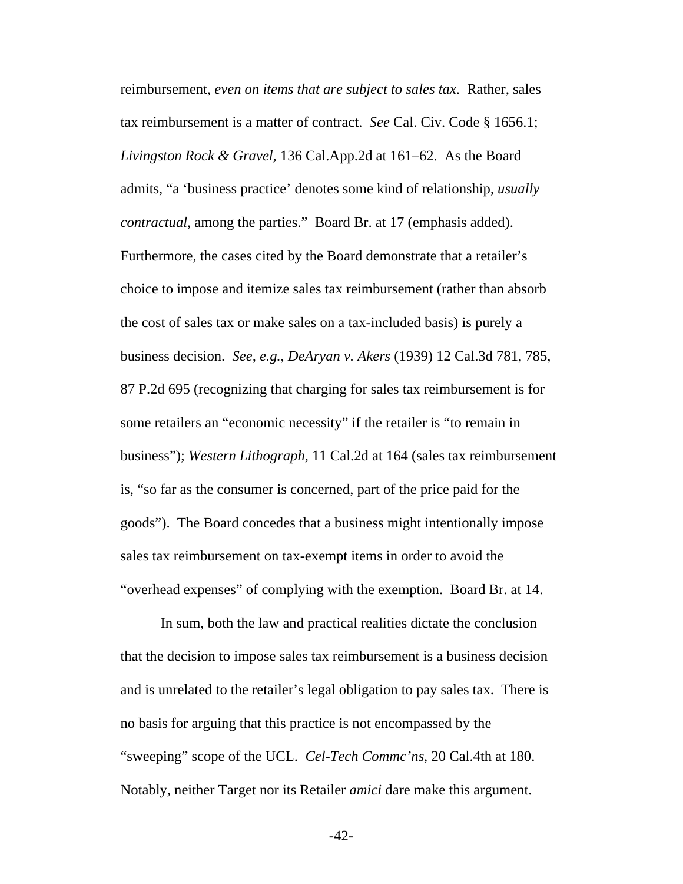reimbursement, *even on items that are subject to sales tax*. Rather, sales tax reimbursement is a matter of contract. *See* Cal. Civ. Code § 1656.1; *Livingston Rock & Gravel*, 136 Cal.App.2d at 161–62. As the Board admits, "a 'business practice' denotes some kind of relationship, *usually contractual*, among the parties." Board Br. at 17 (emphasis added). Furthermore, the cases cited by the Board demonstrate that a retailer's choice to impose and itemize sales tax reimbursement (rather than absorb the cost of sales tax or make sales on a tax-included basis) is purely a business decision. *See, e.g.*, *DeAryan v. Akers* (1939) 12 Cal.3d 781, 785, 87 P.2d 695 (recognizing that charging for sales tax reimbursement is for some retailers an "economic necessity" if the retailer is "to remain in business"); *Western Lithograph*, 11 Cal.2d at 164 (sales tax reimbursement is, "so far as the consumer is concerned, part of the price paid for the goods"). The Board concedes that a business might intentionally impose sales tax reimbursement on tax-exempt items in order to avoid the "overhead expenses" of complying with the exemption. Board Br. at 14.

In sum, both the law and practical realities dictate the conclusion that the decision to impose sales tax reimbursement is a business decision and is unrelated to the retailer's legal obligation to pay sales tax. There is no basis for arguing that this practice is not encompassed by the "sweeping" scope of the UCL. *Cel-Tech Commc'ns*, 20 Cal.4th at 180. Notably, neither Target nor its Retailer *amici* dare make this argument.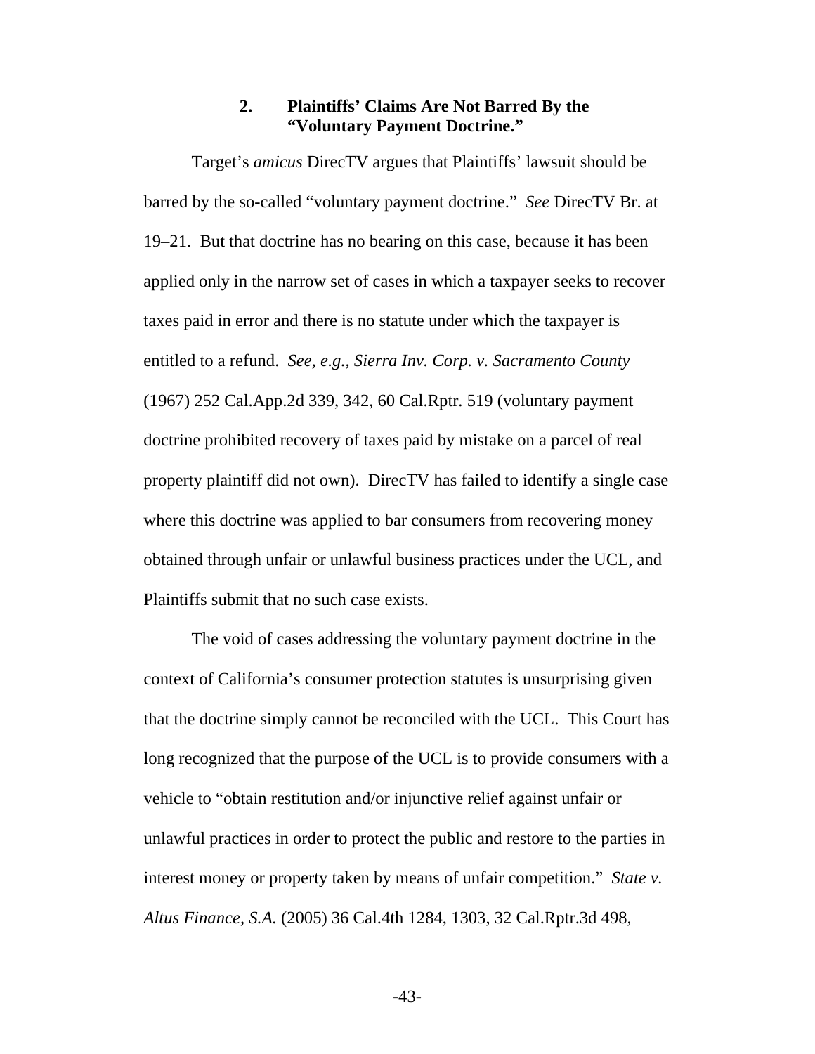### 2. Plaintiffs' Claims Are Not Barred By the "Voluntary Payment Doctrine."

Target's *amicus* DirecTV argues that Plaintiffs' lawsuit should be barred by the so-called "voluntary payment doctrine." *See* DirecTV Br. at 19–21. But that doctrine has no bearing on this case, because it has been applied only in the narrow set of cases in which a taxpayer seeks to recover taxes paid in error and there is no statute under which the taxpayer is entitled to a refund. *See, e.g.*, *Sierra Inv. Corp. v. Sacramento County* (1967) 252 Cal.App.2d 339, 342, 60 Cal.Rptr. 519 (voluntary payment doctrine prohibited recovery of taxes paid by mistake on a parcel of real property plaintiff did not own). DirecTV has failed to identify a single case where this doctrine was applied to bar consumers from recovering money obtained through unfair or unlawful business practices under the UCL, and Plaintiffs submit that no such case exists.

The void of cases addressing the voluntary payment doctrine in the context of California's consumer protection statutes is unsurprising given that the doctrine simply cannot be reconciled with the UCL. This Court has long recognized that the purpose of the UCL is to provide consumers with a vehicle to "obtain restitution and/or injunctive relief against unfair or unlawful practices in order to protect the public and restore to the parties in interest money or property taken by means of unfair competition." *State v. Altus Finance, S.A.* (2005) 36 Cal.4th 1284, 1303, 32 Cal.Rptr.3d 498,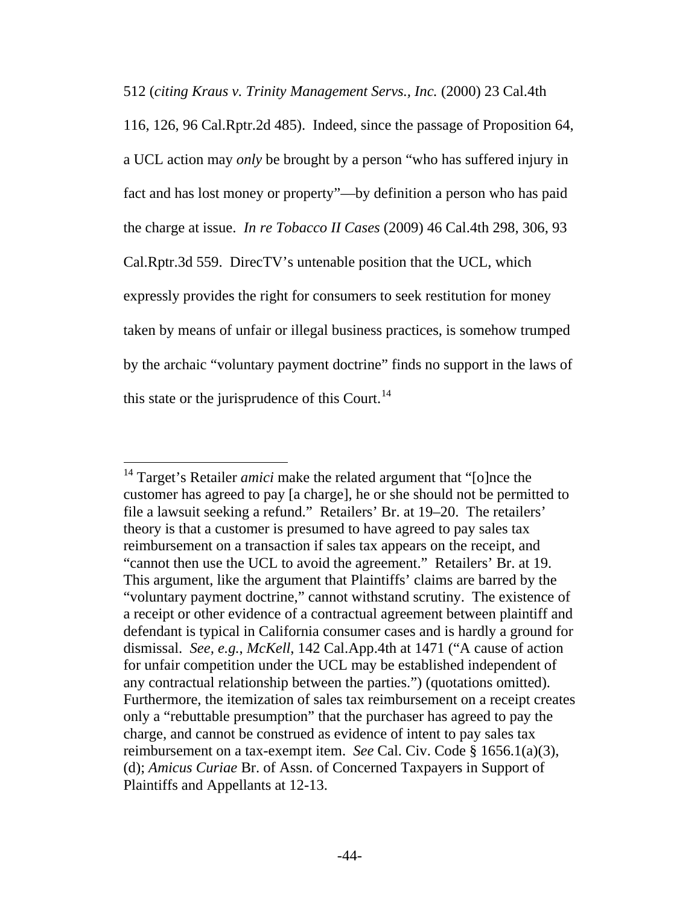512 (*citing Kraus v. Trinity Management Servs., Inc.* (2000) 23 Cal.4th 116, 126, 96 Cal.Rptr.2d 485). Indeed, since the passage of Proposition 64, a UCL action may *only* be brought by a person "who has suffered injury in fact and has lost money or property"—by definition a person who has paid the charge at issue. *In re Tobacco II Cases* (2009) 46 Cal.4th 298, 306, 93 Cal.Rptr.3d 559. DirecTV's untenable position that the UCL, which expressly provides the right for consumers to seek restitution for money taken by means of unfair or illegal business practices, is somehow trumped by the archaic "voluntary payment doctrine" finds no support in the laws of this state or the jurisprudence of this Court.[14]

---

[14] Target's Retailer *amici* make the related argument that "[o]nce the customer has agreed to pay [a charge], he or she should not be permitted to file a lawsuit seeking a refund." Retailers' Br. at 19–20. The retailers' theory is that a customer is presumed to have agreed to pay sales tax reimbursement on a transaction if sales tax appears on the receipt, and "cannot then use the UCL to avoid the agreement." Retailers' Br. at 19. This argument, like the argument that Plaintiffs' claims are barred by the "voluntary payment doctrine," cannot withstand scrutiny. The existence of a receipt or other evidence of a contractual agreement between plaintiff and defendant is typical in California consumer cases and is hardly a ground for dismissal. *See, e.g.*, *McKell*, 142 Cal.App.4th at 1471 ("A cause of action for unfair competition under the UCL may be established independent of any contractual relationship between the parties.") (quotations omitted). Furthermore, the itemization of sales tax reimbursement on a receipt creates only a "rebuttable presumption" that the purchaser has agreed to pay the charge, and cannot be construed as evidence of intent to pay sales tax reimbursement on a tax-exempt item. *See* Cal. Civ. Code § 1656.1(a)(3), (d); *Amicus Curiae* Br. of Assn. of Concerned Taxpayers in Support of Plaintiffs and Appellants at 12-13.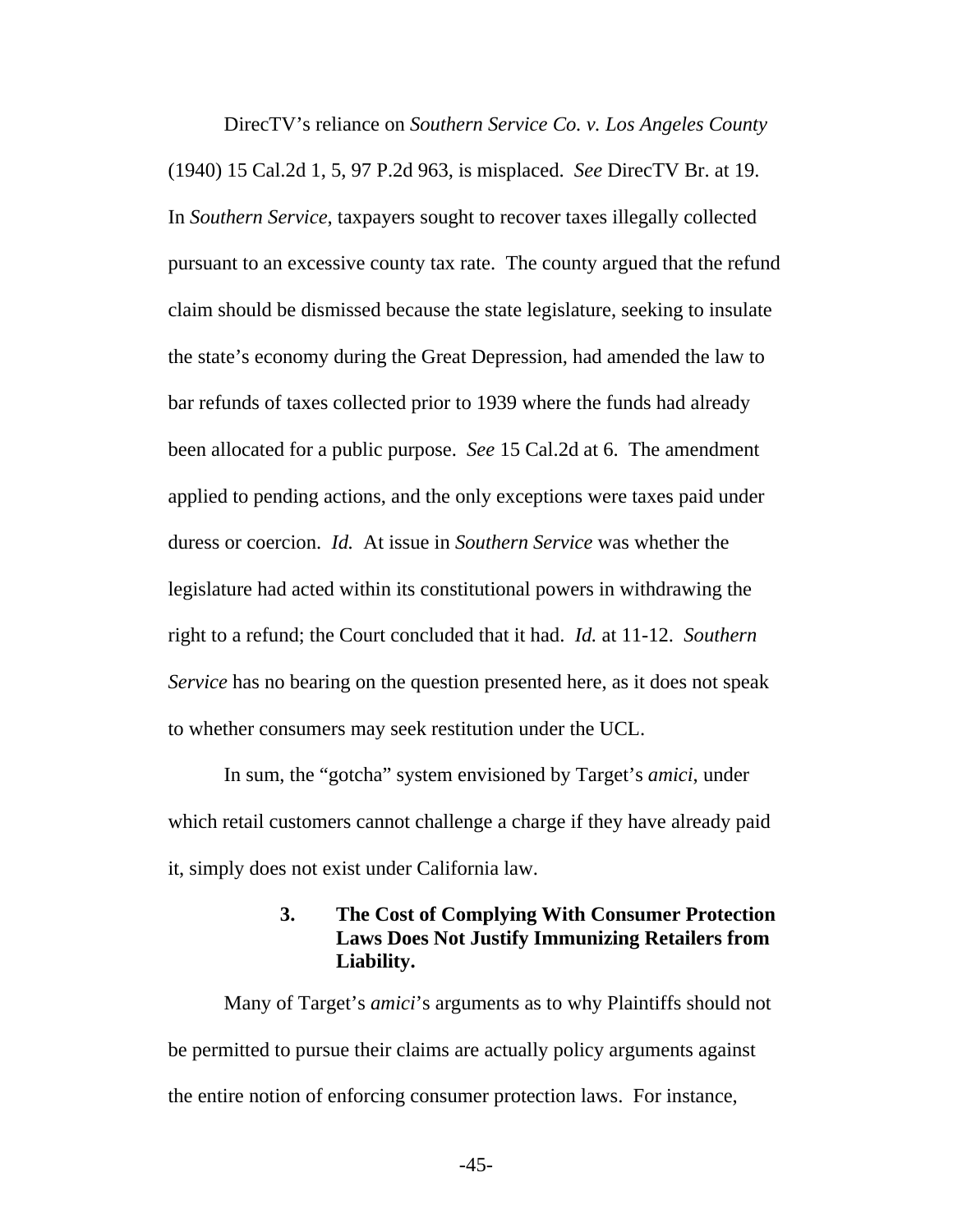DirecTV's reliance on *Southern Service Co. v. Los Angeles County* (1940) 15 Cal.2d 1, 5, 97 P.2d 963, is misplaced. *See* DirecTV Br. at 19. In *Southern Service*, taxpayers sought to recover taxes illegally collected pursuant to an excessive county tax rate. The county argued that the refund claim should be dismissed because the state legislature, seeking to insulate the state's economy during the Great Depression, had amended the law to bar refunds of taxes collected prior to 1939 where the funds had already been allocated for a public purpose. *See* 15 Cal.2d at 6. The amendment applied to pending actions, and the only exceptions were taxes paid under duress or coercion. *Id.* At issue in *Southern Service* was whether the legislature had acted within its constitutional powers in withdrawing the right to a refund; the Court concluded that it had. *Id.* at 11-12. *Southern Service* has no bearing on the question presented here, as it does not speak to whether consumers may seek restitution under the UCL.

In sum, the "gotcha" system envisioned by Target's *amici*, under which retail customers cannot challenge a charge if they have already paid it, simply does not exist under California law.

### 3. The Cost of Complying With Consumer Protection Laws Does Not Justify Immunizing Retailers from Liability.

Many of Target's *amici*'s arguments as to why Plaintiffs should not be permitted to pursue their claims are actually policy arguments against the entire notion of enforcing consumer protection laws. For instance,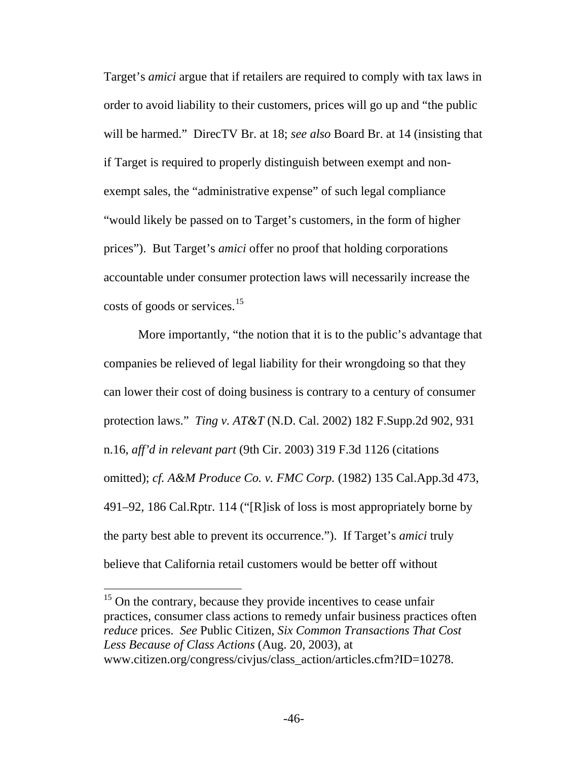Target's *amici* argue that if retailers are required to comply with tax laws in order to avoid liability to their customers, prices will go up and "the public will be harmed." DirecTV Br. at 18; *see also* Board Br. at 14 (insisting that if Target is required to properly distinguish between exempt and non-exempt sales, the "administrative expense" of such legal compliance "would likely be passed on to Target's customers, in the form of higher prices"). But Target's *amici* offer no proof that holding corporations accountable under consumer protection laws will necessarily increase the costs of goods or services.[15]

More importantly, "the notion that it is to the public's advantage that companies be relieved of legal liability for their wrongdoing so that they can lower their cost of doing business is contrary to a century of consumer protection laws." *Ting v. AT&T* (N.D. Cal. 2002) 182 F.Supp.2d 902, 931 n.16, *aff'd in relevant part* (9th Cir. 2003) 319 F.3d 1126 (citations omitted); *cf. A&M Produce Co. v. FMC Corp.* (1982) 135 Cal.App.3d 473, 491–92, 186 Cal.Rptr. 114 ("[R]isk of loss is most appropriately borne by the party best able to prevent its occurrence."). If Target's *amici* truly believe that California retail customers would be better off without

[15] On the contrary, because they provide incentives to cease unfair practices, consumer class actions to remedy unfair business practices often *reduce* prices. *See* Public Citizen, *Six Common Transactions That Cost Less Because of Class Actions* (Aug. 20, 2003), at www.citizen.org/congress/civjus/class_action/articles.cfm?ID=10278.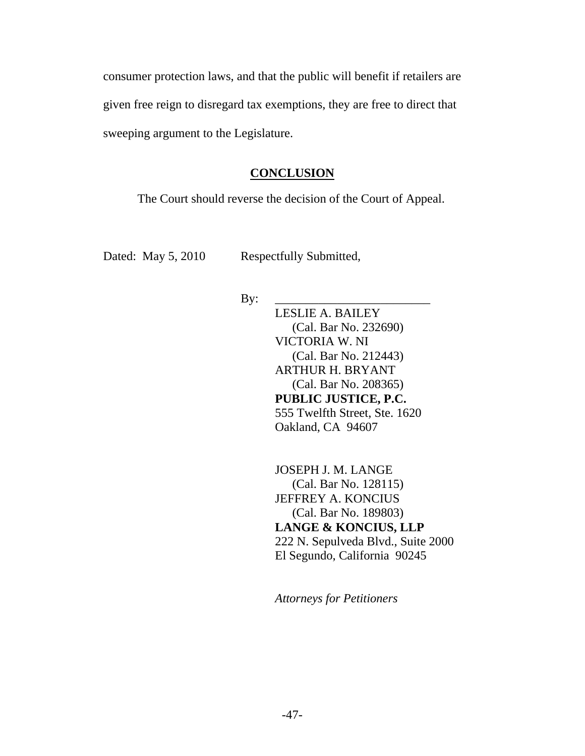consumer protection laws, and that the public will benefit if retailers are given free reign to disregard tax exemptions, they are free to direct that sweeping argument to the Legislature.

## CONCLUSION

The Court should reverse the decision of the Court of Appeal.

Dated: May 5, 2010 Respectfully Submitted,

By: \_\_\_\_\_\_\_\_\_\_\_\_\_\_\_\_\_\_\_\_\_\_\_\_\_

LESLIE A. BAILEY
(Cal. Bar No. 232690)
VICTORIA W. NI
(Cal. Bar No. 212443)
ARTHUR H. BRYANT
(Cal. Bar No. 208365)
**PUBLIC JUSTICE, P.C.**
555 Twelfth Street, Ste. 1620
Oakland, CA 94607

JOSEPH J. M. LANGE
(Cal. Bar No. 128115)
JEFFREY A. KONCIUS
(Cal. Bar No. 189803)
**LANGE & KONCIUS, LLP**
222 N. Sepulveda Blvd., Suite 2000
El Segundo, California 90245

*Attorneys for Petitioners*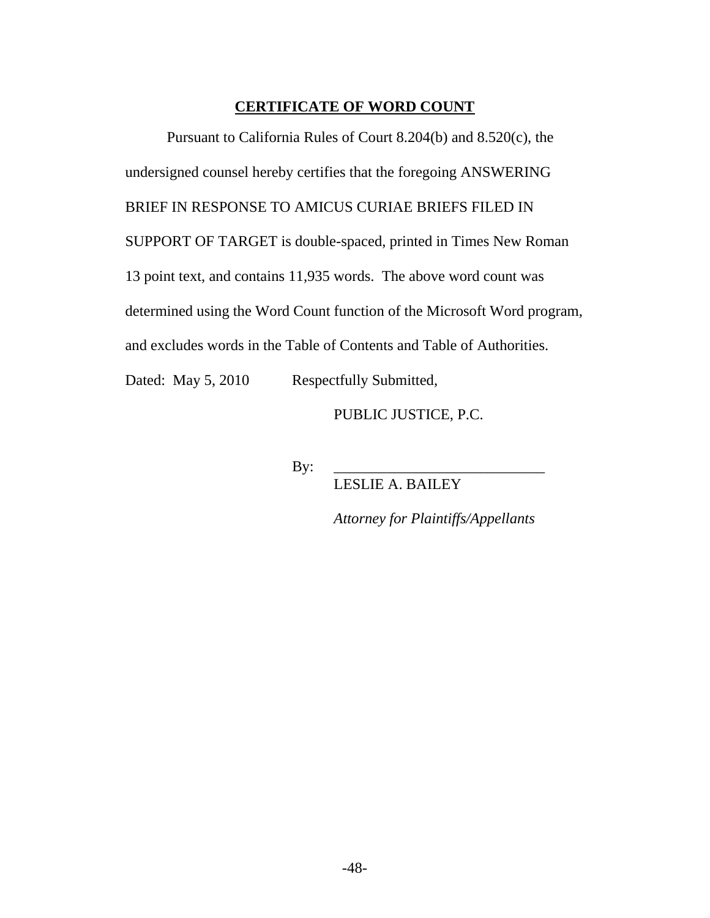## CERTIFICATE OF WORD COUNT

Pursuant to California Rules of Court 8.204(b) and 8.520(c), the undersigned counsel hereby certifies that the foregoing ANSWERING BRIEF IN RESPONSE TO AMICUS CURIAE BRIEFS FILED IN SUPPORT OF TARGET is double-spaced, printed in Times New Roman 13 point text, and contains 11,935 words. The above word count was determined using the Word Count function of the Microsoft Word program, and excludes words in the Table of Contents and Table of Authorities.

Dated: May 5, 2010 Respectfully Submitted,

PUBLIC JUSTICE, P.C.

By: \_\_\_\_\_\_\_\_\_\_\_\_\_\_\_\_\_\_\_\_\_\_\_\_\_\_\_\_\_

LESLIE A. BAILEY

*Attorney for Plaintiffs/Appellants*